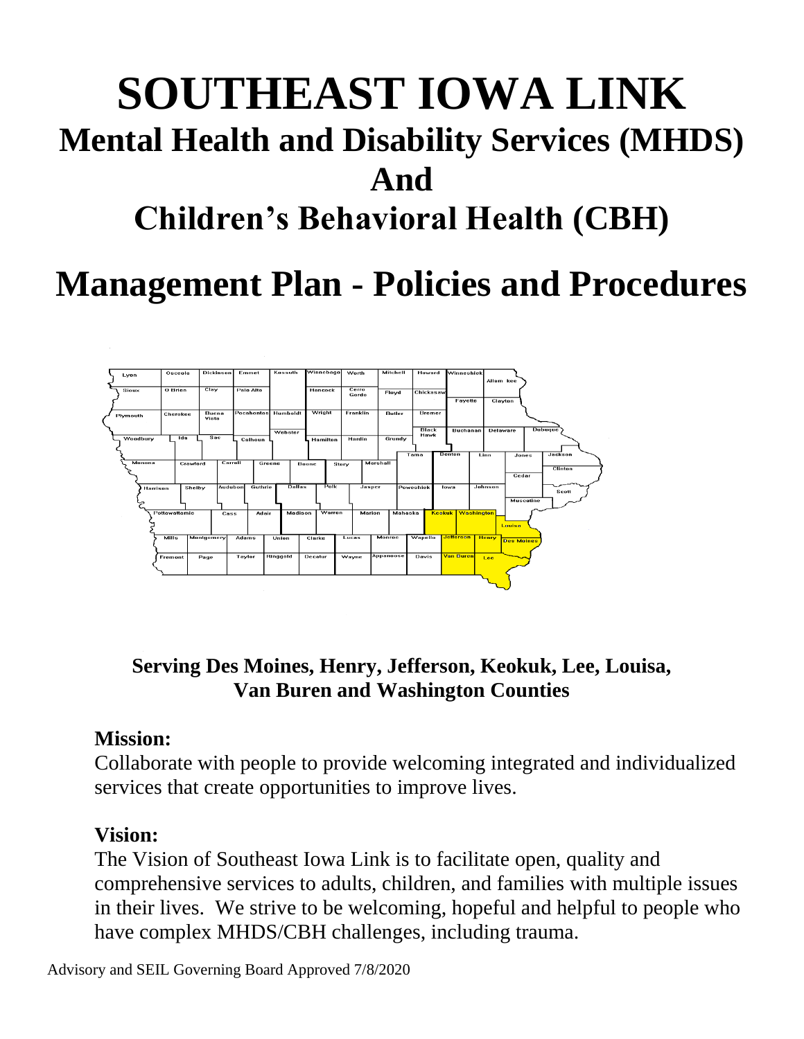# SOUTHEAST IOWA LINK

## Mental Health and Disability Services (MHDS) And Children's Behavioral Health (CBH)

# Management Plan - Policies and Procedures

**Serving Des Moines, Henry, Jefferson, Keokuk, Lee, Louisa, Van Buren and Washington Counties**

### Mission:

Collaborate with people to provide welcoming integrated and individualized services that create opportunities to improve lives.

### Vision:

The Vision of Southeast Iowa Link is to facilitate open, quality and comprehensive services to adults, children, and families with multiple issues in their lives. We strive to be welcoming, hopeful and helpful to people who have complex MHDS/CBH challenges, including trauma.

Advisory and SEIL Governing Board Approved 7/8/2020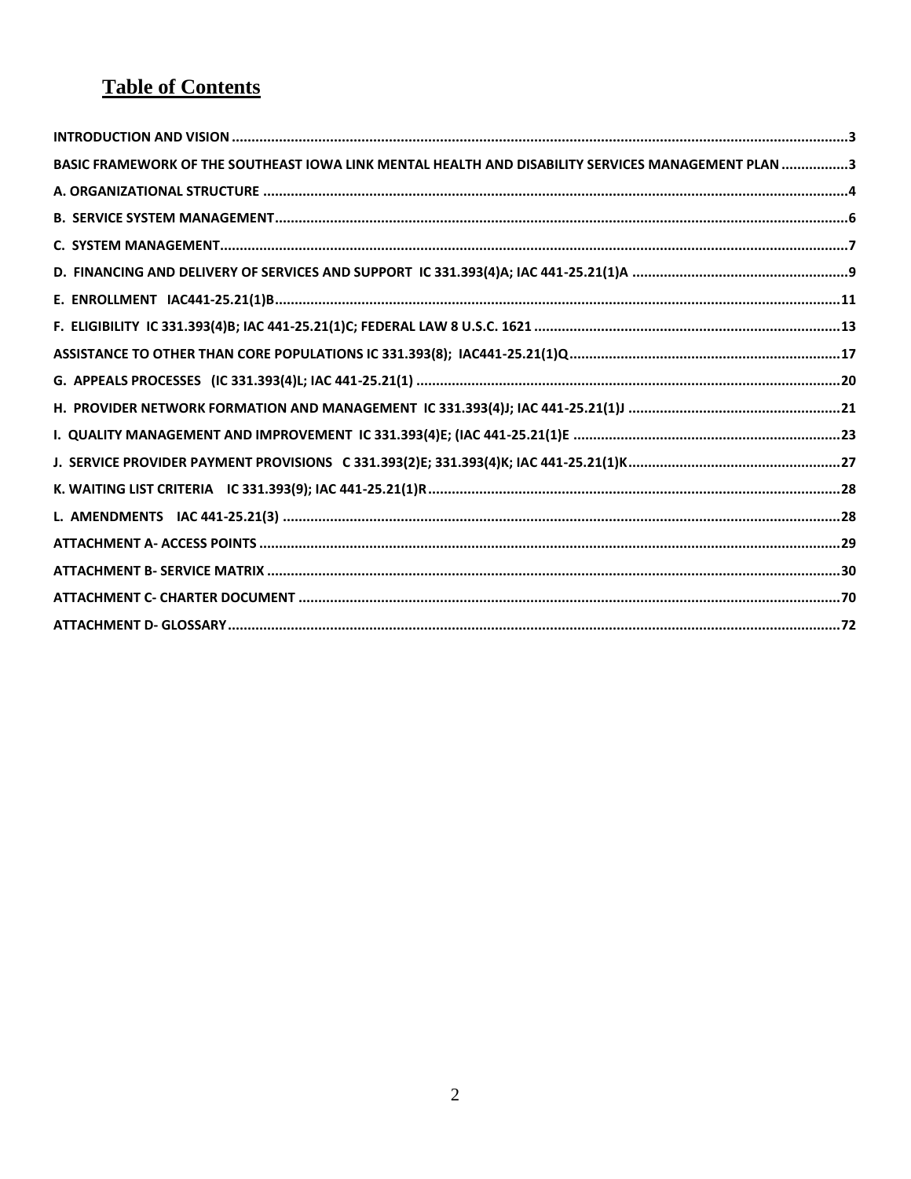# Table of Contents

INTRODUCTION AND VISION ....................................................................................................................................................3

BASIC FRAMEWORK OF THE SOUTHEAST IOWA LINK MENTAL HEALTH AND DISABILITY SERVICES MANAGEMENT PLAN ..................3

A. ORGANIZATIONAL STRUCTURE ......................................................................................................................................4

B. SERVICE SYSTEM MANAGEMENT....................................................................................................................................6

C. SYSTEM MANAGEMENT.....................................................................................................................................................7

D. FINANCING AND DELIVERY OF SERVICES AND SUPPORT IC 331.393(4)A; IAC 441-25.21(1)A .......................................................9

E. ENROLLMENT IAC441-25.21(1)B.....................................................................................................................................11

F. ELIGIBILITY IC 331.393(4)B; IAC 441-25.21(1)C; FEDERAL LAW 8 U.S.C. 1621 ..............................................................................13

ASSISTANCE TO OTHER THAN CORE POPULATIONS IC 331.393(8); IAC441-25.21(1)Q.....................................................................17

G. APPEALS PROCESSES (IC 331.393(4)L; IAC 441-25.21(1) ...........................................................................................................20

H. PROVIDER NETWORK FORMATION AND MANAGEMENT IC 331.393(4)J; IAC 441-25.21(1)J .......................................................21

I. QUALITY MANAGEMENT AND IMPROVEMENT IC 331.393(4)E; (IAC 441-25.21(1)E ....................................................................23

J. SERVICE PROVIDER PAYMENT PROVISIONS C 331.393(2)E; 331.393(4)K; IAC 441-25.21(1)K......................................................27

K. WAITING LIST CRITERIA IC 331.393(9); IAC 441-25.21(1)R.........................................................................................................28

L. AMENDMENTS IAC 441-25.21(3) ............................................................................................................................................28

ATTACHMENT A- ACCESS POINTS ...................................................................................................................................29

ATTACHMENT B- SERVICE MATRIX ..................................................................................................................................30

ATTACHMENT C- CHARTER DOCUMENT ..........................................................................................................................70

ATTACHMENT D- GLOSSARY............................................................................................................................................72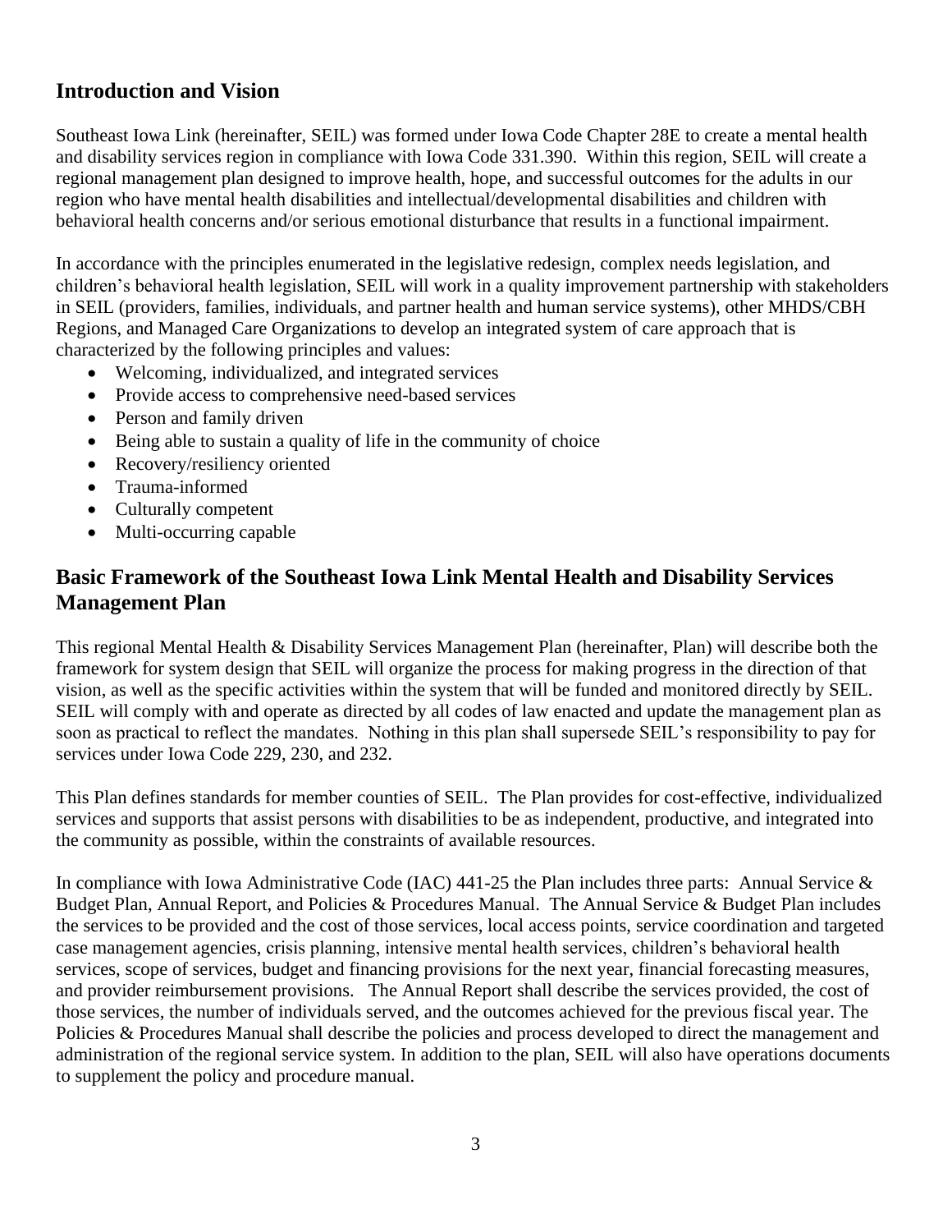## Introduction and Vision

Southeast Iowa Link (hereinafter, SEIL) was formed under Iowa Code Chapter 28E to create a mental health and disability services region in compliance with Iowa Code 331.390. Within this region, SEIL will create a regional management plan designed to improve health, hope, and successful outcomes for the adults in our region who have mental health disabilities and intellectual/developmental disabilities and children with behavioral health concerns and/or serious emotional disturbance that results in a functional impairment.

In accordance with the principles enumerated in the legislative redesign, complex needs legislation, and children's behavioral health legislation, SEIL will work in a quality improvement partnership with stakeholders in SEIL (providers, families, individuals, and partner health and human service systems), other MHDS/CBH Regions, and Managed Care Organizations to develop an integrated system of care approach that is characterized by the following principles and values:

- Welcoming, individualized, and integrated services
- Provide access to comprehensive need-based services
- Person and family driven
- Being able to sustain a quality of life in the community of choice
- Recovery/resiliency oriented
- Trauma-informed
- Culturally competent
- Multi-occurring capable

## Basic Framework of the Southeast Iowa Link Mental Health and Disability Services Management Plan

This regional Mental Health & Disability Services Management Plan (hereinafter, Plan) will describe both the framework for system design that SEIL will organize the process for making progress in the direction of that vision, as well as the specific activities within the system that will be funded and monitored directly by SEIL. SEIL will comply with and operate as directed by all codes of law enacted and update the management plan as soon as practical to reflect the mandates. Nothing in this plan shall supersede SEIL's responsibility to pay for services under Iowa Code 229, 230, and 232.

This Plan defines standards for member counties of SEIL. The Plan provides for cost-effective, individualized services and supports that assist persons with disabilities to be as independent, productive, and integrated into the community as possible, within the constraints of available resources.

In compliance with Iowa Administrative Code (IAC) 441-25 the Plan includes three parts: Annual Service & Budget Plan, Annual Report, and Policies & Procedures Manual. The Annual Service & Budget Plan includes the services to be provided and the cost of those services, local access points, service coordination and targeted case management agencies, crisis planning, intensive mental health services, children's behavioral health services, scope of services, budget and financing provisions for the next year, financial forecasting measures, and provider reimbursement provisions. The Annual Report shall describe the services provided, the cost of those services, the number of individuals served, and the outcomes achieved for the previous fiscal year. The Policies & Procedures Manual shall describe the policies and process developed to direct the management and administration of the regional service system. In addition to the plan, SEIL will also have operations documents to supplement the policy and procedure manual.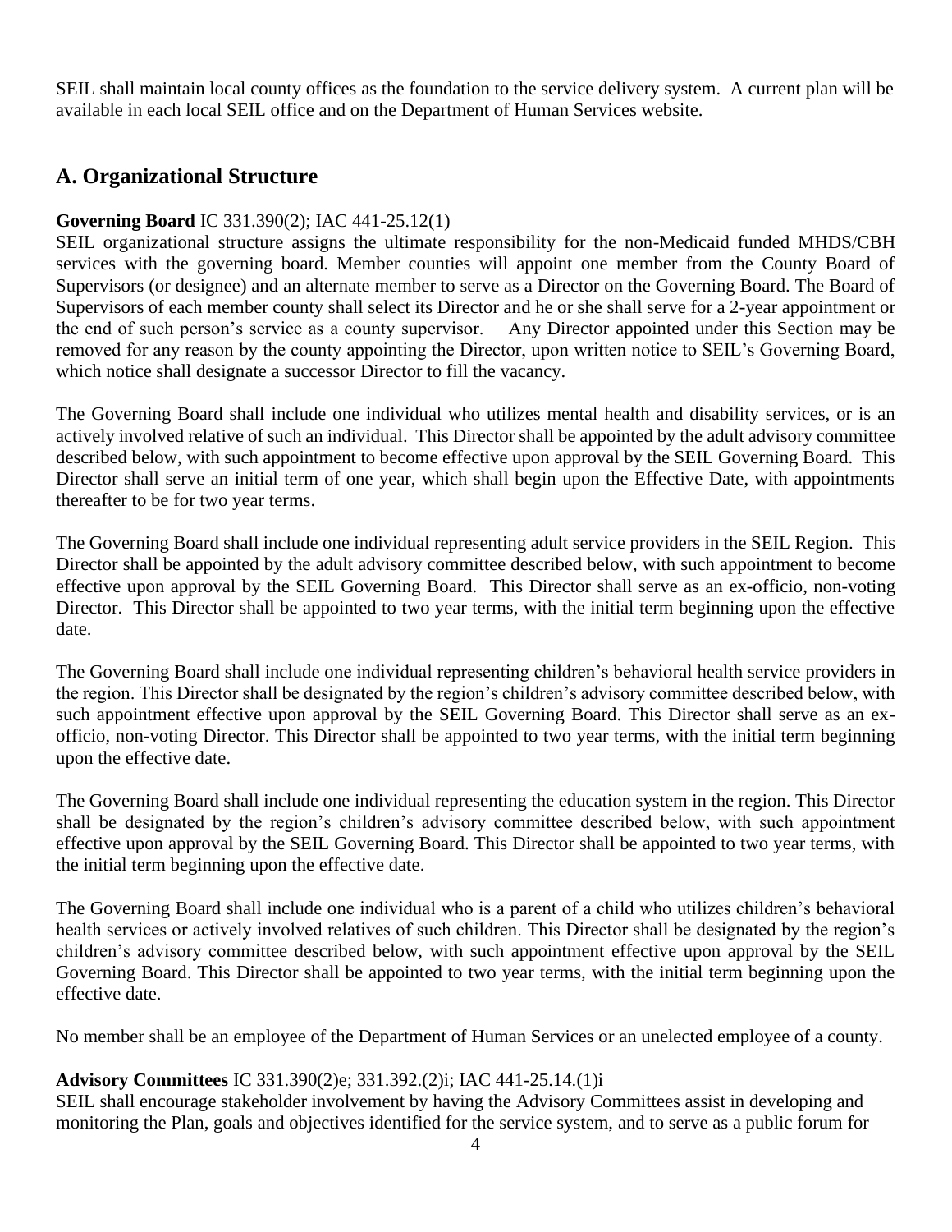SEIL shall maintain local county offices as the foundation to the service delivery system. A current plan will be available in each local SEIL office and on the Department of Human Services website.

## A. Organizational Structure

**Governing Board** IC 331.390(2); IAC 441-25.12(1)

SEIL organizational structure assigns the ultimate responsibility for the non-Medicaid funded MHDS/CBH services with the governing board. Member counties will appoint one member from the County Board of Supervisors (or designee) and an alternate member to serve as a Director on the Governing Board. The Board of Supervisors of each member county shall select its Director and he or she shall serve for a 2-year appointment or the end of such person's service as a county supervisor. Any Director appointed under this Section may be removed for any reason by the county appointing the Director, upon written notice to SEIL's Governing Board, which notice shall designate a successor Director to fill the vacancy.

The Governing Board shall include one individual who utilizes mental health and disability services, or is an actively involved relative of such an individual. This Director shall be appointed by the adult advisory committee described below, with such appointment to become effective upon approval by the SEIL Governing Board. This Director shall serve an initial term of one year, which shall begin upon the Effective Date, with appointments thereafter to be for two year terms.

The Governing Board shall include one individual representing adult service providers in the SEIL Region. This Director shall be appointed by the adult advisory committee described below, with such appointment to become effective upon approval by the SEIL Governing Board. This Director shall serve as an ex-officio, non-voting Director. This Director shall be appointed to two year terms, with the initial term beginning upon the effective date.

The Governing Board shall include one individual representing children's behavioral health service providers in the region. This Director shall be designated by the region's children's advisory committee described below, with such appointment effective upon approval by the SEIL Governing Board. This Director shall serve as an ex-officio, non-voting Director. This Director shall be appointed to two year terms, with the initial term beginning upon the effective date.

The Governing Board shall include one individual representing the education system in the region. This Director shall be designated by the region's children's advisory committee described below, with such appointment effective upon approval by the SEIL Governing Board. This Director shall be appointed to two year terms, with the initial term beginning upon the effective date.

The Governing Board shall include one individual who is a parent of a child who utilizes children's behavioral health services or actively involved relatives of such children. This Director shall be designated by the region's children's advisory committee described below, with such appointment effective upon approval by the SEIL Governing Board. This Director shall be appointed to two year terms, with the initial term beginning upon the effective date.

No member shall be an employee of the Department of Human Services or an unelected employee of a county.

**Advisory Committees** IC 331.390(2)e; 331.392.(2)i; IAC 441-25.14.(1)i

SEIL shall encourage stakeholder involvement by having the Advisory Committees assist in developing and monitoring the Plan, goals and objectives identified for the service system, and to serve as a public forum for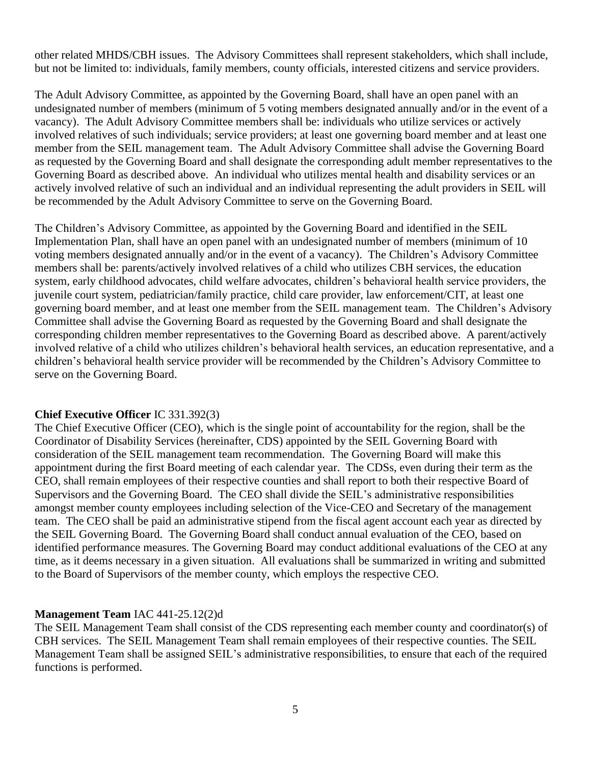other related MHDS/CBH issues. The Advisory Committees shall represent stakeholders, which shall include, but not be limited to: individuals, family members, county officials, interested citizens and service providers.

The Adult Advisory Committee, as appointed by the Governing Board, shall have an open panel with an undesignated number of members (minimum of 5 voting members designated annually and/or in the event of a vacancy). The Adult Advisory Committee members shall be: individuals who utilize services or actively involved relatives of such individuals; service providers; at least one governing board member and at least one member from the SEIL management team. The Adult Advisory Committee shall advise the Governing Board as requested by the Governing Board and shall designate the corresponding adult member representatives to the Governing Board as described above. An individual who utilizes mental health and disability services or an actively involved relative of such an individual and an individual representing the adult providers in SEIL will be recommended by the Adult Advisory Committee to serve on the Governing Board.

The Children's Advisory Committee, as appointed by the Governing Board and identified in the SEIL Implementation Plan, shall have an open panel with an undesignated number of members (minimum of 10 voting members designated annually and/or in the event of a vacancy). The Children's Advisory Committee members shall be: parents/actively involved relatives of a child who utilizes CBH services, the education system, early childhood advocates, child welfare advocates, children's behavioral health service providers, the juvenile court system, pediatrician/family practice, child care provider, law enforcement/CIT, at least one governing board member, and at least one member from the SEIL management team. The Children's Advisory Committee shall advise the Governing Board as requested by the Governing Board and shall designate the corresponding children member representatives to the Governing Board as described above. A parent/actively involved relative of a child who utilizes children's behavioral health services, an education representative, and a children's behavioral health service provider will be recommended by the Children's Advisory Committee to serve on the Governing Board.

**Chief Executive Officer** IC 331.392(3)

The Chief Executive Officer (CEO), which is the single point of accountability for the region, shall be the Coordinator of Disability Services (hereinafter, CDS) appointed by the SEIL Governing Board with consideration of the SEIL management team recommendation. The Governing Board will make this appointment during the first Board meeting of each calendar year. The CDSs, even during their term as the CEO, shall remain employees of their respective counties and shall report to both their respective Board of Supervisors and the Governing Board. The CEO shall divide the SEIL's administrative responsibilities amongst member county employees including selection of the Vice-CEO and Secretary of the management team. The CEO shall be paid an administrative stipend from the fiscal agent account each year as directed by the SEIL Governing Board. The Governing Board shall conduct annual evaluation of the CEO, based on identified performance measures. The Governing Board may conduct additional evaluations of the CEO at any time, as it deems necessary in a given situation. All evaluations shall be summarized in writing and submitted to the Board of Supervisors of the member county, which employs the respective CEO.

**Management Team** IAC 441-25.12(2)d

The SEIL Management Team shall consist of the CDS representing each member county and coordinator(s) of CBH services. The SEIL Management Team shall remain employees of their respective counties. The SEIL Management Team shall be assigned SEIL's administrative responsibilities, to ensure that each of the required functions is performed.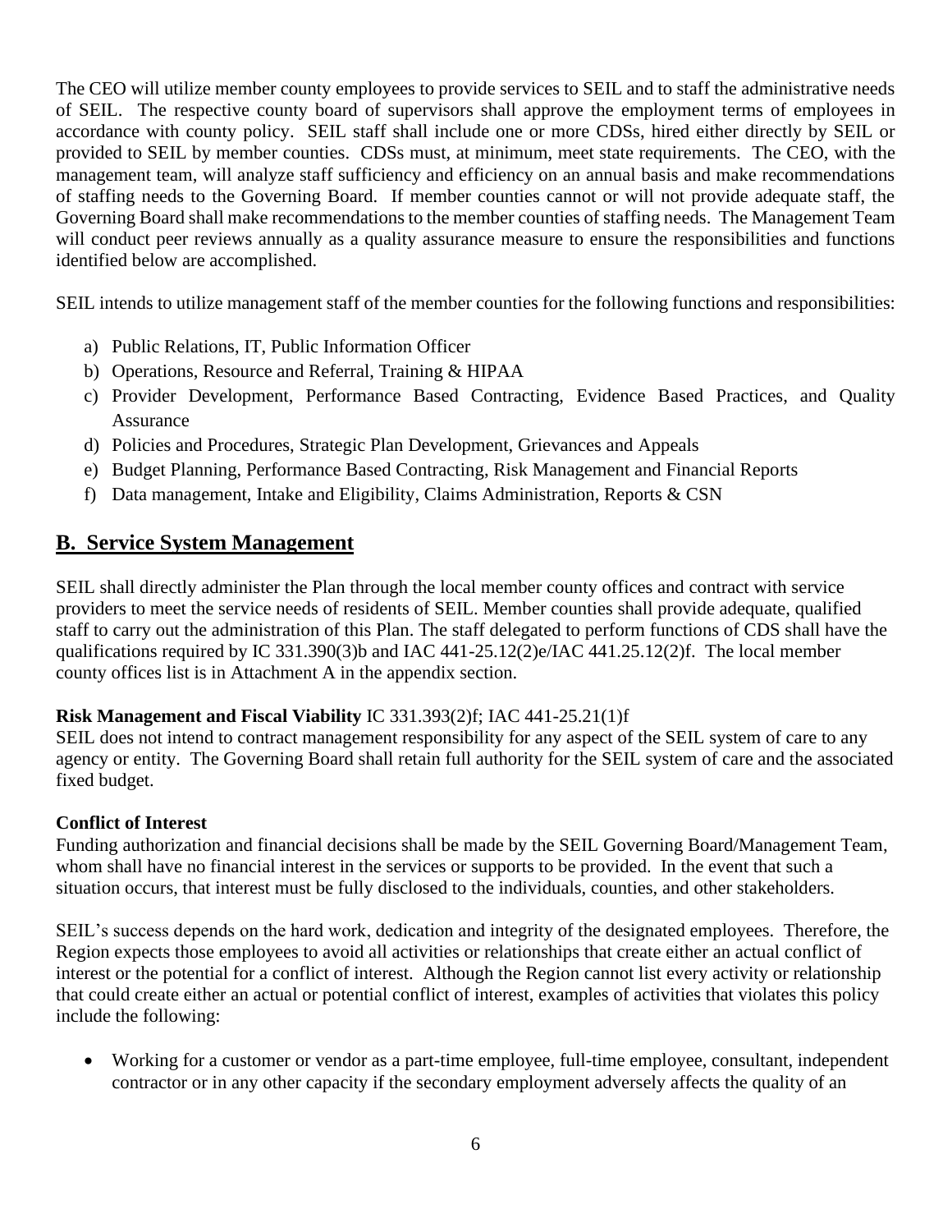The CEO will utilize member county employees to provide services to SEIL and to staff the administrative needs of SEIL. The respective county board of supervisors shall approve the employment terms of employees in accordance with county policy. SEIL staff shall include one or more CDSs, hired either directly by SEIL or provided to SEIL by member counties. CDSs must, at minimum, meet state requirements. The CEO, with the management team, will analyze staff sufficiency and efficiency on an annual basis and make recommendations of staffing needs to the Governing Board. If member counties cannot or will not provide adequate staff, the Governing Board shall make recommendations to the member counties of staffing needs. The Management Team will conduct peer reviews annually as a quality assurance measure to ensure the responsibilities and functions identified below are accomplished.

SEIL intends to utilize management staff of the member counties for the following functions and responsibilities:

a) Public Relations, IT, Public Information Officer
b) Operations, Resource and Referral, Training & HIPAA
c) Provider Development, Performance Based Contracting, Evidence Based Practices, and Quality Assurance
d) Policies and Procedures, Strategic Plan Development, Grievances and Appeals
e) Budget Planning, Performance Based Contracting, Risk Management and Financial Reports
f) Data management, Intake and Eligibility, Claims Administration, Reports & CSN

## B. Service System Management

SEIL shall directly administer the Plan through the local member county offices and contract with service providers to meet the service needs of residents of SEIL. Member counties shall provide adequate, qualified staff to carry out the administration of this Plan. The staff delegated to perform functions of CDS shall have the qualifications required by IC 331.390(3)b and IAC 441-25.12(2)e/IAC 441.25.12(2)f. The local member county offices list is in Attachment A in the appendix section.

**Risk Management and Fiscal Viability** IC 331.393(2)f; IAC 441-25.21(1)f
SEIL does not intend to contract management responsibility for any aspect of the SEIL system of care to any agency or entity. The Governing Board shall retain full authority for the SEIL system of care and the associated fixed budget.

**Conflict of Interest**
Funding authorization and financial decisions shall be made by the SEIL Governing Board/Management Team, whom shall have no financial interest in the services or supports to be provided. In the event that such a situation occurs, that interest must be fully disclosed to the individuals, counties, and other stakeholders.

SEIL's success depends on the hard work, dedication and integrity of the designated employees. Therefore, the Region expects those employees to avoid all activities or relationships that create either an actual conflict of interest or the potential for a conflict of interest. Although the Region cannot list every activity or relationship that could create either an actual or potential conflict of interest, examples of activities that violates this policy include the following:

- Working for a customer or vendor as a part-time employee, full-time employee, consultant, independent contractor or in any other capacity if the secondary employment adversely affects the quality of an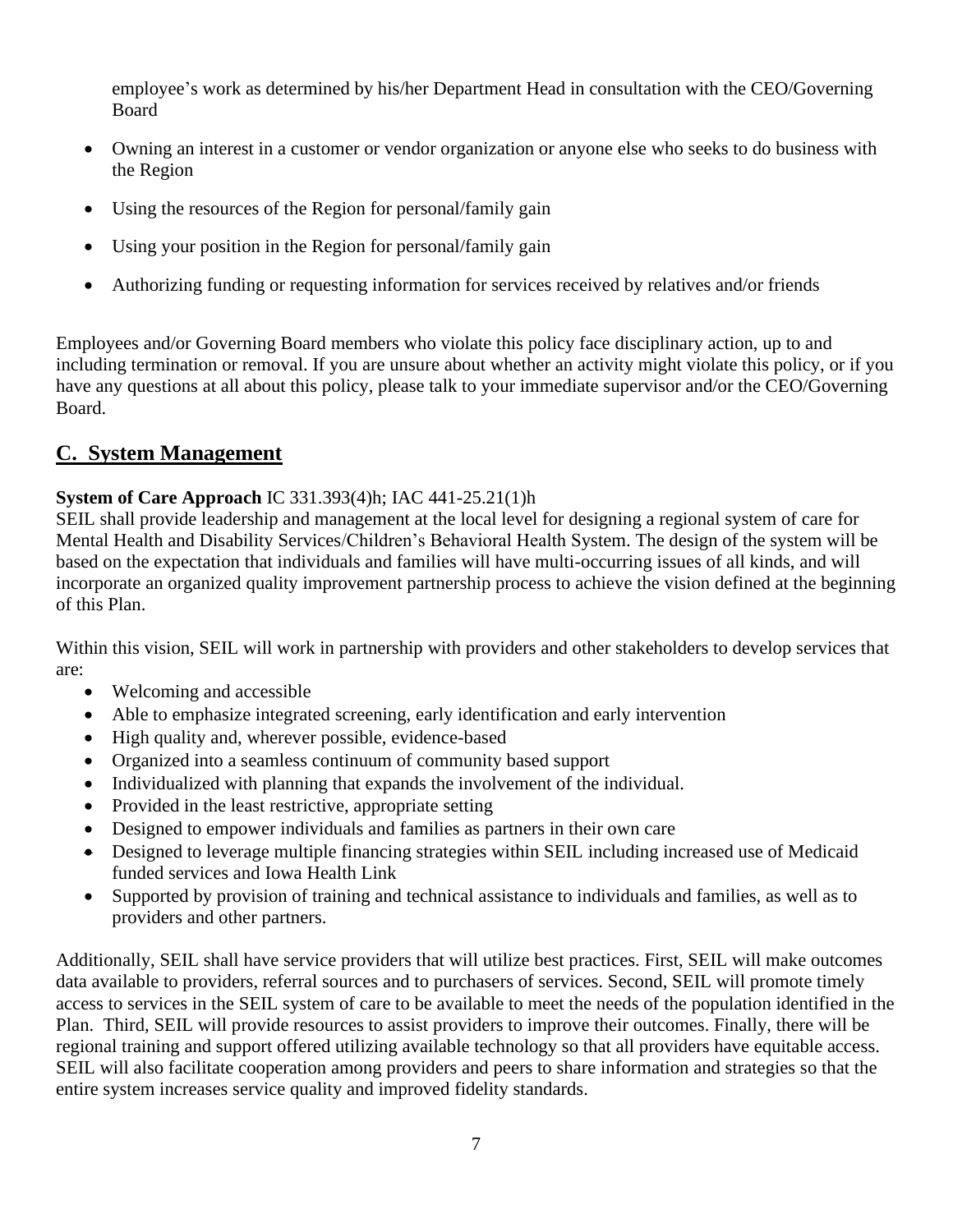employee's work as determined by his/her Department Head in consultation with the CEO/Governing Board

- Owning an interest in a customer or vendor organization or anyone else who seeks to do business with the Region
- Using the resources of the Region for personal/family gain
- Using your position in the Region for personal/family gain
- Authorizing funding or requesting information for services received by relatives and/or friends

Employees and/or Governing Board members who violate this policy face disciplinary action, up to and including termination or removal. If you are unsure about whether an activity might violate this policy, or if you have any questions at all about this policy, please talk to your immediate supervisor and/or the CEO/Governing Board.

## C. System Management

**System of Care Approach** IC 331.393(4)h; IAC 441-25.21(1)h
SEIL shall provide leadership and management at the local level for designing a regional system of care for Mental Health and Disability Services/Children's Behavioral Health System. The design of the system will be based on the expectation that individuals and families will have multi-occurring issues of all kinds, and will incorporate an organized quality improvement partnership process to achieve the vision defined at the beginning of this Plan.

Within this vision, SEIL will work in partnership with providers and other stakeholders to develop services that are:

- Welcoming and accessible
- Able to emphasize integrated screening, early identification and early intervention
- High quality and, wherever possible, evidence-based
- Organized into a seamless continuum of community based support
- Individualized with planning that expands the involvement of the individual.
- Provided in the least restrictive, appropriate setting
- Designed to empower individuals and families as partners in their own care
- Designed to leverage multiple financing strategies within SEIL including increased use of Medicaid funded services and Iowa Health Link
- Supported by provision of training and technical assistance to individuals and families, as well as to providers and other partners.

Additionally, SEIL shall have service providers that will utilize best practices. First, SEIL will make outcomes data available to providers, referral sources and to purchasers of services. Second, SEIL will promote timely access to services in the SEIL system of care to be available to meet the needs of the population identified in the Plan. Third, SEIL will provide resources to assist providers to improve their outcomes. Finally, there will be regional training and support offered utilizing available technology so that all providers have equitable access. SEIL will also facilitate cooperation among providers and peers to share information and strategies so that the entire system increases service quality and improved fidelity standards.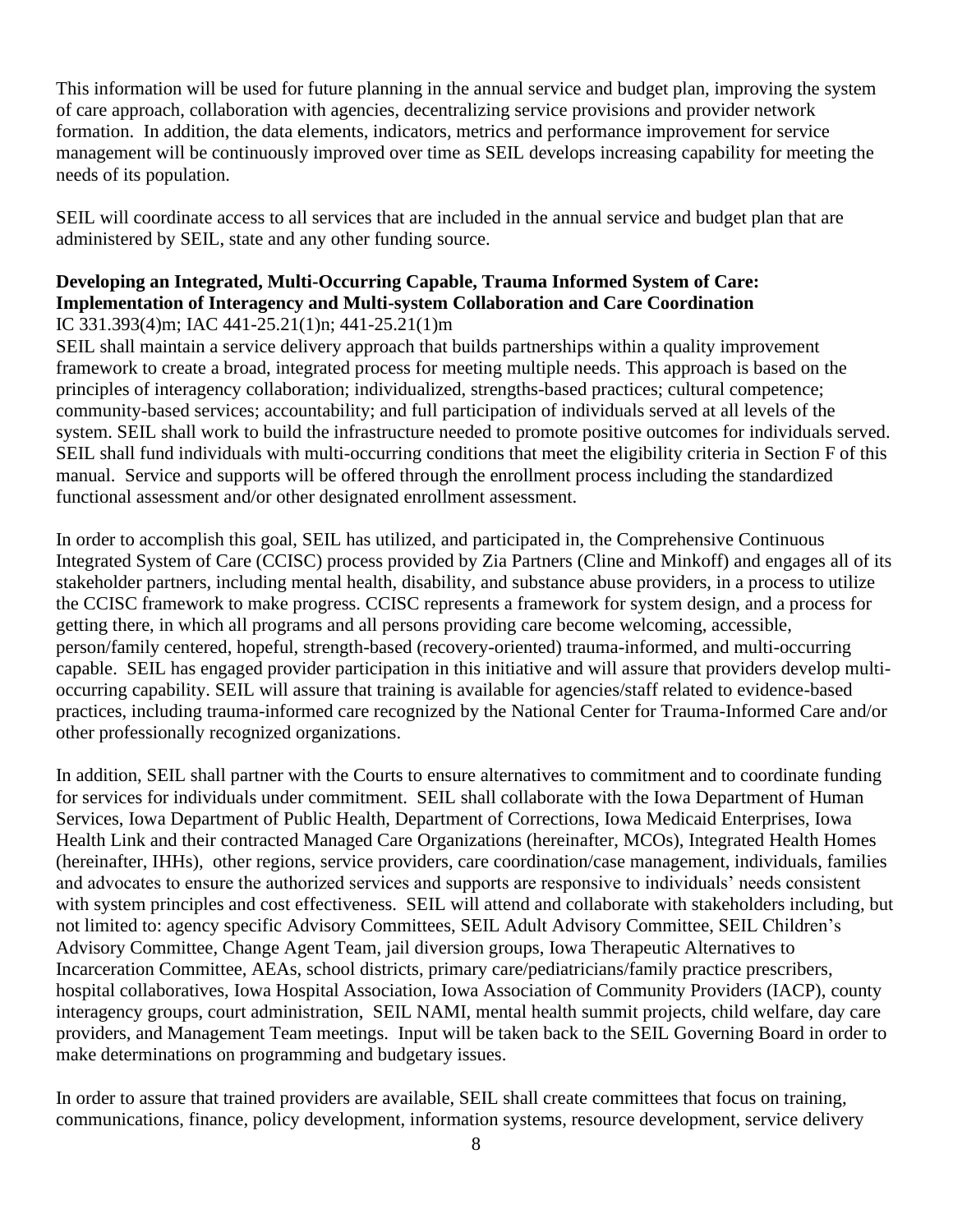This information will be used for future planning in the annual service and budget plan, improving the system of care approach, collaboration with agencies, decentralizing service provisions and provider network formation. In addition, the data elements, indicators, metrics and performance improvement for service management will be continuously improved over time as SEIL develops increasing capability for meeting the needs of its population.

SEIL will coordinate access to all services that are included in the annual service and budget plan that are administered by SEIL, state and any other funding source.

**Developing an Integrated, Multi-Occurring Capable, Trauma Informed System of Care: Implementation of Interagency and Multi-system Collaboration and Care Coordination**

IC 331.393(4)m; IAC 441-25.21(1)n; 441-25.21(1)m

SEIL shall maintain a service delivery approach that builds partnerships within a quality improvement framework to create a broad, integrated process for meeting multiple needs. This approach is based on the principles of interagency collaboration; individualized, strengths-based practices; cultural competence; community-based services; accountability; and full participation of individuals served at all levels of the system. SEIL shall work to build the infrastructure needed to promote positive outcomes for individuals served. SEIL shall fund individuals with multi-occurring conditions that meet the eligibility criteria in Section F of this manual. Service and supports will be offered through the enrollment process including the standardized functional assessment and/or other designated enrollment assessment.

In order to accomplish this goal, SEIL has utilized, and participated in, the Comprehensive Continuous Integrated System of Care (CCISC) process provided by Zia Partners (Cline and Minkoff) and engages all of its stakeholder partners, including mental health, disability, and substance abuse providers, in a process to utilize the CCISC framework to make progress. CCISC represents a framework for system design, and a process for getting there, in which all programs and all persons providing care become welcoming, accessible, person/family centered, hopeful, strength-based (recovery-oriented) trauma-informed, and multi-occurring capable. SEIL has engaged provider participation in this initiative and will assure that providers develop multi-occurring capability. SEIL will assure that training is available for agencies/staff related to evidence-based practices, including trauma-informed care recognized by the National Center for Trauma-Informed Care and/or other professionally recognized organizations.

In addition, SEIL shall partner with the Courts to ensure alternatives to commitment and to coordinate funding for services for individuals under commitment. SEIL shall collaborate with the Iowa Department of Human Services, Iowa Department of Public Health, Department of Corrections, Iowa Medicaid Enterprises, Iowa Health Link and their contracted Managed Care Organizations (hereinafter, MCOs), Integrated Health Homes (hereinafter, IHHs), other regions, service providers, care coordination/case management, individuals, families and advocates to ensure the authorized services and supports are responsive to individuals' needs consistent with system principles and cost effectiveness. SEIL will attend and collaborate with stakeholders including, but not limited to: agency specific Advisory Committees, SEIL Adult Advisory Committee, SEIL Children's Advisory Committee, Change Agent Team, jail diversion groups, Iowa Therapeutic Alternatives to Incarceration Committee, AEAs, school districts, primary care/pediatricians/family practice prescribers, hospital collaboratives, Iowa Hospital Association, Iowa Association of Community Providers (IACP), county interagency groups, court administration, SEIL NAMI, mental health summit projects, child welfare, day care providers, and Management Team meetings. Input will be taken back to the SEIL Governing Board in order to make determinations on programming and budgetary issues.

In order to assure that trained providers are available, SEIL shall create committees that focus on training, communications, finance, policy development, information systems, resource development, service delivery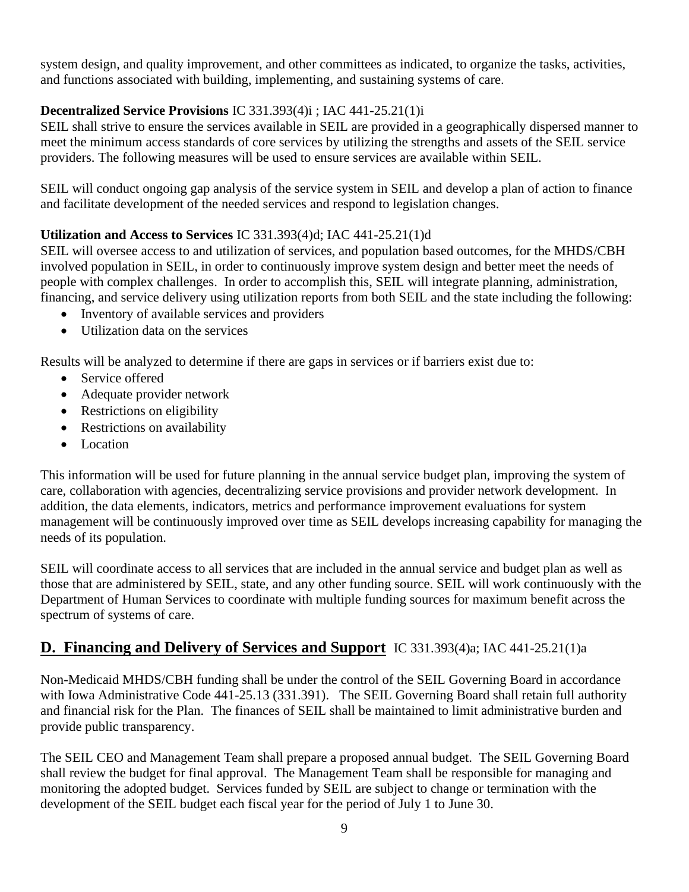system design, and quality improvement, and other committees as indicated, to organize the tasks, activities, and functions associated with building, implementing, and sustaining systems of care.

**Decentralized Service Provisions** IC 331.393(4)i ; IAC 441-25.21(1)i

SEIL shall strive to ensure the services available in SEIL are provided in a geographically dispersed manner to meet the minimum access standards of core services by utilizing the strengths and assets of the SEIL service providers. The following measures will be used to ensure services are available within SEIL.

SEIL will conduct ongoing gap analysis of the service system in SEIL and develop a plan of action to finance and facilitate development of the needed services and respond to legislation changes.

**Utilization and Access to Services** IC 331.393(4)d; IAC 441-25.21(1)d

SEIL will oversee access to and utilization of services, and population based outcomes, for the MHDS/CBH involved population in SEIL, in order to continuously improve system design and better meet the needs of people with complex challenges. In order to accomplish this, SEIL will integrate planning, administration, financing, and service delivery using utilization reports from both SEIL and the state including the following:

- Inventory of available services and providers
- Utilization data on the services

Results will be analyzed to determine if there are gaps in services or if barriers exist due to:

- Service offered
- Adequate provider network
- Restrictions on eligibility
- Restrictions on availability
- Location

This information will be used for future planning in the annual service budget plan, improving the system of care, collaboration with agencies, decentralizing service provisions and provider network development. In addition, the data elements, indicators, metrics and performance improvement evaluations for system management will be continuously improved over time as SEIL develops increasing capability for managing the needs of its population.

SEIL will coordinate access to all services that are included in the annual service and budget plan as well as those that are administered by SEIL, state, and any other funding source. SEIL will work continuously with the Department of Human Services to coordinate with multiple funding sources for maximum benefit across the spectrum of systems of care.

## D. Financing and Delivery of Services and Support IC 331.393(4)a; IAC 441-25.21(1)a

Non-Medicaid MHDS/CBH funding shall be under the control of the SEIL Governing Board in accordance with Iowa Administrative Code 441-25.13 (331.391). The SEIL Governing Board shall retain full authority and financial risk for the Plan. The finances of SEIL shall be maintained to limit administrative burden and provide public transparency.

The SEIL CEO and Management Team shall prepare a proposed annual budget. The SEIL Governing Board shall review the budget for final approval. The Management Team shall be responsible for managing and monitoring the adopted budget. Services funded by SEIL are subject to change or termination with the development of the SEIL budget each fiscal year for the period of July 1 to June 30.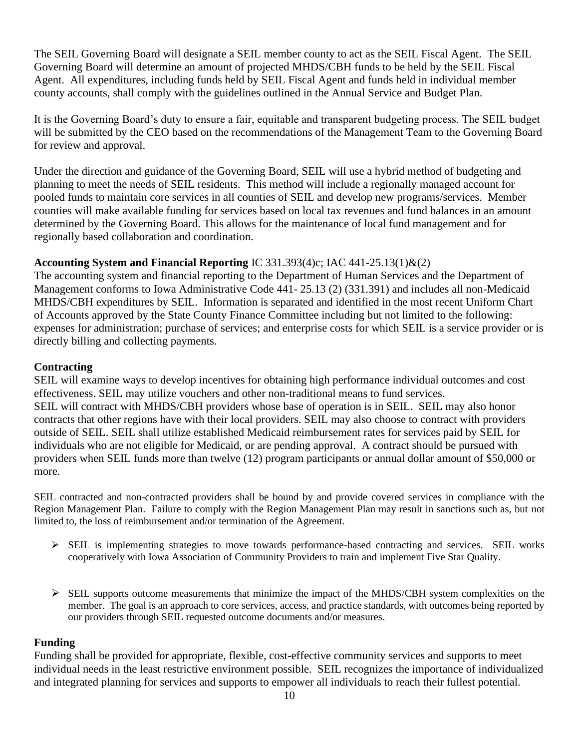The SEIL Governing Board will designate a SEIL member county to act as the SEIL Fiscal Agent. The SEIL Governing Board will determine an amount of projected MHDS/CBH funds to be held by the SEIL Fiscal Agent. All expenditures, including funds held by SEIL Fiscal Agent and funds held in individual member county accounts, shall comply with the guidelines outlined in the Annual Service and Budget Plan.

It is the Governing Board's duty to ensure a fair, equitable and transparent budgeting process. The SEIL budget will be submitted by the CEO based on the recommendations of the Management Team to the Governing Board for review and approval.

Under the direction and guidance of the Governing Board, SEIL will use a hybrid method of budgeting and planning to meet the needs of SEIL residents. This method will include a regionally managed account for pooled funds to maintain core services in all counties of SEIL and develop new programs/services. Member counties will make available funding for services based on local tax revenues and fund balances in an amount determined by the Governing Board. This allows for the maintenance of local fund management and for regionally based collaboration and coordination.

**Accounting System and Financial Reporting** IC 331.393(4)c; IAC 441-25.13(1)&(2)

The accounting system and financial reporting to the Department of Human Services and the Department of Management conforms to Iowa Administrative Code 441- 25.13 (2) (331.391) and includes all non-Medicaid MHDS/CBH expenditures by SEIL. Information is separated and identified in the most recent Uniform Chart of Accounts approved by the State County Finance Committee including but not limited to the following: expenses for administration; purchase of services; and enterprise costs for which SEIL is a service provider or is directly billing and collecting payments.

**Contracting**

SEIL will examine ways to develop incentives for obtaining high performance individual outcomes and cost effectiveness. SEIL may utilize vouchers and other non-traditional means to fund services.
SEIL will contract with MHDS/CBH providers whose base of operation is in SEIL. SEIL may also honor contracts that other regions have with their local providers. SEIL may also choose to contract with providers outside of SEIL. SEIL shall utilize established Medicaid reimbursement rates for services paid by SEIL for individuals who are not eligible for Medicaid, or are pending approval. A contract should be pursued with providers when SEIL funds more than twelve (12) program participants or annual dollar amount of $50,000 or more.

SEIL contracted and non-contracted providers shall be bound by and provide covered services in compliance with the Region Management Plan. Failure to comply with the Region Management Plan may result in sanctions such as, but not limited to, the loss of reimbursement and/or termination of the Agreement.

- SEIL is implementing strategies to move towards performance-based contracting and services. SEIL works cooperatively with Iowa Association of Community Providers to train and implement Five Star Quality.

- SEIL supports outcome measurements that minimize the impact of the MHDS/CBH system complexities on the member. The goal is an approach to core services, access, and practice standards, with outcomes being reported by our providers through SEIL requested outcome documents and/or measures.

**Funding**

Funding shall be provided for appropriate, flexible, cost-effective community services and supports to meet individual needs in the least restrictive environment possible. SEIL recognizes the importance of individualized and integrated planning for services and supports to empower all individuals to reach their fullest potential.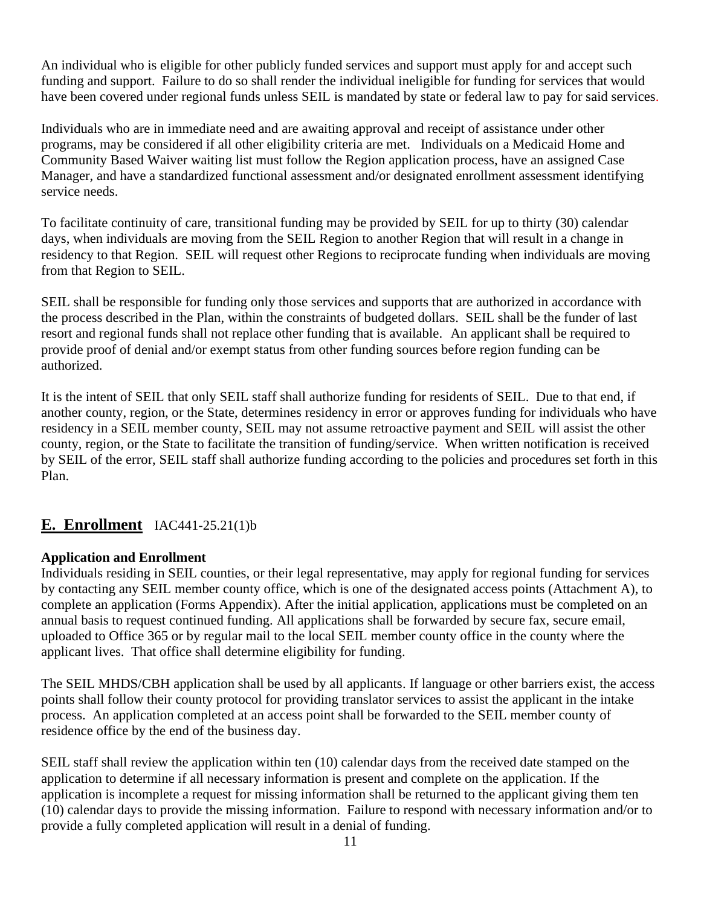An individual who is eligible for other publicly funded services and support must apply for and accept such funding and support. Failure to do so shall render the individual ineligible for funding for services that would have been covered under regional funds unless SEIL is mandated by state or federal law to pay for said services.

Individuals who are in immediate need and are awaiting approval and receipt of assistance under other programs, may be considered if all other eligibility criteria are met. Individuals on a Medicaid Home and Community Based Waiver waiting list must follow the Region application process, have an assigned Case Manager, and have a standardized functional assessment and/or designated enrollment assessment identifying service needs.

To facilitate continuity of care, transitional funding may be provided by SEIL for up to thirty (30) calendar days, when individuals are moving from the SEIL Region to another Region that will result in a change in residency to that Region. SEIL will request other Regions to reciprocate funding when individuals are moving from that Region to SEIL.

SEIL shall be responsible for funding only those services and supports that are authorized in accordance with the process described in the Plan, within the constraints of budgeted dollars. SEIL shall be the funder of last resort and regional funds shall not replace other funding that is available. An applicant shall be required to provide proof of denial and/or exempt status from other funding sources before region funding can be authorized.

It is the intent of SEIL that only SEIL staff shall authorize funding for residents of SEIL. Due to that end, if another county, region, or the State, determines residency in error or approves funding for individuals who have residency in a SEIL member county, SEIL may not assume retroactive payment and SEIL will assist the other county, region, or the State to facilitate the transition of funding/service. When written notification is received by SEIL of the error, SEIL staff shall authorize funding according to the policies and procedures set forth in this Plan.

## E. Enrollment IAC441-25.21(1)b

**Application and Enrollment**

Individuals residing in SEIL counties, or their legal representative, may apply for regional funding for services by contacting any SEIL member county office, which is one of the designated access points (Attachment A), to complete an application (Forms Appendix). After the initial application, applications must be completed on an annual basis to request continued funding. All applications shall be forwarded by secure fax, secure email, uploaded to Office 365 or by regular mail to the local SEIL member county office in the county where the applicant lives. That office shall determine eligibility for funding.

The SEIL MHDS/CBH application shall be used by all applicants. If language or other barriers exist, the access points shall follow their county protocol for providing translator services to assist the applicant in the intake process. An application completed at an access point shall be forwarded to the SEIL member county of residence office by the end of the business day.

SEIL staff shall review the application within ten (10) calendar days from the received date stamped on the application to determine if all necessary information is present and complete on the application. If the application is incomplete a request for missing information shall be returned to the applicant giving them ten (10) calendar days to provide the missing information. Failure to respond with necessary information and/or to provide a fully completed application will result in a denial of funding.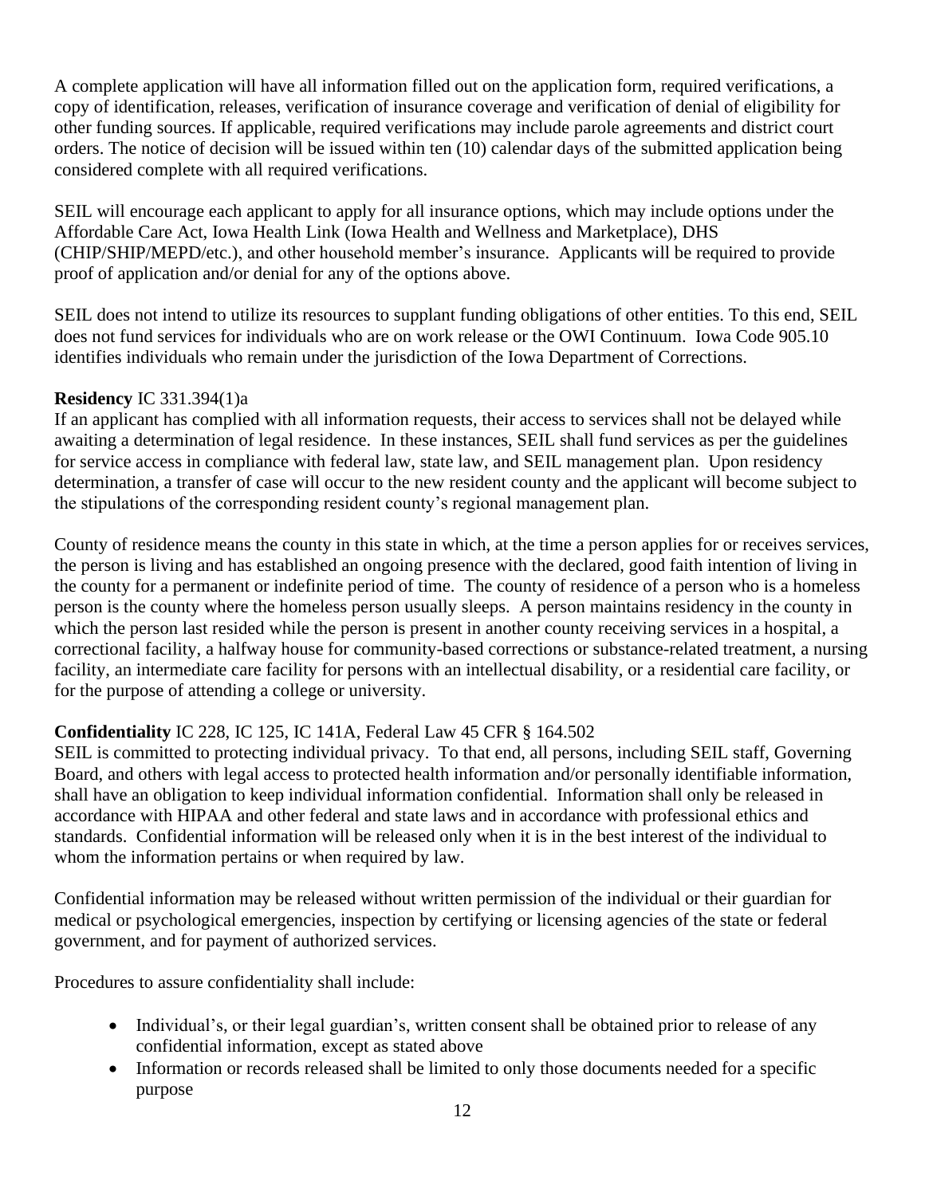A complete application will have all information filled out on the application form, required verifications, a copy of identification, releases, verification of insurance coverage and verification of denial of eligibility for other funding sources. If applicable, required verifications may include parole agreements and district court orders. The notice of decision will be issued within ten (10) calendar days of the submitted application being considered complete with all required verifications.

SEIL will encourage each applicant to apply for all insurance options, which may include options under the Affordable Care Act, Iowa Health Link (Iowa Health and Wellness and Marketplace), DHS (CHIP/SHIP/MEPD/etc.), and other household member's insurance. Applicants will be required to provide proof of application and/or denial for any of the options above.

SEIL does not intend to utilize its resources to supplant funding obligations of other entities. To this end, SEIL does not fund services for individuals who are on work release or the OWI Continuum. Iowa Code 905.10 identifies individuals who remain under the jurisdiction of the Iowa Department of Corrections.

**Residency** IC 331.394(1)a

If an applicant has complied with all information requests, their access to services shall not be delayed while awaiting a determination of legal residence. In these instances, SEIL shall fund services as per the guidelines for service access in compliance with federal law, state law, and SEIL management plan. Upon residency determination, a transfer of case will occur to the new resident county and the applicant will become subject to the stipulations of the corresponding resident county's regional management plan.

County of residence means the county in this state in which, at the time a person applies for or receives services, the person is living and has established an ongoing presence with the declared, good faith intention of living in the county for a permanent or indefinite period of time. The county of residence of a person who is a homeless person is the county where the homeless person usually sleeps. A person maintains residency in the county in which the person last resided while the person is present in another county receiving services in a hospital, a correctional facility, a halfway house for community-based corrections or substance-related treatment, a nursing facility, an intermediate care facility for persons with an intellectual disability, or a residential care facility, or for the purpose of attending a college or university.

**Confidentiality** IC 228, IC 125, IC 141A, Federal Law 45 CFR § 164.502

SEIL is committed to protecting individual privacy. To that end, all persons, including SEIL staff, Governing Board, and others with legal access to protected health information and/or personally identifiable information, shall have an obligation to keep individual information confidential. Information shall only be released in accordance with HIPAA and other federal and state laws and in accordance with professional ethics and standards. Confidential information will be released only when it is in the best interest of the individual to whom the information pertains or when required by law.

Confidential information may be released without written permission of the individual or their guardian for medical or psychological emergencies, inspection by certifying or licensing agencies of the state or federal government, and for payment of authorized services.

Procedures to assure confidentiality shall include:

- Individual's, or their legal guardian's, written consent shall be obtained prior to release of any confidential information, except as stated above
- Information or records released shall be limited to only those documents needed for a specific purpose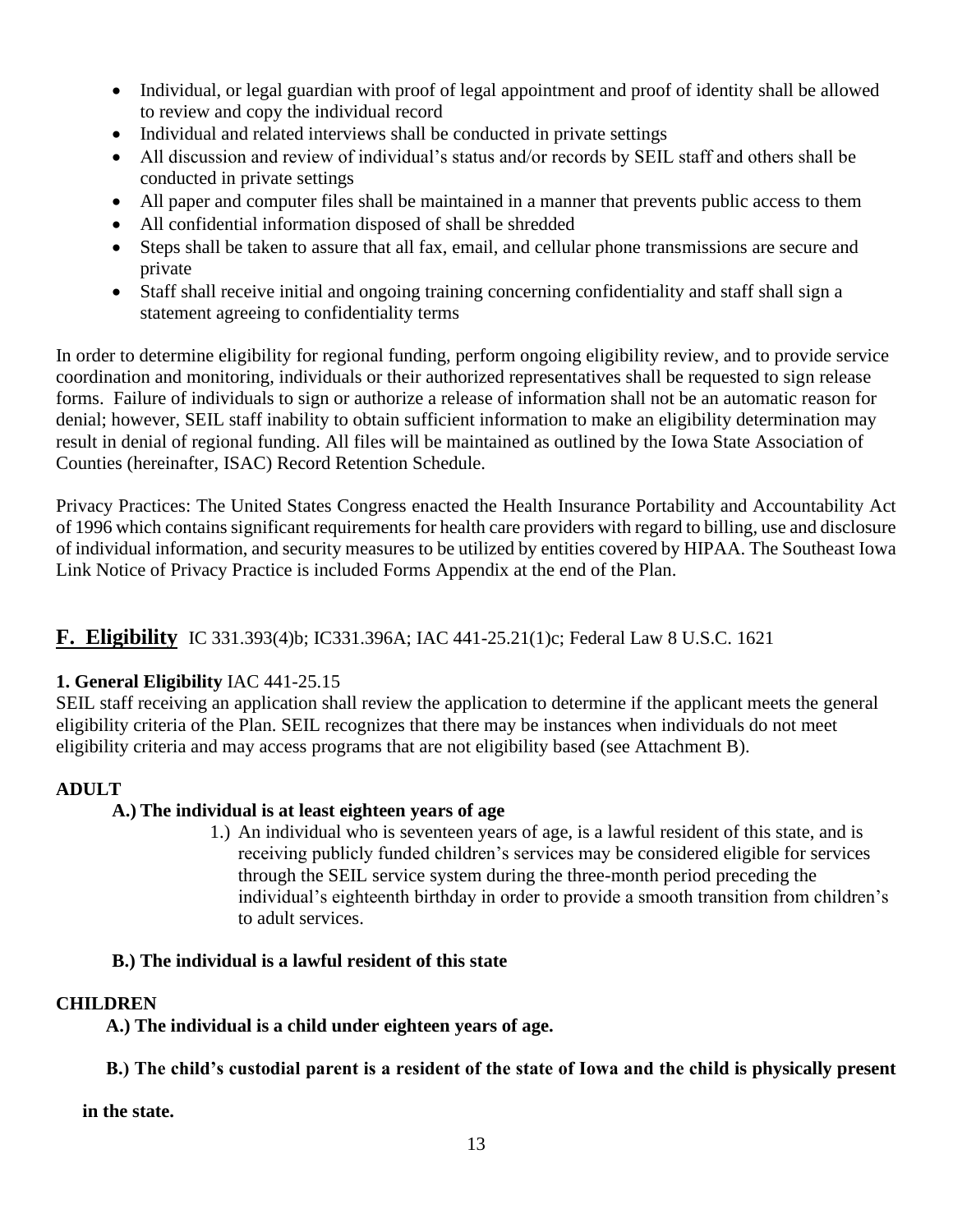- Individual, or legal guardian with proof of legal appointment and proof of identity shall be allowed to review and copy the individual record
- Individual and related interviews shall be conducted in private settings
- All discussion and review of individual's status and/or records by SEIL staff and others shall be conducted in private settings
- All paper and computer files shall be maintained in a manner that prevents public access to them
- All confidential information disposed of shall be shredded
- Steps shall be taken to assure that all fax, email, and cellular phone transmissions are secure and private
- Staff shall receive initial and ongoing training concerning confidentiality and staff shall sign a statement agreeing to confidentiality terms

In order to determine eligibility for regional funding, perform ongoing eligibility review, and to provide service coordination and monitoring, individuals or their authorized representatives shall be requested to sign release forms. Failure of individuals to sign or authorize a release of information shall not be an automatic reason for denial; however, SEIL staff inability to obtain sufficient information to make an eligibility determination may result in denial of regional funding. All files will be maintained as outlined by the Iowa State Association of Counties (hereinafter, ISAC) Record Retention Schedule.

Privacy Practices: The United States Congress enacted the Health Insurance Portability and Accountability Act of 1996 which contains significant requirements for health care providers with regard to billing, use and disclosure of individual information, and security measures to be utilized by entities covered by HIPAA. The Southeast Iowa Link Notice of Privacy Practice is included Forms Appendix at the end of the Plan.

## F. Eligibility IC 331.393(4)b; IC331.396A; IAC 441-25.21(1)c; Federal Law 8 U.S.C. 1621

### 1. General Eligibility IAC 441-25.15

SEIL staff receiving an application shall review the application to determine if the applicant meets the general eligibility criteria of the Plan. SEIL recognizes that there may be instances when individuals do not meet eligibility criteria and may access programs that are not eligibility based (see Attachment B).

**ADULT**

**A.) The individual is at least eighteen years of age**

1.) An individual who is seventeen years of age, is a lawful resident of this state, and is receiving publicly funded children's services may be considered eligible for services through the SEIL service system during the three-month period preceding the individual's eighteenth birthday in order to provide a smooth transition from children's to adult services.

**B.) The individual is a lawful resident of this state**

**CHILDREN**

**A.) The individual is a child under eighteen years of age.**

**B.) The child's custodial parent is a resident of the state of Iowa and the child is physically present in the state.**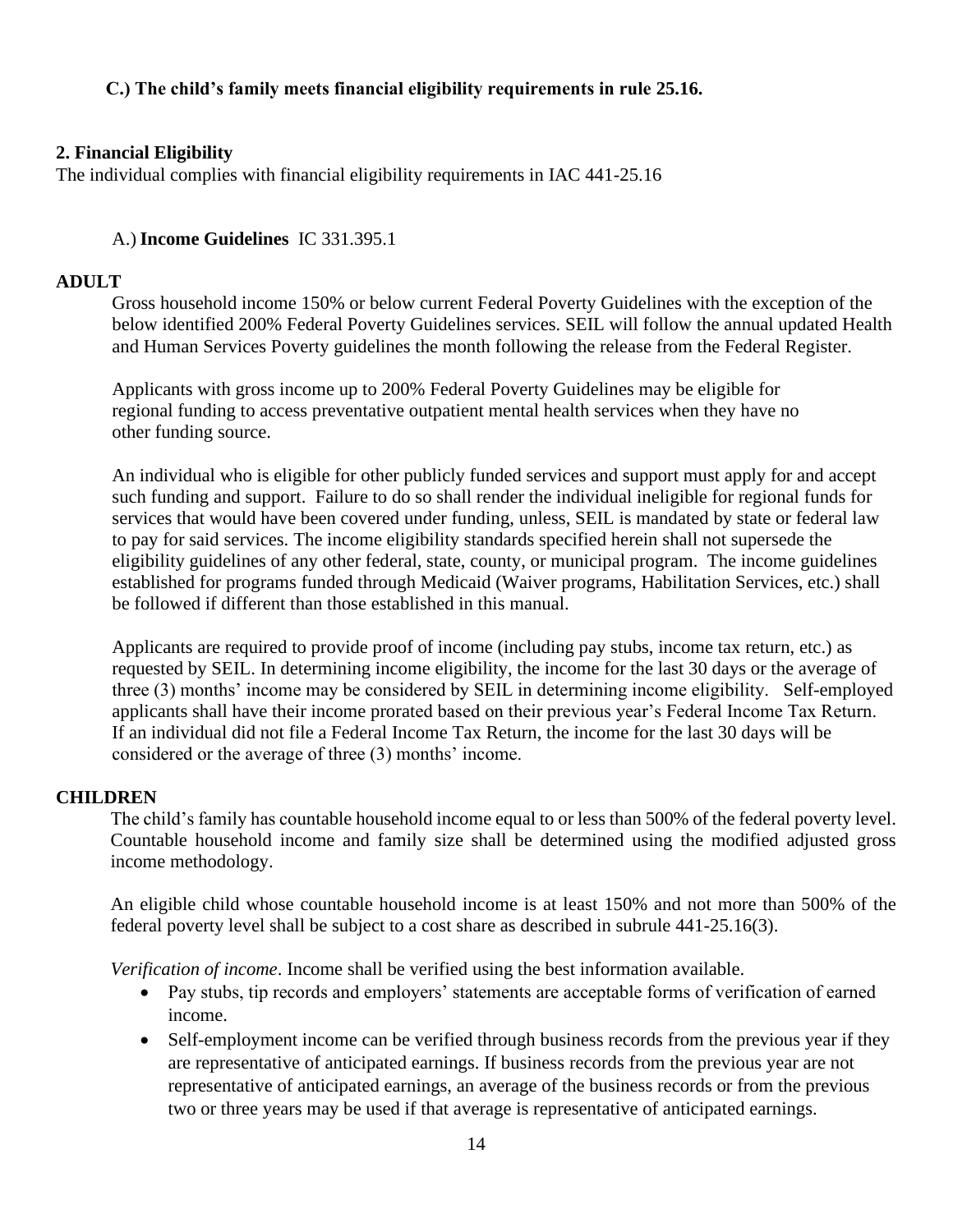**C.) The child's family meets financial eligibility requirements in rule 25.16.**

**2. Financial Eligibility**

The individual complies with financial eligibility requirements in IAC 441-25.16

A.) **Income Guidelines** IC 331.395.1

**ADULT**

Gross household income 150% or below current Federal Poverty Guidelines with the exception of the below identified 200% Federal Poverty Guidelines services. SEIL will follow the annual updated Health and Human Services Poverty guidelines the month following the release from the Federal Register.

Applicants with gross income up to 200% Federal Poverty Guidelines may be eligible for regional funding to access preventative outpatient mental health services when they have no other funding source.

An individual who is eligible for other publicly funded services and support must apply for and accept such funding and support. Failure to do so shall render the individual ineligible for regional funds for services that would have been covered under funding, unless, SEIL is mandated by state or federal law to pay for said services. The income eligibility standards specified herein shall not supersede the eligibility guidelines of any other federal, state, county, or municipal program. The income guidelines established for programs funded through Medicaid (Waiver programs, Habilitation Services, etc.) shall be followed if different than those established in this manual.

Applicants are required to provide proof of income (including pay stubs, income tax return, etc.) as requested by SEIL. In determining income eligibility, the income for the last 30 days or the average of three (3) months' income may be considered by SEIL in determining income eligibility. Self-employed applicants shall have their income prorated based on their previous year's Federal Income Tax Return. If an individual did not file a Federal Income Tax Return, the income for the last 30 days will be considered or the average of three (3) months' income.

**CHILDREN**

The child's family has countable household income equal to or less than 500% of the federal poverty level. Countable household income and family size shall be determined using the modified adjusted gross income methodology.

An eligible child whose countable household income is at least 150% and not more than 500% of the federal poverty level shall be subject to a cost share as described in subrule 441-25.16(3).

*Verification of income*. Income shall be verified using the best information available.

- Pay stubs, tip records and employers' statements are acceptable forms of verification of earned income.
- Self-employment income can be verified through business records from the previous year if they are representative of anticipated earnings. If business records from the previous year are not representative of anticipated earnings, an average of the business records or from the previous two or three years may be used if that average is representative of anticipated earnings.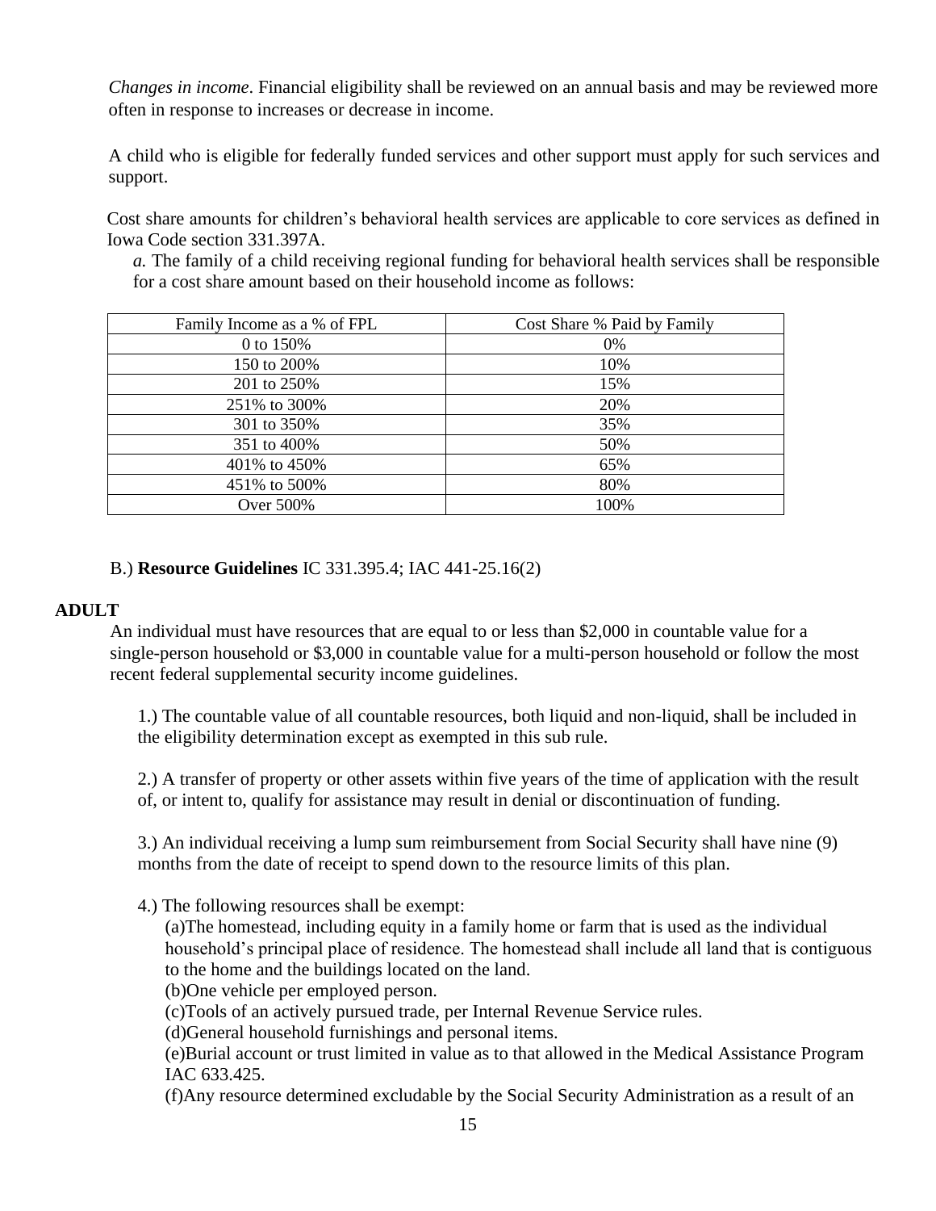*Changes in income*. Financial eligibility shall be reviewed on an annual basis and may be reviewed more often in response to increases or decrease in income.

A child who is eligible for federally funded services and other support must apply for such services and support.

Cost share amounts for children's behavioral health services are applicable to core services as defined in Iowa Code section 331.397A.

*a.* The family of a child receiving regional funding for behavioral health services shall be responsible for a cost share amount based on their household income as follows:

| Family Income as a % of FPL | Cost Share % Paid by Family |
|---|---|
| 0 to 150% | 0% |
| 150 to 200% | 10% |
| 201 to 250% | 15% |
| 251% to 300% | 20% |
| 301 to 350% | 35% |
| 351 to 400% | 50% |
| 401% to 450% | 65% |
| 451% to 500% | 80% |
| Over 500% | 100% |

B.) **Resource Guidelines** IC 331.395.4; IAC 441-25.16(2)

**ADULT**

An individual must have resources that are equal to or less than $2,000 in countable value for a single-person household or $3,000 in countable value for a multi-person household or follow the most recent federal supplemental security income guidelines.

1.) The countable value of all countable resources, both liquid and non-liquid, shall be included in the eligibility determination except as exempted in this sub rule.

2.) A transfer of property or other assets within five years of the time of application with the result of, or intent to, qualify for assistance may result in denial or discontinuation of funding.

3.) An individual receiving a lump sum reimbursement from Social Security shall have nine (9) months from the date of receipt to spend down to the resource limits of this plan.

4.) The following resources shall be exempt:

(a)The homestead, including equity in a family home or farm that is used as the individual household's principal place of residence. The homestead shall include all land that is contiguous to the home and the buildings located on the land.

(b)One vehicle per employed person.

(c)Tools of an actively pursued trade, per Internal Revenue Service rules.

(d)General household furnishings and personal items.

(e)Burial account or trust limited in value as to that allowed in the Medical Assistance Program IAC 633.425.

(f)Any resource determined excludable by the Social Security Administration as a result of an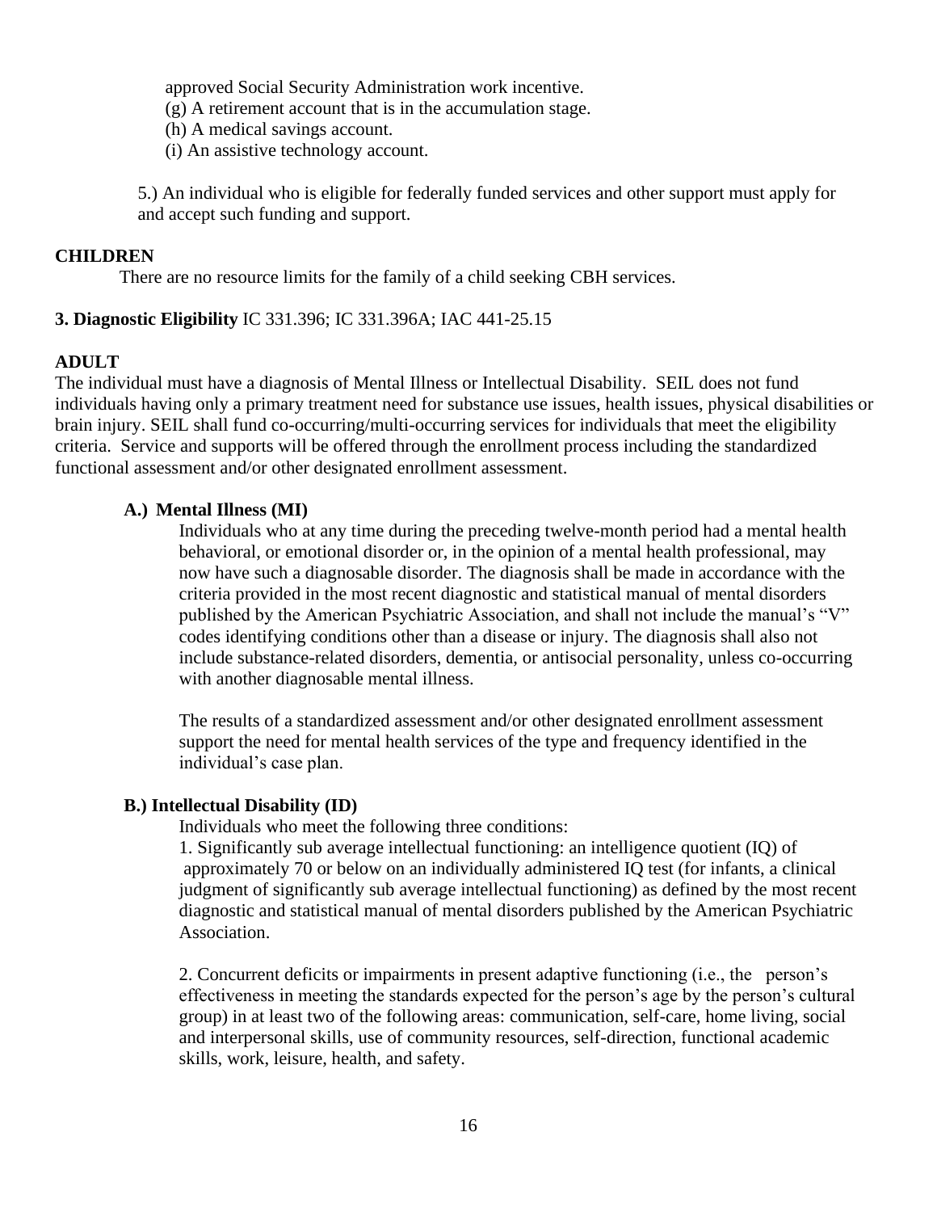approved Social Security Administration work incentive.

(g) A retirement account that is in the accumulation stage.

(h) A medical savings account.

(i) An assistive technology account.

5.) An individual who is eligible for federally funded services and other support must apply for and accept such funding and support.

**CHILDREN**

There are no resource limits for the family of a child seeking CBH services.

**3. Diagnostic Eligibility** IC 331.396; IC 331.396A; IAC 441-25.15

**ADULT**

The individual must have a diagnosis of Mental Illness or Intellectual Disability. SEIL does not fund individuals having only a primary treatment need for substance use issues, health issues, physical disabilities or brain injury. SEIL shall fund co-occurring/multi-occurring services for individuals that meet the eligibility criteria. Service and supports will be offered through the enrollment process including the standardized functional assessment and/or other designated enrollment assessment.

**A.) Mental Illness (MI)**

Individuals who at any time during the preceding twelve-month period had a mental health behavioral, or emotional disorder or, in the opinion of a mental health professional, may now have such a diagnosable disorder. The diagnosis shall be made in accordance with the criteria provided in the most recent diagnostic and statistical manual of mental disorders published by the American Psychiatric Association, and shall not include the manual's "V" codes identifying conditions other than a disease or injury. The diagnosis shall also not include substance-related disorders, dementia, or antisocial personality, unless co-occurring with another diagnosable mental illness.

The results of a standardized assessment and/or other designated enrollment assessment support the need for mental health services of the type and frequency identified in the individual's case plan.

**B.) Intellectual Disability (ID)**

Individuals who meet the following three conditions:

1. Significantly sub average intellectual functioning: an intelligence quotient (IQ) of approximately 70 or below on an individually administered IQ test (for infants, a clinical judgment of significantly sub average intellectual functioning) as defined by the most recent diagnostic and statistical manual of mental disorders published by the American Psychiatric Association.

2. Concurrent deficits or impairments in present adaptive functioning (i.e., the person's effectiveness in meeting the standards expected for the person's age by the person's cultural group) in at least two of the following areas: communication, self-care, home living, social and interpersonal skills, use of community resources, self-direction, functional academic skills, work, leisure, health, and safety.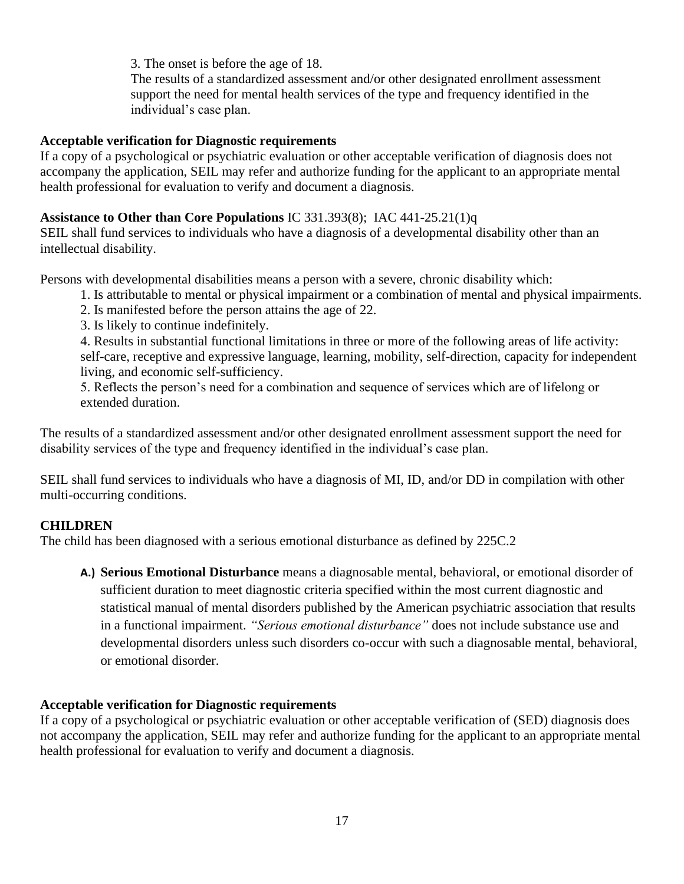3. The onset is before the age of 18.

The results of a standardized assessment and/or other designated enrollment assessment support the need for mental health services of the type and frequency identified in the individual's case plan.

**Acceptable verification for Diagnostic requirements**

If a copy of a psychological or psychiatric evaluation or other acceptable verification of diagnosis does not accompany the application, SEIL may refer and authorize funding for the applicant to an appropriate mental health professional for evaluation to verify and document a diagnosis.

**Assistance to Other than Core Populations** IC 331.393(8); IAC 441-25.21(1)q

SEIL shall fund services to individuals who have a diagnosis of a developmental disability other than an intellectual disability.

Persons with developmental disabilities means a person with a severe, chronic disability which:

1. Is attributable to mental or physical impairment or a combination of mental and physical impairments.
2. Is manifested before the person attains the age of 22.
3. Is likely to continue indefinitely.
4. Results in substantial functional limitations in three or more of the following areas of life activity: self-care, receptive and expressive language, learning, mobility, self-direction, capacity for independent living, and economic self-sufficiency.
5. Reflects the person's need for a combination and sequence of services which are of lifelong or extended duration.

The results of a standardized assessment and/or other designated enrollment assessment support the need for disability services of the type and frequency identified in the individual's case plan.

SEIL shall fund services to individuals who have a diagnosis of MI, ID, and/or DD in compilation with other multi-occurring conditions.

**CHILDREN**

The child has been diagnosed with a serious emotional disturbance as defined by 225C.2

**A.)** **Serious Emotional Disturbance** means a diagnosable mental, behavioral, or emotional disorder of sufficient duration to meet diagnostic criteria specified within the most current diagnostic and statistical manual of mental disorders published by the American psychiatric association that results in a functional impairment. *"Serious emotional disturbance"* does not include substance use and developmental disorders unless such disorders co-occur with such a diagnosable mental, behavioral, or emotional disorder.

**Acceptable verification for Diagnostic requirements**

If a copy of a psychological or psychiatric evaluation or other acceptable verification of (SED) diagnosis does not accompany the application, SEIL may refer and authorize funding for the applicant to an appropriate mental health professional for evaluation to verify and document a diagnosis.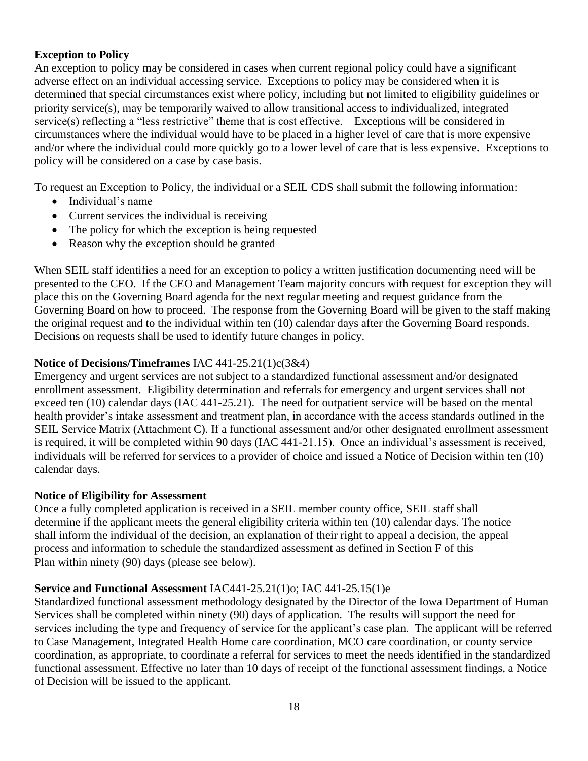**Exception to Policy**

An exception to policy may be considered in cases when current regional policy could have a significant adverse effect on an individual accessing service. Exceptions to policy may be considered when it is determined that special circumstances exist where policy, including but not limited to eligibility guidelines or priority service(s), may be temporarily waived to allow transitional access to individualized, integrated service(s) reflecting a "less restrictive" theme that is cost effective. Exceptions will be considered in circumstances where the individual would have to be placed in a higher level of care that is more expensive and/or where the individual could more quickly go to a lower level of care that is less expensive. Exceptions to policy will be considered on a case by case basis.

To request an Exception to Policy, the individual or a SEIL CDS shall submit the following information:

- Individual's name
- Current services the individual is receiving
- The policy for which the exception is being requested
- Reason why the exception should be granted

When SEIL staff identifies a need for an exception to policy a written justification documenting need will be presented to the CEO. If the CEO and Management Team majority concurs with request for exception they will place this on the Governing Board agenda for the next regular meeting and request guidance from the Governing Board on how to proceed. The response from the Governing Board will be given to the staff making the original request and to the individual within ten (10) calendar days after the Governing Board responds. Decisions on requests shall be used to identify future changes in policy.

**Notice of Decisions/Timeframes** IAC 441-25.21(1)c(3&4)

Emergency and urgent services are not subject to a standardized functional assessment and/or designated enrollment assessment. Eligibility determination and referrals for emergency and urgent services shall not exceed ten (10) calendar days (IAC 441-25.21). The need for outpatient service will be based on the mental health provider's intake assessment and treatment plan, in accordance with the access standards outlined in the SEIL Service Matrix (Attachment C). If a functional assessment and/or other designated enrollment assessment is required, it will be completed within 90 days (IAC 441-21.15). Once an individual's assessment is received, individuals will be referred for services to a provider of choice and issued a Notice of Decision within ten (10) calendar days.

**Notice of Eligibility for Assessment**

Once a fully completed application is received in a SEIL member county office, SEIL staff shall determine if the applicant meets the general eligibility criteria within ten (10) calendar days. The notice shall inform the individual of the decision, an explanation of their right to appeal a decision, the appeal process and information to schedule the standardized assessment as defined in Section F of this Plan within ninety (90) days (please see below).

**Service and Functional Assessment** IAC441-25.21(1)o; IAC 441-25.15(1)e

Standardized functional assessment methodology designated by the Director of the Iowa Department of Human Services shall be completed within ninety (90) days of application. The results will support the need for services including the type and frequency of service for the applicant's case plan. The applicant will be referred to Case Management, Integrated Health Home care coordination, MCO care coordination, or county service coordination, as appropriate, to coordinate a referral for services to meet the needs identified in the standardized functional assessment. Effective no later than 10 days of receipt of the functional assessment findings, a Notice of Decision will be issued to the applicant.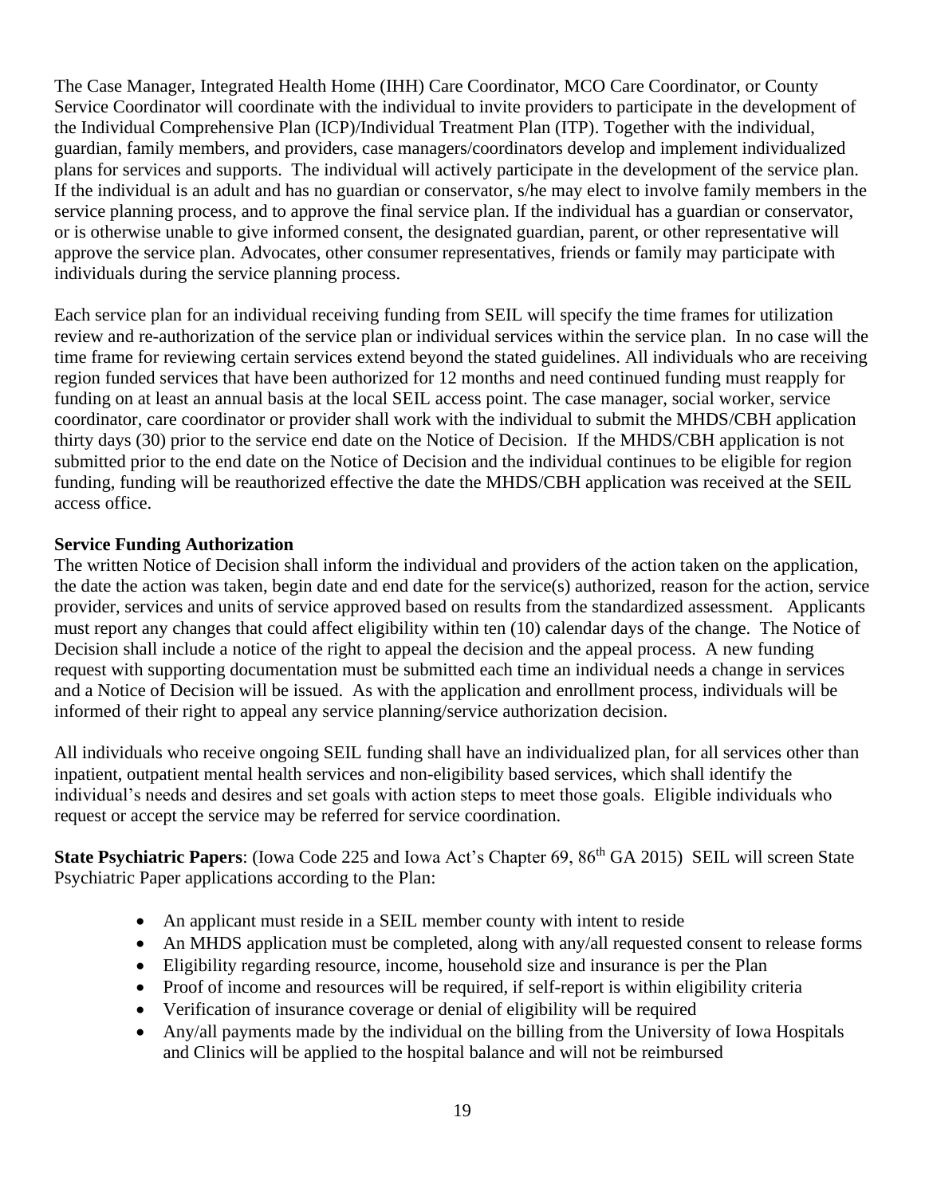The Case Manager, Integrated Health Home (IHH) Care Coordinator, MCO Care Coordinator, or County Service Coordinator will coordinate with the individual to invite providers to participate in the development of the Individual Comprehensive Plan (ICP)/Individual Treatment Plan (ITP). Together with the individual, guardian, family members, and providers, case managers/coordinators develop and implement individualized plans for services and supports. The individual will actively participate in the development of the service plan. If the individual is an adult and has no guardian or conservator, s/he may elect to involve family members in the service planning process, and to approve the final service plan. If the individual has a guardian or conservator, or is otherwise unable to give informed consent, the designated guardian, parent, or other representative will approve the service plan. Advocates, other consumer representatives, friends or family may participate with individuals during the service planning process.

Each service plan for an individual receiving funding from SEIL will specify the time frames for utilization review and re-authorization of the service plan or individual services within the service plan. In no case will the time frame for reviewing certain services extend beyond the stated guidelines. All individuals who are receiving region funded services that have been authorized for 12 months and need continued funding must reapply for funding on at least an annual basis at the local SEIL access point. The case manager, social worker, service coordinator, care coordinator or provider shall work with the individual to submit the MHDS/CBH application thirty days (30) prior to the service end date on the Notice of Decision. If the MHDS/CBH application is not submitted prior to the end date on the Notice of Decision and the individual continues to be eligible for region funding, funding will be reauthorized effective the date the MHDS/CBH application was received at the SEIL access office.

**Service Funding Authorization**

The written Notice of Decision shall inform the individual and providers of the action taken on the application, the date the action was taken, begin date and end date for the service(s) authorized, reason for the action, service provider, services and units of service approved based on results from the standardized assessment. Applicants must report any changes that could affect eligibility within ten (10) calendar days of the change. The Notice of Decision shall include a notice of the right to appeal the decision and the appeal process. A new funding request with supporting documentation must be submitted each time an individual needs a change in services and a Notice of Decision will be issued. As with the application and enrollment process, individuals will be informed of their right to appeal any service planning/service authorization decision.

All individuals who receive ongoing SEIL funding shall have an individualized plan, for all services other than inpatient, outpatient mental health services and non-eligibility based services, which shall identify the individual's needs and desires and set goals with action steps to meet those goals. Eligible individuals who request or accept the service may be referred for service coordination.

**State Psychiatric Papers**: (Iowa Code 225 and Iowa Act's Chapter 69, 86th GA 2015) SEIL will screen State Psychiatric Paper applications according to the Plan:

- An applicant must reside in a SEIL member county with intent to reside
- An MHDS application must be completed, along with any/all requested consent to release forms
- Eligibility regarding resource, income, household size and insurance is per the Plan
- Proof of income and resources will be required, if self-report is within eligibility criteria
- Verification of insurance coverage or denial of eligibility will be required
- Any/all payments made by the individual on the billing from the University of Iowa Hospitals and Clinics will be applied to the hospital balance and will not be reimbursed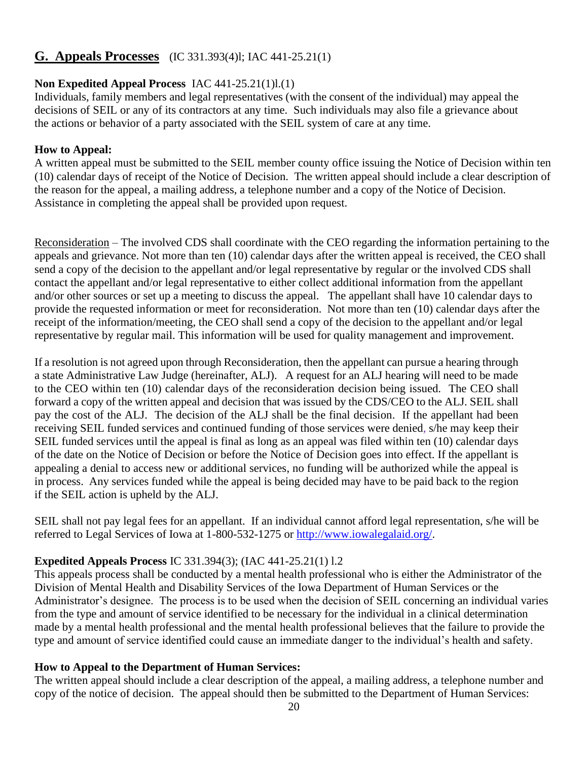## G. Appeals Processes (IC 331.393(4)l; IAC 441-25.21(1)

**Non Expedited Appeal Process** IAC 441-25.21(1)l.(1)
Individuals, family members and legal representatives (with the consent of the individual) may appeal the decisions of SEIL or any of its contractors at any time. Such individuals may also file a grievance about the actions or behavior of a party associated with the SEIL system of care at any time.

**How to Appeal:**
A written appeal must be submitted to the SEIL member county office issuing the Notice of Decision within ten (10) calendar days of receipt of the Notice of Decision. The written appeal should include a clear description of the reason for the appeal, a mailing address, a telephone number and a copy of the Notice of Decision. Assistance in completing the appeal shall be provided upon request.

Reconsideration – The involved CDS shall coordinate with the CEO regarding the information pertaining to the appeals and grievance. Not more than ten (10) calendar days after the written appeal is received, the CEO shall send a copy of the decision to the appellant and/or legal representative by regular or the involved CDS shall contact the appellant and/or legal representative to either collect additional information from the appellant and/or other sources or set up a meeting to discuss the appeal. The appellant shall have 10 calendar days to provide the requested information or meet for reconsideration. Not more than ten (10) calendar days after the receipt of the information/meeting, the CEO shall send a copy of the decision to the appellant and/or legal representative by regular mail. This information will be used for quality management and improvement.

If a resolution is not agreed upon through Reconsideration, then the appellant can pursue a hearing through a state Administrative Law Judge (hereinafter, ALJ). A request for an ALJ hearing will need to be made to the CEO within ten (10) calendar days of the reconsideration decision being issued. The CEO shall forward a copy of the written appeal and decision that was issued by the CDS/CEO to the ALJ. SEIL shall pay the cost of the ALJ. The decision of the ALJ shall be the final decision. If the appellant had been receiving SEIL funded services and continued funding of those services were denied, s/he may keep their SEIL funded services until the appeal is final as long as an appeal was filed within ten (10) calendar days of the date on the Notice of Decision or before the Notice of Decision goes into effect. If the appellant is appealing a denial to access new or additional services, no funding will be authorized while the appeal is in process. Any services funded while the appeal is being decided may have to be paid back to the region if the SEIL action is upheld by the ALJ.

SEIL shall not pay legal fees for an appellant. If an individual cannot afford legal representation, s/he will be referred to Legal Services of Iowa at 1-800-532-1275 or http://www.iowalegalaid.org/.

**Expedited Appeals Process** IC 331.394(3); (IAC 441-25.21(1) l.2
This appeals process shall be conducted by a mental health professional who is either the Administrator of the Division of Mental Health and Disability Services of the Iowa Department of Human Services or the Administrator's designee. The process is to be used when the decision of SEIL concerning an individual varies from the type and amount of service identified to be necessary for the individual in a clinical determination made by a mental health professional and the mental health professional believes that the failure to provide the type and amount of service identified could cause an immediate danger to the individual's health and safety.

**How to Appeal to the Department of Human Services:**
The written appeal should include a clear description of the appeal, a mailing address, a telephone number and copy of the notice of decision. The appeal should then be submitted to the Department of Human Services: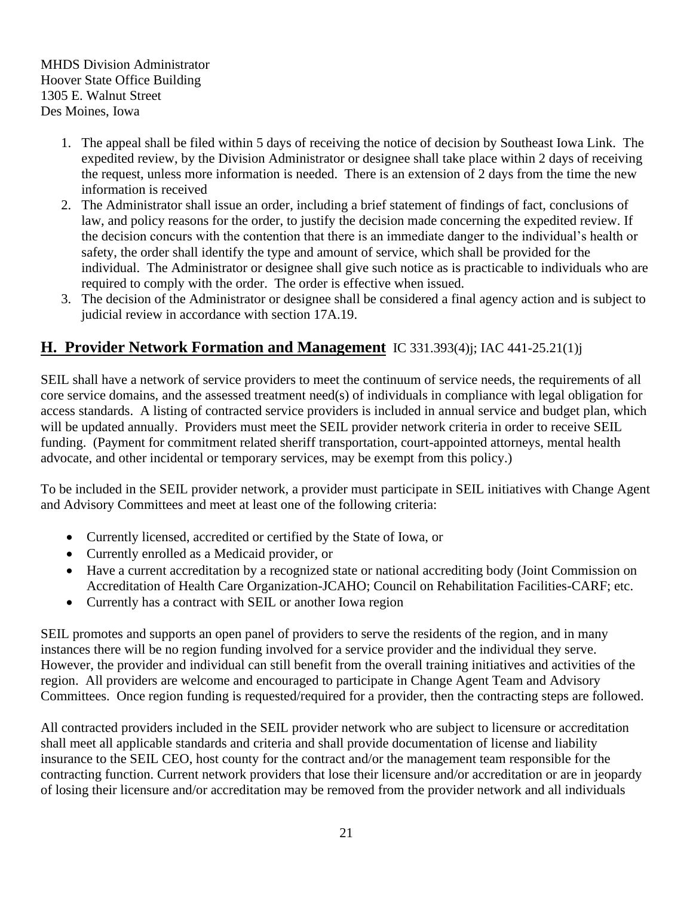MHDS Division Administrator
Hoover State Office Building
1305 E. Walnut Street
Des Moines, Iowa

1. The appeal shall be filed within 5 days of receiving the notice of decision by Southeast Iowa Link. The expedited review, by the Division Administrator or designee shall take place within 2 days of receiving the request, unless more information is needed. There is an extension of 2 days from the time the new information is received
2. The Administrator shall issue an order, including a brief statement of findings of fact, conclusions of law, and policy reasons for the order, to justify the decision made concerning the expedited review. If the decision concurs with the contention that there is an immediate danger to the individual's health or safety, the order shall identify the type and amount of service, which shall be provided for the individual. The Administrator or designee shall give such notice as is practicable to individuals who are required to comply with the order. The order is effective when issued.
3. The decision of the Administrator or designee shall be considered a final agency action and is subject to judicial review in accordance with section 17A.19.

## H. Provider Network Formation and Management IC 331.393(4)j; IAC 441-25.21(1)j

SEIL shall have a network of service providers to meet the continuum of service needs, the requirements of all core service domains, and the assessed treatment need(s) of individuals in compliance with legal obligation for access standards. A listing of contracted service providers is included in annual service and budget plan, which will be updated annually. Providers must meet the SEIL provider network criteria in order to receive SEIL funding. (Payment for commitment related sheriff transportation, court-appointed attorneys, mental health advocate, and other incidental or temporary services, may be exempt from this policy.)

To be included in the SEIL provider network, a provider must participate in SEIL initiatives with Change Agent and Advisory Committees and meet at least one of the following criteria:

- Currently licensed, accredited or certified by the State of Iowa, or
- Currently enrolled as a Medicaid provider, or
- Have a current accreditation by a recognized state or national accrediting body (Joint Commission on Accreditation of Health Care Organization-JCAHO; Council on Rehabilitation Facilities-CARF; etc.
- Currently has a contract with SEIL or another Iowa region

SEIL promotes and supports an open panel of providers to serve the residents of the region, and in many instances there will be no region funding involved for a service provider and the individual they serve. However, the provider and individual can still benefit from the overall training initiatives and activities of the region. All providers are welcome and encouraged to participate in Change Agent Team and Advisory Committees. Once region funding is requested/required for a provider, then the contracting steps are followed.

All contracted providers included in the SEIL provider network who are subject to licensure or accreditation shall meet all applicable standards and criteria and shall provide documentation of license and liability insurance to the SEIL CEO, host county for the contract and/or the management team responsible for the contracting function. Current network providers that lose their licensure and/or accreditation or are in jeopardy of losing their licensure and/or accreditation may be removed from the provider network and all individuals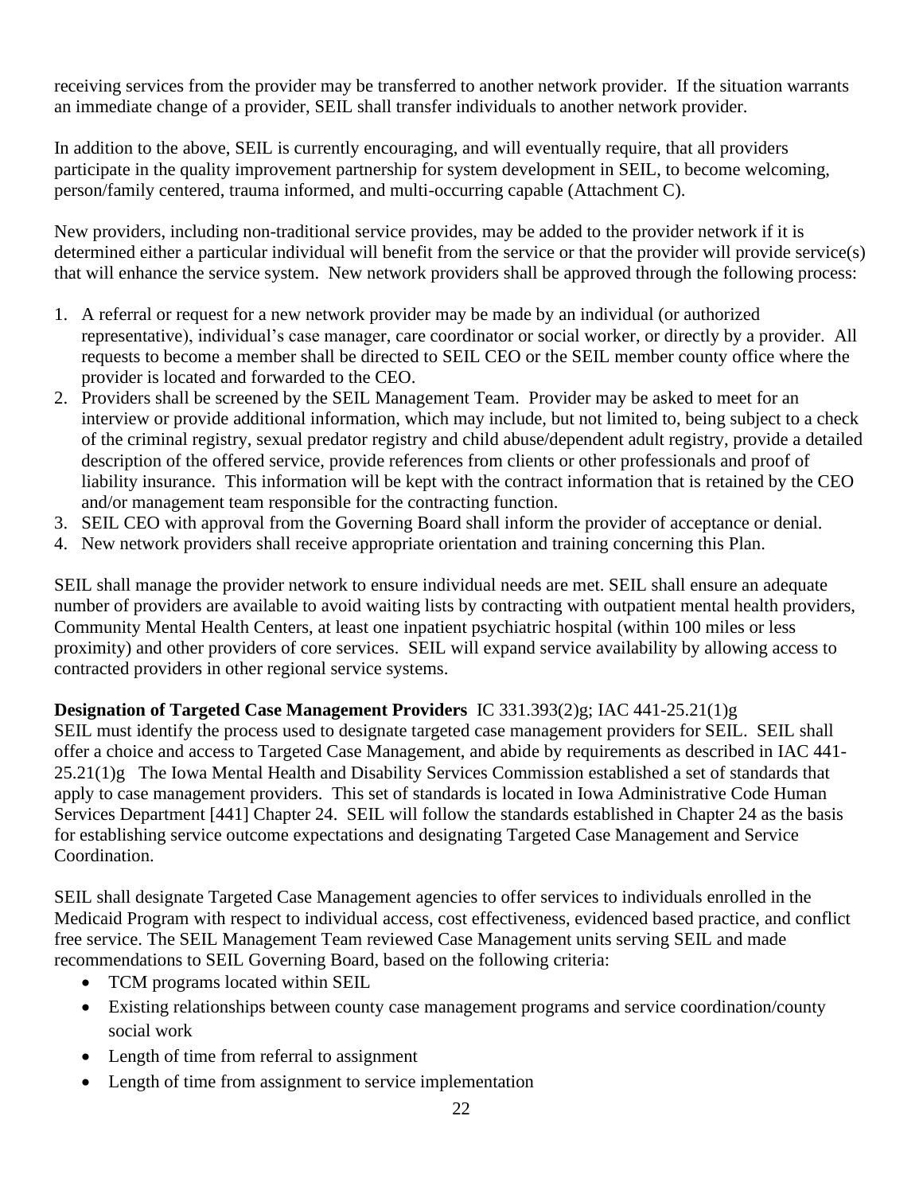receiving services from the provider may be transferred to another network provider. If the situation warrants an immediate change of a provider, SEIL shall transfer individuals to another network provider.

In addition to the above, SEIL is currently encouraging, and will eventually require, that all providers participate in the quality improvement partnership for system development in SEIL, to become welcoming, person/family centered, trauma informed, and multi-occurring capable (Attachment C).

New providers, including non-traditional service provides, may be added to the provider network if it is determined either a particular individual will benefit from the service or that the provider will provide service(s) that will enhance the service system. New network providers shall be approved through the following process:

1. A referral or request for a new network provider may be made by an individual (or authorized representative), individual's case manager, care coordinator or social worker, or directly by a provider. All requests to become a member shall be directed to SEIL CEO or the SEIL member county office where the provider is located and forwarded to the CEO.
2. Providers shall be screened by the SEIL Management Team. Provider may be asked to meet for an interview or provide additional information, which may include, but not limited to, being subject to a check of the criminal registry, sexual predator registry and child abuse/dependent adult registry, provide a detailed description of the offered service, provide references from clients or other professionals and proof of liability insurance. This information will be kept with the contract information that is retained by the CEO and/or management team responsible for the contracting function.
3. SEIL CEO with approval from the Governing Board shall inform the provider of acceptance or denial.
4. New network providers shall receive appropriate orientation and training concerning this Plan.

SEIL shall manage the provider network to ensure individual needs are met. SEIL shall ensure an adequate number of providers are available to avoid waiting lists by contracting with outpatient mental health providers, Community Mental Health Centers, at least one inpatient psychiatric hospital (within 100 miles or less proximity) and other providers of core services. SEIL will expand service availability by allowing access to contracted providers in other regional service systems.

**Designation of Targeted Case Management Providers** IC 331.393(2)g; IAC 441-25.21(1)g

SEIL must identify the process used to designate targeted case management providers for SEIL. SEIL shall offer a choice and access to Targeted Case Management, and abide by requirements as described in IAC 441-25.21(1)g The Iowa Mental Health and Disability Services Commission established a set of standards that apply to case management providers. This set of standards is located in Iowa Administrative Code Human Services Department [441] Chapter 24. SEIL will follow the standards established in Chapter 24 as the basis for establishing service outcome expectations and designating Targeted Case Management and Service Coordination.

SEIL shall designate Targeted Case Management agencies to offer services to individuals enrolled in the Medicaid Program with respect to individual access, cost effectiveness, evidenced based practice, and conflict free service. The SEIL Management Team reviewed Case Management units serving SEIL and made recommendations to SEIL Governing Board, based on the following criteria:

- TCM programs located within SEIL
- Existing relationships between county case management programs and service coordination/county social work
- Length of time from referral to assignment
- Length of time from assignment to service implementation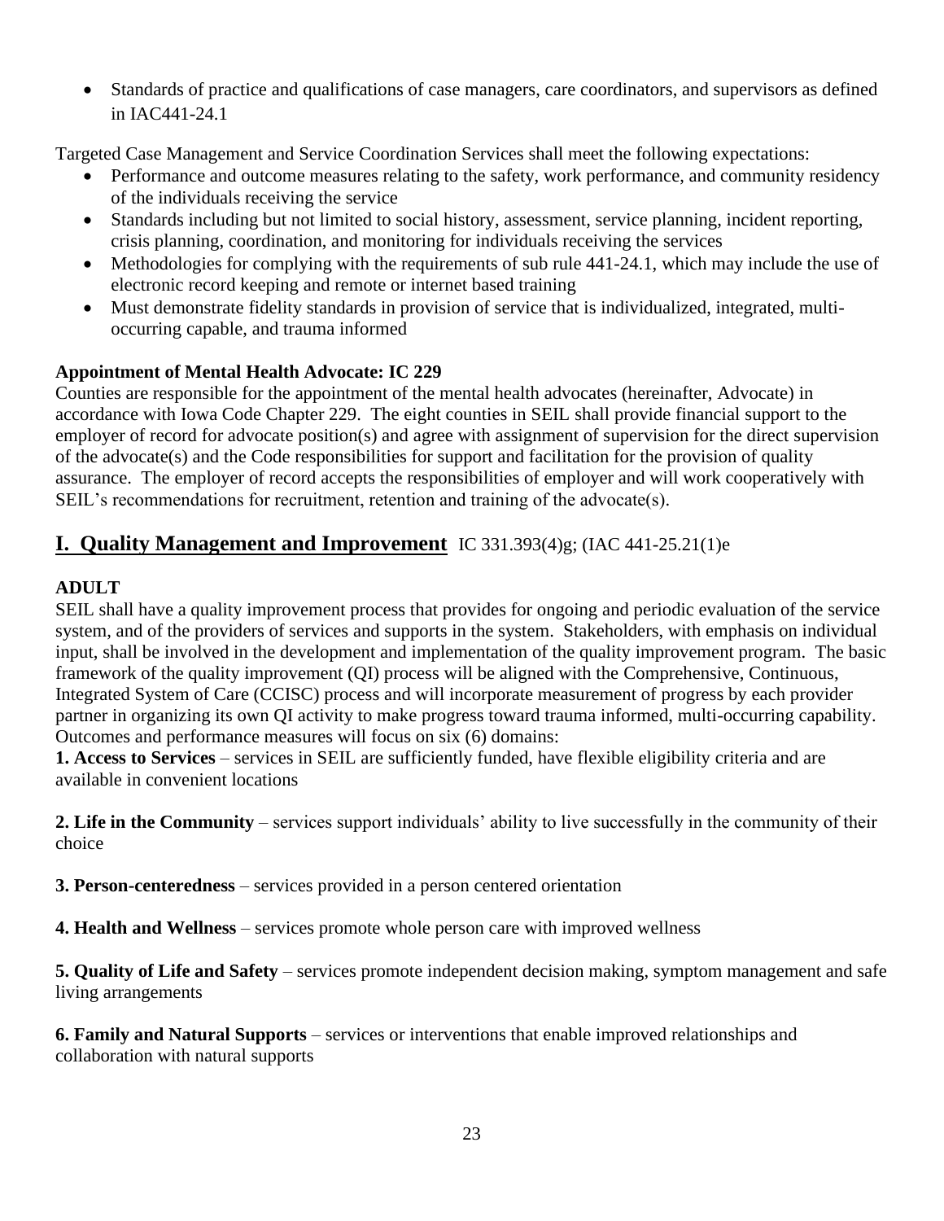- Standards of practice and qualifications of case managers, care coordinators, and supervisors as defined in IAC441-24.1

Targeted Case Management and Service Coordination Services shall meet the following expectations:

- Performance and outcome measures relating to the safety, work performance, and community residency of the individuals receiving the service
- Standards including but not limited to social history, assessment, service planning, incident reporting, crisis planning, coordination, and monitoring for individuals receiving the services
- Methodologies for complying with the requirements of sub rule 441-24.1, which may include the use of electronic record keeping and remote or internet based training
- Must demonstrate fidelity standards in provision of service that is individualized, integrated, multi-occurring capable, and trauma informed

**Appointment of Mental Health Advocate: IC 229**

Counties are responsible for the appointment of the mental health advocates (hereinafter, Advocate) in accordance with Iowa Code Chapter 229. The eight counties in SEIL shall provide financial support to the employer of record for advocate position(s) and agree with assignment of supervision for the direct supervision of the advocate(s) and the Code responsibilities for support and facilitation for the provision of quality assurance. The employer of record accepts the responsibilities of employer and will work cooperatively with SEIL's recommendations for recruitment, retention and training of the advocate(s).

## I. Quality Management and Improvement IC 331.393(4)g; (IAC 441-25.21(1)e

**ADULT**

SEIL shall have a quality improvement process that provides for ongoing and periodic evaluation of the service system, and of the providers of services and supports in the system. Stakeholders, with emphasis on individual input, shall be involved in the development and implementation of the quality improvement program. The basic framework of the quality improvement (QI) process will be aligned with the Comprehensive, Continuous, Integrated System of Care (CCISC) process and will incorporate measurement of progress by each provider partner in organizing its own QI activity to make progress toward trauma informed, multi-occurring capability. Outcomes and performance measures will focus on six (6) domains:

**1. Access to Services** – services in SEIL are sufficiently funded, have flexible eligibility criteria and are available in convenient locations

**2. Life in the Community** – services support individuals' ability to live successfully in the community of their choice

**3. Person-centeredness** – services provided in a person centered orientation

**4. Health and Wellness** – services promote whole person care with improved wellness

**5. Quality of Life and Safety** – services promote independent decision making, symptom management and safe living arrangements

**6. Family and Natural Supports** – services or interventions that enable improved relationships and collaboration with natural supports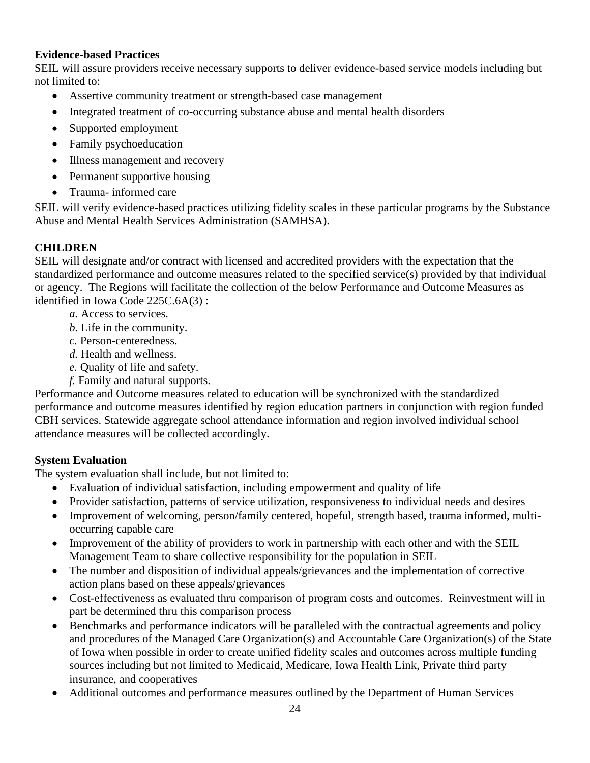**Evidence-based Practices**

SEIL will assure providers receive necessary supports to deliver evidence-based service models including but not limited to:

- Assertive community treatment or strength-based case management
- Integrated treatment of co-occurring substance abuse and mental health disorders
- Supported employment
- Family psychoeducation
- Illness management and recovery
- Permanent supportive housing
- Trauma- informed care

SEIL will verify evidence-based practices utilizing fidelity scales in these particular programs by the Substance Abuse and Mental Health Services Administration (SAMHSA).

**CHILDREN**

SEIL will designate and/or contract with licensed and accredited providers with the expectation that the standardized performance and outcome measures related to the specified service(s) provided by that individual or agency. The Regions will facilitate the collection of the below Performance and Outcome Measures as identified in Iowa Code 225C.6A(3) :

*a.* Access to services.
*b.* Life in the community.
*c.* Person-centeredness.
*d.* Health and wellness.
*e.* Quality of life and safety.
*f.* Family and natural supports.

Performance and Outcome measures related to education will be synchronized with the standardized performance and outcome measures identified by region education partners in conjunction with region funded CBH services. Statewide aggregate school attendance information and region involved individual school attendance measures will be collected accordingly.

**System Evaluation**

The system evaluation shall include, but not limited to:

- Evaluation of individual satisfaction, including empowerment and quality of life
- Provider satisfaction, patterns of service utilization, responsiveness to individual needs and desires
- Improvement of welcoming, person/family centered, hopeful, strength based, trauma informed, multi-occurring capable care
- Improvement of the ability of providers to work in partnership with each other and with the SEIL Management Team to share collective responsibility for the population in SEIL
- The number and disposition of individual appeals/grievances and the implementation of corrective action plans based on these appeals/grievances
- Cost-effectiveness as evaluated thru comparison of program costs and outcomes. Reinvestment will in part be determined thru this comparison process
- Benchmarks and performance indicators will be paralleled with the contractual agreements and policy and procedures of the Managed Care Organization(s) and Accountable Care Organization(s) of the State of Iowa when possible in order to create unified fidelity scales and outcomes across multiple funding sources including but not limited to Medicaid, Medicare, Iowa Health Link, Private third party insurance, and cooperatives
- Additional outcomes and performance measures outlined by the Department of Human Services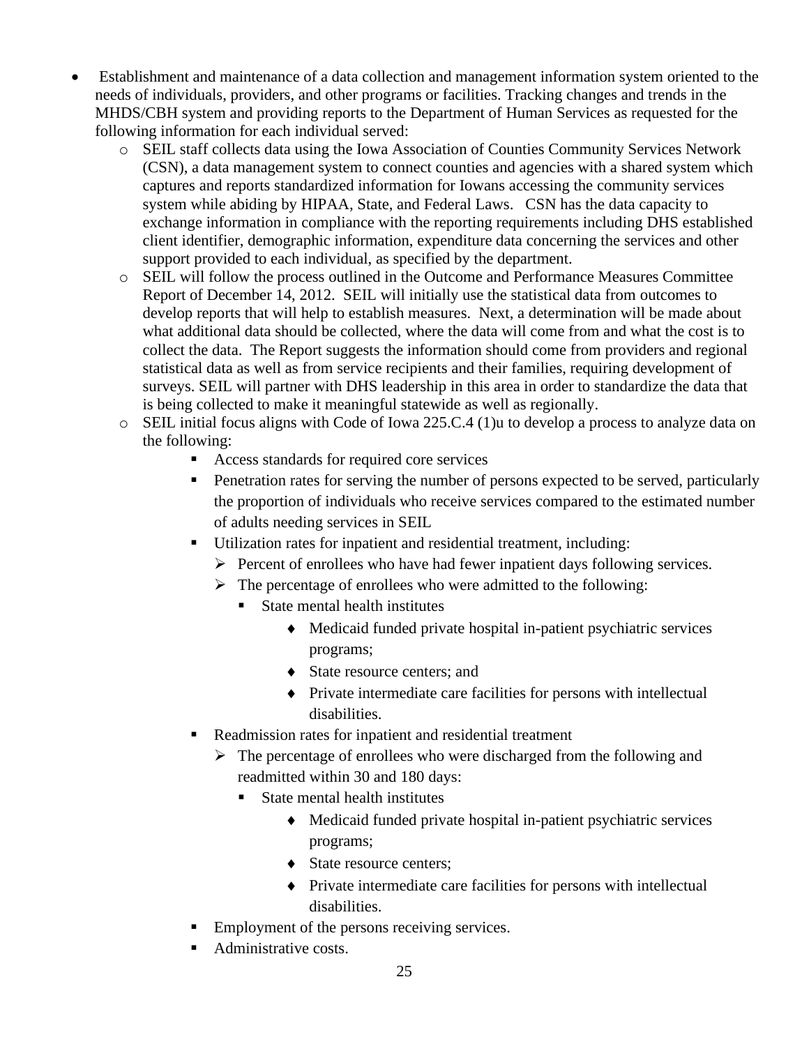- Establishment and maintenance of a data collection and management information system oriented to the needs of individuals, providers, and other programs or facilities. Tracking changes and trends in the MHDS/CBH system and providing reports to the Department of Human Services as requested for the following information for each individual served:
  - SEIL staff collects data using the Iowa Association of Counties Community Services Network (CSN), a data management system to connect counties and agencies with a shared system which captures and reports standardized information for Iowans accessing the community services system while abiding by HIPAA, State, and Federal Laws. CSN has the data capacity to exchange information in compliance with the reporting requirements including DHS established client identifier, demographic information, expenditure data concerning the services and other support provided to each individual, as specified by the department.
  - SEIL will follow the process outlined in the Outcome and Performance Measures Committee Report of December 14, 2012. SEIL will initially use the statistical data from outcomes to develop reports that will help to establish measures. Next, a determination will be made about what additional data should be collected, where the data will come from and what the cost is to collect the data. The Report suggests the information should come from providers and regional statistical data as well as from service recipients and their families, requiring development of surveys. SEIL will partner with DHS leadership in this area in order to standardize the data that is being collected to make it meaningful statewide as well as regionally.
  - SEIL initial focus aligns with Code of Iowa 225.C.4 (1)u to develop a process to analyze data on the following:
    - Access standards for required core services
    - Penetration rates for serving the number of persons expected to be served, particularly the proportion of individuals who receive services compared to the estimated number of adults needing services in SEIL
    - Utilization rates for inpatient and residential treatment, including:
      - Percent of enrollees who have had fewer inpatient days following services.
      - The percentage of enrollees who were admitted to the following:
        - State mental health institutes
          - Medicaid funded private hospital in-patient psychiatric services programs;
          - State resource centers; and
          - Private intermediate care facilities for persons with intellectual disabilities.
    - Readmission rates for inpatient and residential treatment
      - The percentage of enrollees who were discharged from the following and readmitted within 30 and 180 days:
        - State mental health institutes
          - Medicaid funded private hospital in-patient psychiatric services programs;
          - State resource centers;
          - Private intermediate care facilities for persons with intellectual disabilities.
    - Employment of the persons receiving services.
    - Administrative costs.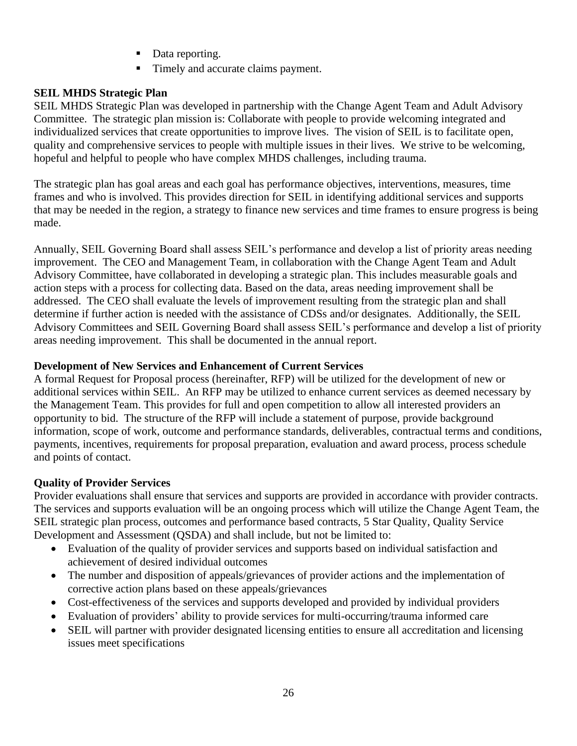- Data reporting.
- Timely and accurate claims payment.

**SEIL MHDS Strategic Plan**

SEIL MHDS Strategic Plan was developed in partnership with the Change Agent Team and Adult Advisory Committee. The strategic plan mission is: Collaborate with people to provide welcoming integrated and individualized services that create opportunities to improve lives. The vision of SEIL is to facilitate open, quality and comprehensive services to people with multiple issues in their lives. We strive to be welcoming, hopeful and helpful to people who have complex MHDS challenges, including trauma.

The strategic plan has goal areas and each goal has performance objectives, interventions, measures, time frames and who is involved. This provides direction for SEIL in identifying additional services and supports that may be needed in the region, a strategy to finance new services and time frames to ensure progress is being made.

Annually, SEIL Governing Board shall assess SEIL's performance and develop a list of priority areas needing improvement. The CEO and Management Team, in collaboration with the Change Agent Team and Adult Advisory Committee, have collaborated in developing a strategic plan. This includes measurable goals and action steps with a process for collecting data. Based on the data, areas needing improvement shall be addressed. The CEO shall evaluate the levels of improvement resulting from the strategic plan and shall determine if further action is needed with the assistance of CDSs and/or designates. Additionally, the SEIL Advisory Committees and SEIL Governing Board shall assess SEIL's performance and develop a list of priority areas needing improvement. This shall be documented in the annual report.

**Development of New Services and Enhancement of Current Services**

A formal Request for Proposal process (hereinafter, RFP) will be utilized for the development of new or additional services within SEIL. An RFP may be utilized to enhance current services as deemed necessary by the Management Team. This provides for full and open competition to allow all interested providers an opportunity to bid. The structure of the RFP will include a statement of purpose, provide background information, scope of work, outcome and performance standards, deliverables, contractual terms and conditions, payments, incentives, requirements for proposal preparation, evaluation and award process, process schedule and points of contact.

**Quality of Provider Services**

Provider evaluations shall ensure that services and supports are provided in accordance with provider contracts. The services and supports evaluation will be an ongoing process which will utilize the Change Agent Team, the SEIL strategic plan process, outcomes and performance based contracts, 5 Star Quality, Quality Service Development and Assessment (QSDA) and shall include, but not be limited to:

- Evaluation of the quality of provider services and supports based on individual satisfaction and achievement of desired individual outcomes
- The number and disposition of appeals/grievances of provider actions and the implementation of corrective action plans based on these appeals/grievances
- Cost-effectiveness of the services and supports developed and provided by individual providers
- Evaluation of providers' ability to provide services for multi-occurring/trauma informed care
- SEIL will partner with provider designated licensing entities to ensure all accreditation and licensing issues meet specifications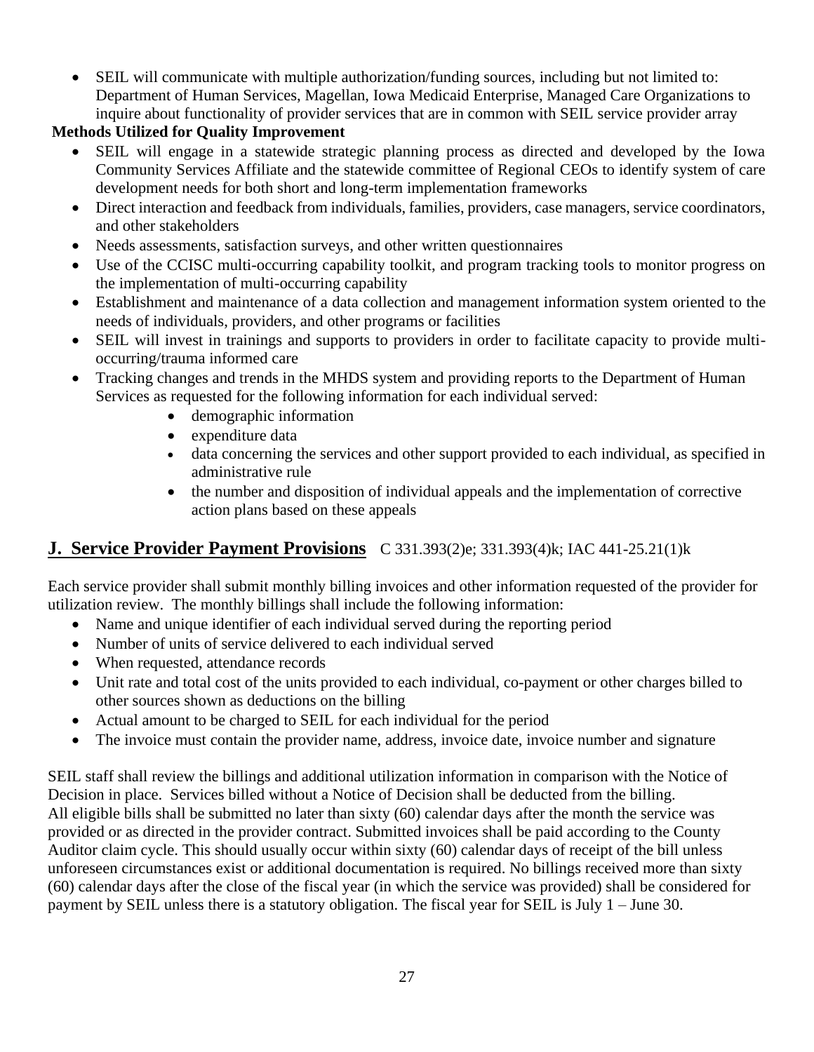- SEIL will communicate with multiple authorization/funding sources, including but not limited to: Department of Human Services, Magellan, Iowa Medicaid Enterprise, Managed Care Organizations to inquire about functionality of provider services that are in common with SEIL service provider array

**Methods Utilized for Quality Improvement**

- SEIL will engage in a statewide strategic planning process as directed and developed by the Iowa Community Services Affiliate and the statewide committee of Regional CEOs to identify system of care development needs for both short and long-term implementation frameworks
- Direct interaction and feedback from individuals, families, providers, case managers, service coordinators, and other stakeholders
- Needs assessments, satisfaction surveys, and other written questionnaires
- Use of the CCISC multi-occurring capability toolkit, and program tracking tools to monitor progress on the implementation of multi-occurring capability
- Establishment and maintenance of a data collection and management information system oriented to the needs of individuals, providers, and other programs or facilities
- SEIL will invest in trainings and supports to providers in order to facilitate capacity to provide multi-occurring/trauma informed care
- Tracking changes and trends in the MHDS system and providing reports to the Department of Human Services as requested for the following information for each individual served:
    - demographic information
    - expenditure data
    - data concerning the services and other support provided to each individual, as specified in administrative rule
    - the number and disposition of individual appeals and the implementation of corrective action plans based on these appeals

## J. Service Provider Payment Provisions C 331.393(2)e; 331.393(4)k; IAC 441-25.21(1)k

Each service provider shall submit monthly billing invoices and other information requested of the provider for utilization review. The monthly billings shall include the following information:

- Name and unique identifier of each individual served during the reporting period
- Number of units of service delivered to each individual served
- When requested, attendance records
- Unit rate and total cost of the units provided to each individual, co-payment or other charges billed to other sources shown as deductions on the billing
- Actual amount to be charged to SEIL for each individual for the period
- The invoice must contain the provider name, address, invoice date, invoice number and signature

SEIL staff shall review the billings and additional utilization information in comparison with the Notice of Decision in place. Services billed without a Notice of Decision shall be deducted from the billing. All eligible bills shall be submitted no later than sixty (60) calendar days after the month the service was provided or as directed in the provider contract. Submitted invoices shall be paid according to the County Auditor claim cycle. This should usually occur within sixty (60) calendar days of receipt of the bill unless unforeseen circumstances exist or additional documentation is required. No billings received more than sixty (60) calendar days after the close of the fiscal year (in which the service was provided) shall be considered for payment by SEIL unless there is a statutory obligation. The fiscal year for SEIL is July 1 – June 30.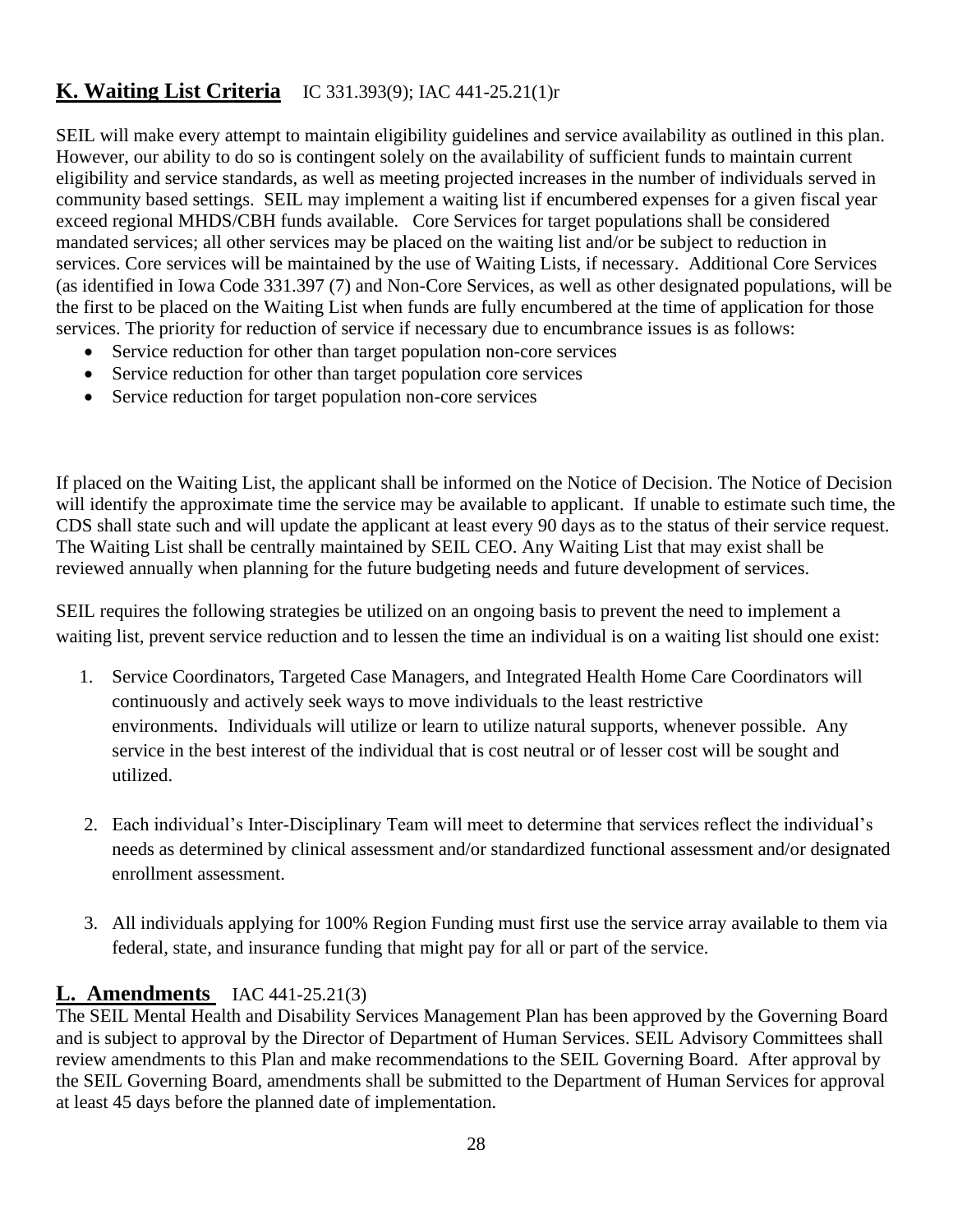## **K. Waiting List Criteria** IC 331.393(9); IAC 441-25.21(1)r

SEIL will make every attempt to maintain eligibility guidelines and service availability as outlined in this plan. However, our ability to do so is contingent solely on the availability of sufficient funds to maintain current eligibility and service standards, as well as meeting projected increases in the number of individuals served in community based settings. SEIL may implement a waiting list if encumbered expenses for a given fiscal year exceed regional MHDS/CBH funds available. Core Services for target populations shall be considered mandated services; all other services may be placed on the waiting list and/or be subject to reduction in services. Core services will be maintained by the use of Waiting Lists, if necessary. Additional Core Services (as identified in Iowa Code 331.397 (7) and Non-Core Services, as well as other designated populations, will be the first to be placed on the Waiting List when funds are fully encumbered at the time of application for those services. The priority for reduction of service if necessary due to encumbrance issues is as follows:

- Service reduction for other than target population non-core services
- Service reduction for other than target population core services
- Service reduction for target population non-core services

If placed on the Waiting List, the applicant shall be informed on the Notice of Decision. The Notice of Decision will identify the approximate time the service may be available to applicant. If unable to estimate such time, the CDS shall state such and will update the applicant at least every 90 days as to the status of their service request. The Waiting List shall be centrally maintained by SEIL CEO. Any Waiting List that may exist shall be reviewed annually when planning for the future budgeting needs and future development of services.

SEIL requires the following strategies be utilized on an ongoing basis to prevent the need to implement a waiting list, prevent service reduction and to lessen the time an individual is on a waiting list should one exist:

1. Service Coordinators, Targeted Case Managers, and Integrated Health Home Care Coordinators will continuously and actively seek ways to move individuals to the least restrictive environments. Individuals will utilize or learn to utilize natural supports, whenever possible. Any service in the best interest of the individual that is cost neutral or of lesser cost will be sought and utilized.

2. Each individual's Inter-Disciplinary Team will meet to determine that services reflect the individual's needs as determined by clinical assessment and/or standardized functional assessment and/or designated enrollment assessment.

3. All individuals applying for 100% Region Funding must first use the service array available to them via federal, state, and insurance funding that might pay for all or part of the service.

## **L. Amendments** IAC 441-25.21(3)

The SEIL Mental Health and Disability Services Management Plan has been approved by the Governing Board and is subject to approval by the Director of Department of Human Services. SEIL Advisory Committees shall review amendments to this Plan and make recommendations to the SEIL Governing Board. After approval by the SEIL Governing Board, amendments shall be submitted to the Department of Human Services for approval at least 45 days before the planned date of implementation.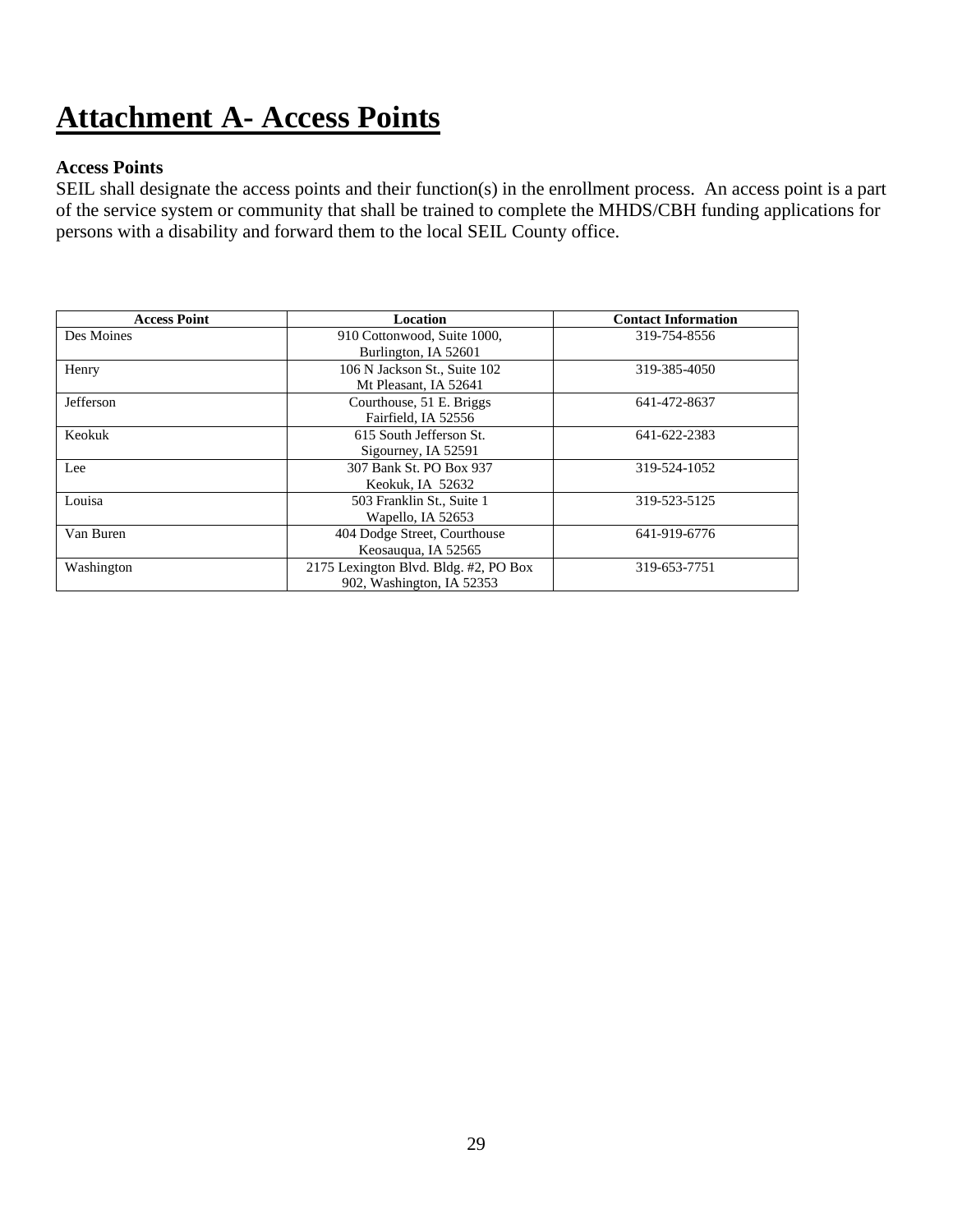# Attachment A- Access Points

**Access Points**

SEIL shall designate the access points and their function(s) in the enrollment process. An access point is a part of the service system or community that shall be trained to complete the MHDS/CBH funding applications for persons with a disability and forward them to the local SEIL County office.

| Access Point | Location | Contact Information |
|---|---|---|
| Des Moines | 910 Cottonwood, Suite 1000, Burlington, IA 52601 | 319-754-8556 |
| Henry | 106 N Jackson St., Suite 102 Mt Pleasant, IA 52641 | 319-385-4050 |
| Jefferson | Courthouse, 51 E. Briggs Fairfield, IA 52556 | 641-472-8637 |
| Keokuk | 615 South Jefferson St. Sigourney, IA 52591 | 641-622-2383 |
| Lee | 307 Bank St. PO Box 937 Keokuk, IA 52632 | 319-524-1052 |
| Louisa | 503 Franklin St., Suite 1 Wapello, IA 52653 | 319-523-5125 |
| Van Buren | 404 Dodge Street, Courthouse Keosauqua, IA 52565 | 641-919-6776 |
| Washington | 2175 Lexington Blvd. Bldg. #2, PO Box 902, Washington, IA 52353 | 319-653-7751 |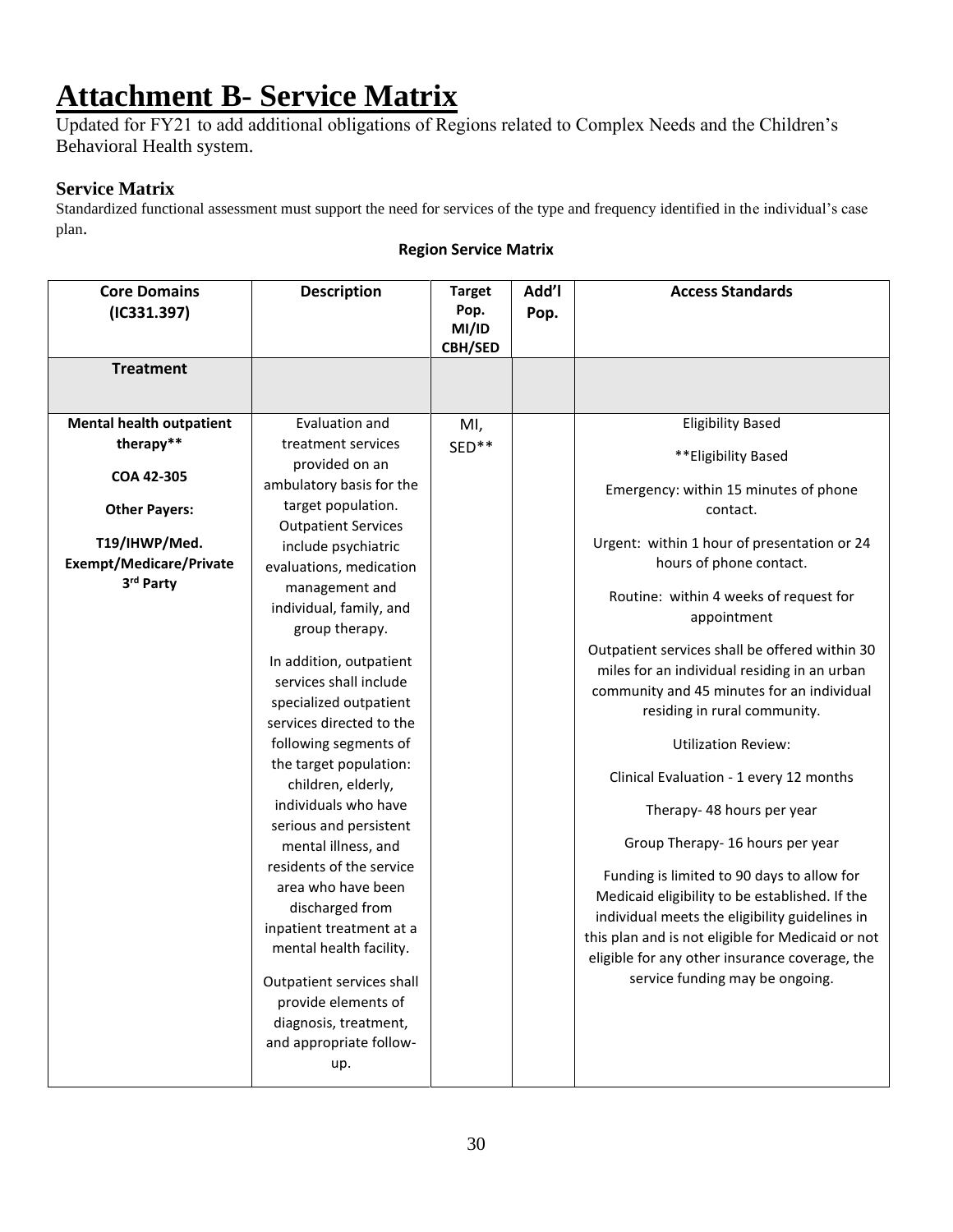# Attachment B- Service Matrix

Updated for FY21 to add additional obligations of Regions related to Complex Needs and the Children's Behavioral Health system.

### Service Matrix

Standardized functional assessment must support the need for services of the type and frequency identified in the individual's case plan.

**Region Service Matrix**

| Core Domains (IC331.397) | Description | Target Pop. MI/ID CBH/SED | Add'l Pop. | Access Standards |
|---|---|---|---|---|
| **Treatment** | | | | |
| **Mental health outpatient therapy**\*\*<br><br>**COA 42-305**<br><br>**Other Payers:**<br><br>**T19/IHWP/Med. Exempt/Medicare/Private 3rd Party** | Evaluation and treatment services provided on an ambulatory basis for the target population. Outpatient Services include psychiatric evaluations, medication management and individual, family, and group therapy.<br><br>In addition, outpatient services shall include specialized outpatient services directed to the following segments of the target population: children, elderly, individuals who have serious and persistent mental illness, and residents of the service area who have been discharged from inpatient treatment at a mental health facility.<br><br>Outpatient services shall provide elements of diagnosis, treatment, and appropriate follow-up. | MI, SED\*\* | | Eligibility Based<br><br>\*\*Eligibility Based<br><br>Emergency: within 15 minutes of phone contact.<br><br>Urgent: within 1 hour of presentation or 24 hours of phone contact.<br><br>Routine: within 4 weeks of request for appointment<br><br>Outpatient services shall be offered within 30 miles for an individual residing in an urban community and 45 minutes for an individual residing in rural community.<br><br>Utilization Review:<br><br>Clinical Evaluation - 1 every 12 months<br><br>Therapy- 48 hours per year<br><br>Group Therapy- 16 hours per year<br><br>Funding is limited to 90 days to allow for Medicaid eligibility to be established. If the individual meets the eligibility guidelines in this plan and is not eligible for Medicaid or not eligible for any other insurance coverage, the service funding may be ongoing. |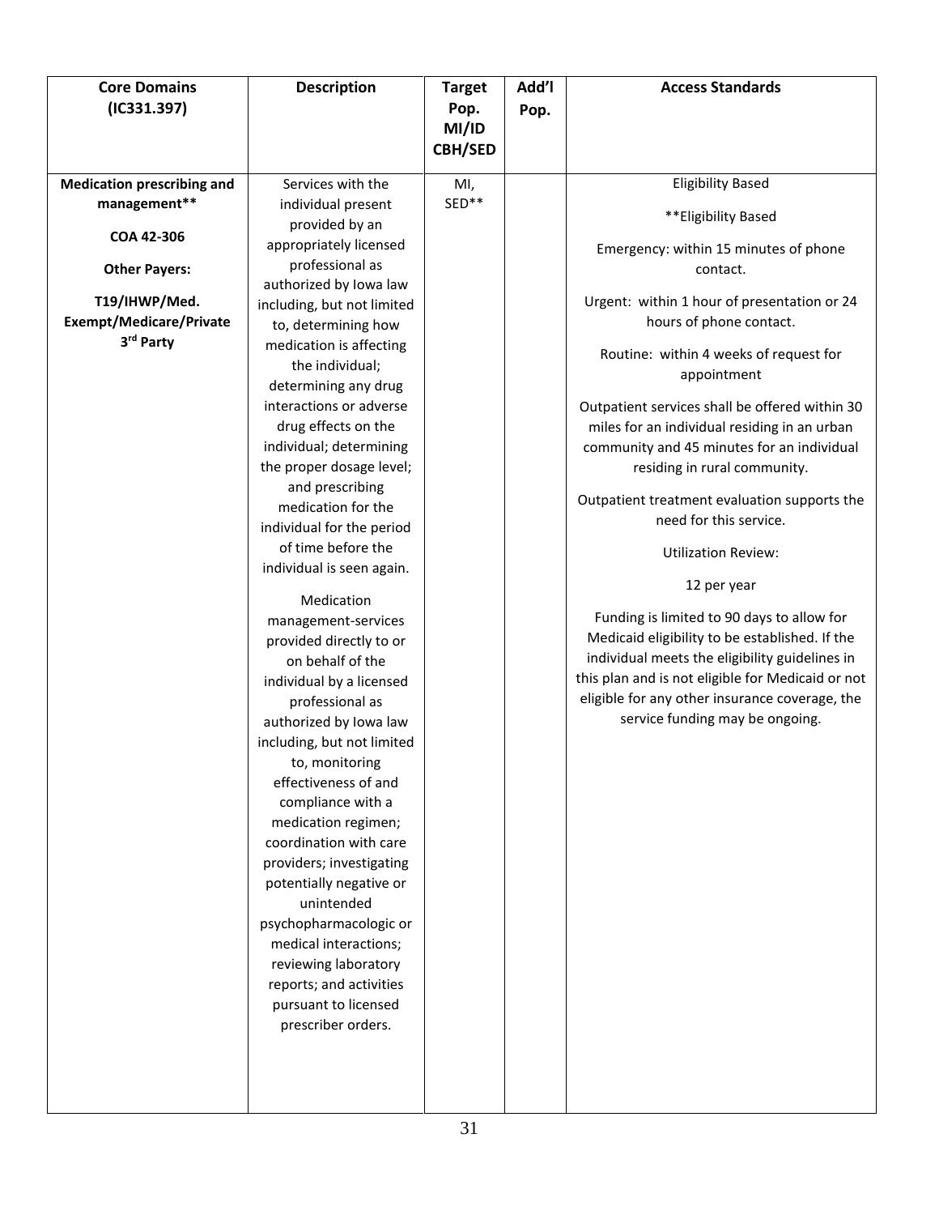| Core Domains (IC331.397) | Description | Target Pop. MI/ID CBH/SED | Add'l Pop. | Access Standards |
|---|---|---|---|---|
| **Medication prescribing and management****<br><br>**COA 42-306**<br><br>**Other Payers:**<br><br>**T19/IHWP/Med. Exempt/Medicare/Private 3rd Party** | Services with the individual present provided by an appropriately licensed professional as authorized by Iowa law including, but not limited to, determining how medication is affecting the individual; determining any drug interactions or adverse drug effects on the individual; determining the proper dosage level; and prescribing medication for the individual for the period of time before the individual is seen again.<br><br>Medication management-services provided directly to or on behalf of the individual by a licensed professional as authorized by Iowa law including, but not limited to, monitoring effectiveness of and compliance with a medication regimen; coordination with care providers; investigating potentially negative or unintended psychopharmacologic or medical interactions; reviewing laboratory reports; and activities pursuant to licensed prescriber orders. | MI, SED** | | Eligibility Based<br><br>**Eligibility Based<br><br>Emergency: within 15 minutes of phone contact.<br><br>Urgent: within 1 hour of presentation or 24 hours of phone contact.<br><br>Routine: within 4 weeks of request for appointment<br><br>Outpatient services shall be offered within 30 miles for an individual residing in an urban community and 45 minutes for an individual residing in rural community.<br><br>Outpatient treatment evaluation supports the need for this service.<br><br>Utilization Review:<br><br>12 per year<br><br>Funding is limited to 90 days to allow for Medicaid eligibility to be established. If the individual meets the eligibility guidelines in this plan and is not eligible for Medicaid or not eligible for any other insurance coverage, the service funding may be ongoing. |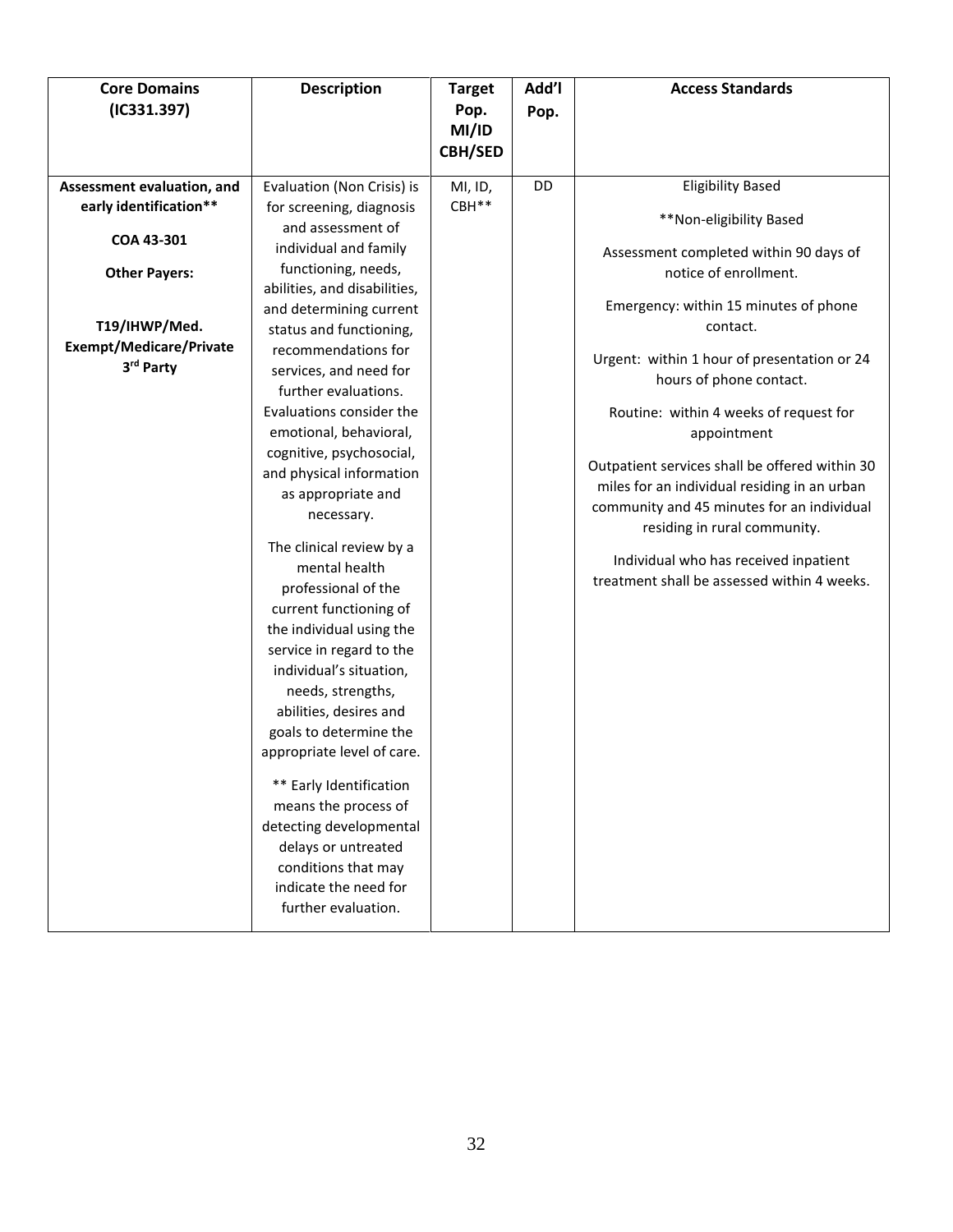| Core Domains (IC331.397) | Description | Target Pop. MI/ID CBH/SED | Add'l Pop. | Access Standards |
|---|---|---|---|---|
| **Assessment evaluation, and early identification****<br><br>**COA 43-301**<br><br>**Other Payers:**<br><br>**T19/IHWP/Med. Exempt/Medicare/Private 3rd Party** | Evaluation (Non Crisis) is for screening, diagnosis and assessment of individual and family functioning, needs, abilities, and disabilities, and determining current status and functioning, recommendations for services, and need for further evaluations. Evaluations consider the emotional, behavioral, cognitive, psychosocial, and physical information as appropriate and necessary.<br><br>The clinical review by a mental health professional of the current functioning of the individual using the service in regard to the individual's situation, needs, strengths, abilities, desires and goals to determine the appropriate level of care.<br><br>** Early Identification means the process of detecting developmental delays or untreated conditions that may indicate the need for further evaluation. | MI, ID, CBH** | DD | Eligibility Based<br><br>**Non-eligibility Based<br><br>Assessment completed within 90 days of notice of enrollment.<br><br>Emergency: within 15 minutes of phone contact.<br><br>Urgent: within 1 hour of presentation or 24 hours of phone contact.<br><br>Routine: within 4 weeks of request for appointment<br><br>Outpatient services shall be offered within 30 miles for an individual residing in an urban community and 45 minutes for an individual residing in rural community.<br><br>Individual who has received inpatient treatment shall be assessed within 4 weeks. |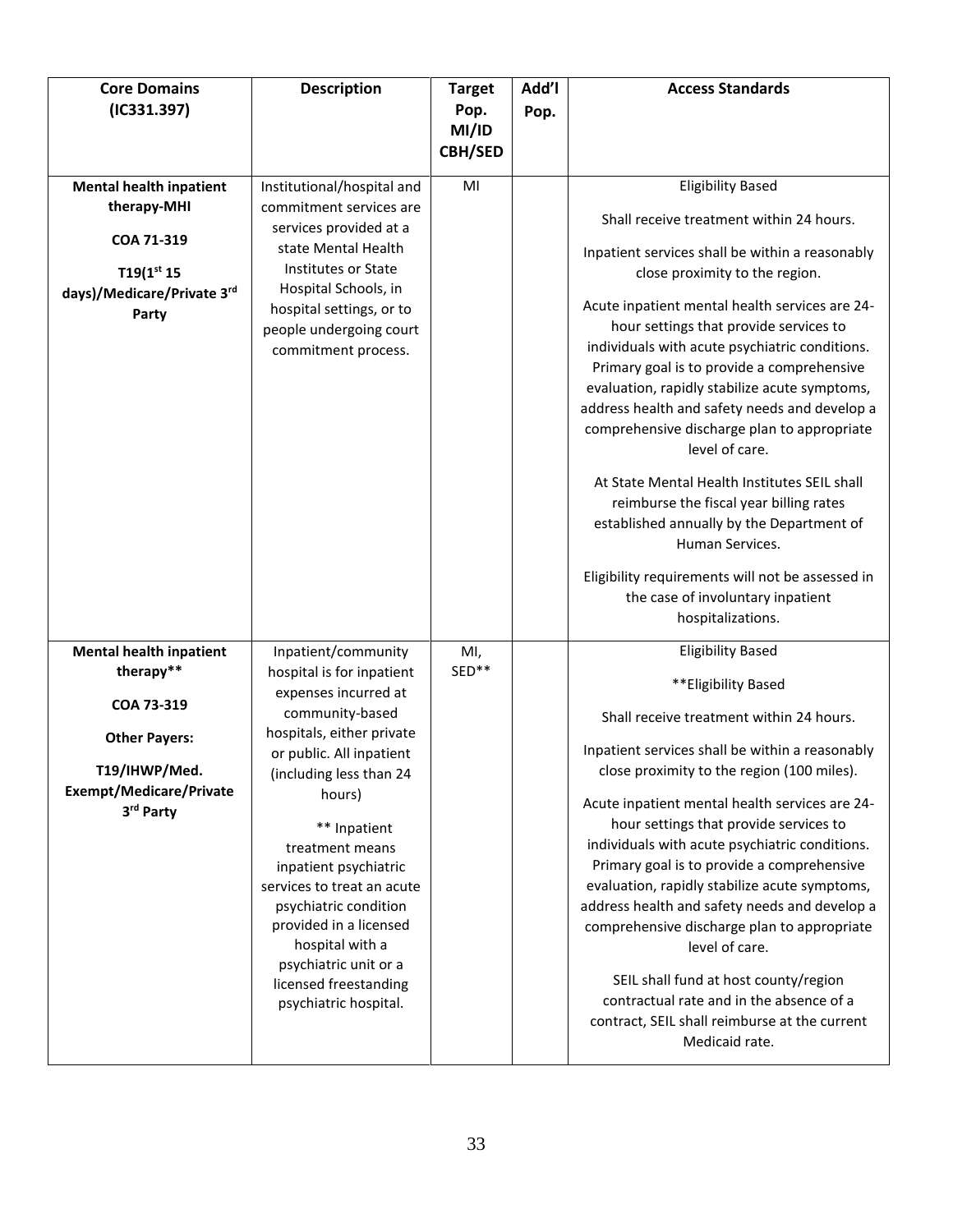| Core Domains (IC331.397) | Description | Target Pop. MI/ID CBH/SED | Add'l Pop. | Access Standards |
| --- | --- | --- | --- | --- |
| **Mental health inpatient therapy-MHI**<br><br>**COA 71-319**<br><br>**T19(1st 15 days)/Medicare/Private 3rd Party** | Institutional/hospital and commitment services are services provided at a state Mental Health Institutes or State Hospital Schools, in hospital settings, or to people undergoing court commitment process. | MI | | Eligibility Based<br><br>Shall receive treatment within 24 hours.<br><br>Inpatient services shall be within a reasonably close proximity to the region.<br><br>Acute inpatient mental health services are 24-hour settings that provide services to individuals with acute psychiatric conditions. Primary goal is to provide a comprehensive evaluation, rapidly stabilize acute symptoms, address health and safety needs and develop a comprehensive discharge plan to appropriate level of care.<br><br>At State Mental Health Institutes SEIL shall reimburse the fiscal year billing rates established annually by the Department of Human Services.<br><br>Eligibility requirements will not be assessed in the case of involuntary inpatient hospitalizations. |
| **Mental health inpatient therapy****<br><br>**COA 73-319**<br><br>**Other Payers:**<br><br>**T19/IHWP/Med. Exempt/Medicare/Private 3rd Party** | Inpatient/community hospital is for inpatient expenses incurred at community-based hospitals, either private or public. All inpatient (including less than 24 hours)<br><br>** Inpatient treatment means inpatient psychiatric services to treat an acute psychiatric condition provided in a licensed hospital with a psychiatric unit or a licensed freestanding psychiatric hospital. | MI, SED** | | Eligibility Based<br><br>**Eligibility Based<br><br>Shall receive treatment within 24 hours.<br><br>Inpatient services shall be within a reasonably close proximity to the region (100 miles).<br><br>Acute inpatient mental health services are 24-hour settings that provide services to individuals with acute psychiatric conditions. Primary goal is to provide a comprehensive evaluation, rapidly stabilize acute symptoms, address health and safety needs and develop a comprehensive discharge plan to appropriate level of care.<br><br>SEIL shall fund at host county/region contractual rate and in the absence of a contract, SEIL shall reimburse at the current Medicaid rate. |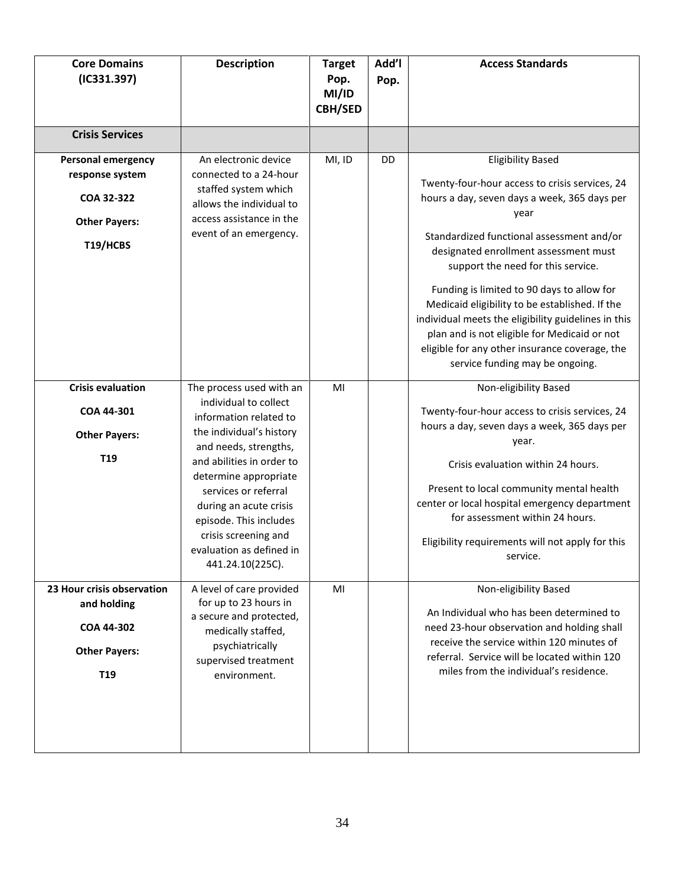| Core Domains (IC331.397) | Description | Target Pop. MI/ID CBH/SED | Add'l Pop. | Access Standards |
|---|---|---|---|---|
| **Crisis Services** | | | | |
| **Personal emergency response system**<br><br>**COA 32-322**<br><br>**Other Payers:**<br><br>**T19/HCBS** | An electronic device connected to a 24-hour staffed system which allows the individual to access assistance in the event of an emergency. | MI, ID | DD | Eligibility Based<br><br>Twenty-four-hour access to crisis services, 24 hours a day, seven days a week, 365 days per year<br><br>Standardized functional assessment and/or designated enrollment assessment must support the need for this service.<br><br>Funding is limited to 90 days to allow for Medicaid eligibility to be established. If the individual meets the eligibility guidelines in this plan and is not eligible for Medicaid or not eligible for any other insurance coverage, the service funding may be ongoing. |
| **Crisis evaluation**<br><br>**COA 44-301**<br><br>**Other Payers:**<br><br>**T19** | The process used with an individual to collect information related to the individual's history and needs, strengths, and abilities in order to determine appropriate services or referral during an acute crisis episode. This includes crisis screening and evaluation as defined in 441.24.10(225C). | MI | | Non-eligibility Based<br><br>Twenty-four-hour access to crisis services, 24 hours a day, seven days a week, 365 days per year.<br><br>Crisis evaluation within 24 hours.<br><br>Present to local community mental health center or local hospital emergency department for assessment within 24 hours.<br><br>Eligibility requirements will not apply for this service. |
| **23 Hour crisis observation and holding**<br><br>**COA 44-302**<br><br>**Other Payers:**<br><br>**T19** | A level of care provided for up to 23 hours in a secure and protected, medically staffed, psychiatrically supervised treatment environment. | MI | | Non-eligibility Based<br><br>An Individual who has been determined to need 23-hour observation and holding shall receive the service within 120 minutes of referral. Service will be located within 120 miles from the individual's residence. |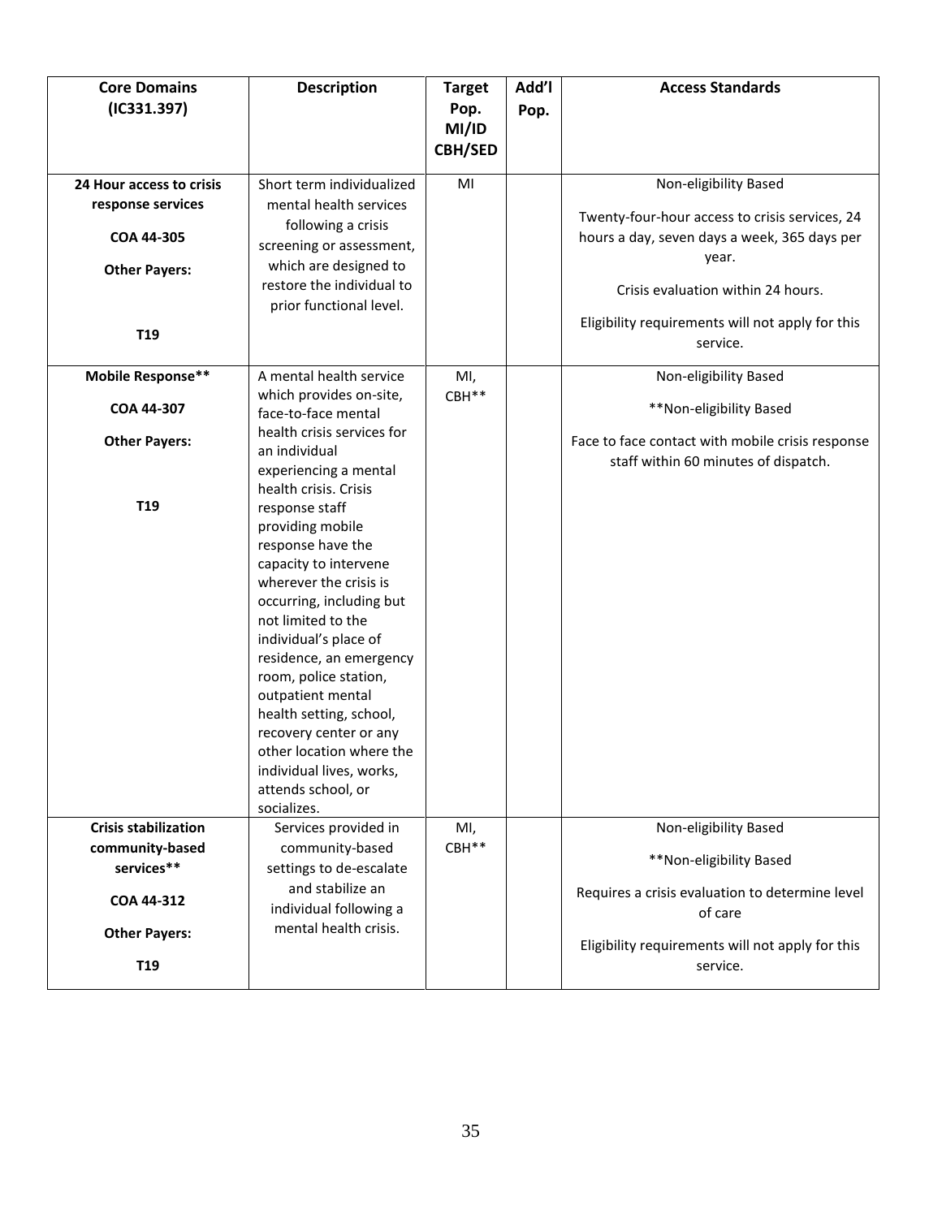| Core Domains (IC331.397) | Description | Target Pop. MI/ID CBH/SED | Add'l Pop. | Access Standards |
|---|---|---|---|---|
| **24 Hour access to crisis response services**<br><br>**COA 44-305**<br><br>**Other Payers:**<br><br>**T19** | Short term individualized mental health services following a crisis screening or assessment, which are designed to restore the individual to prior functional level. | MI | | Non-eligibility Based<br><br>Twenty-four-hour access to crisis services, 24 hours a day, seven days a week, 365 days per year.<br><br>Crisis evaluation within 24 hours.<br><br>Eligibility requirements will not apply for this service. |
| **Mobile Response****<br><br>**COA 44-307**<br><br>**Other Payers:**<br><br>**T19** | A mental health service which provides on-site, face-to-face mental health crisis services for an individual experiencing a mental health crisis. Crisis response staff providing mobile response have the capacity to intervene wherever the crisis is occurring, including but not limited to the individual's place of residence, an emergency room, police station, outpatient mental health setting, school, recovery center or any other location where the individual lives, works, attends school, or socializes. | MI, CBH** | | Non-eligibility Based<br><br>**Non-eligibility Based<br><br>Face to face contact with mobile crisis response staff within 60 minutes of dispatch. |
| **Crisis stabilization community-based services****<br><br>**COA 44-312**<br><br>**Other Payers:**<br><br>**T19** | Services provided in community-based settings to de-escalate and stabilize an individual following a mental health crisis. | MI, CBH** | | Non-eligibility Based<br><br>**Non-eligibility Based<br><br>Requires a crisis evaluation to determine level of care<br><br>Eligibility requirements will not apply for this service. |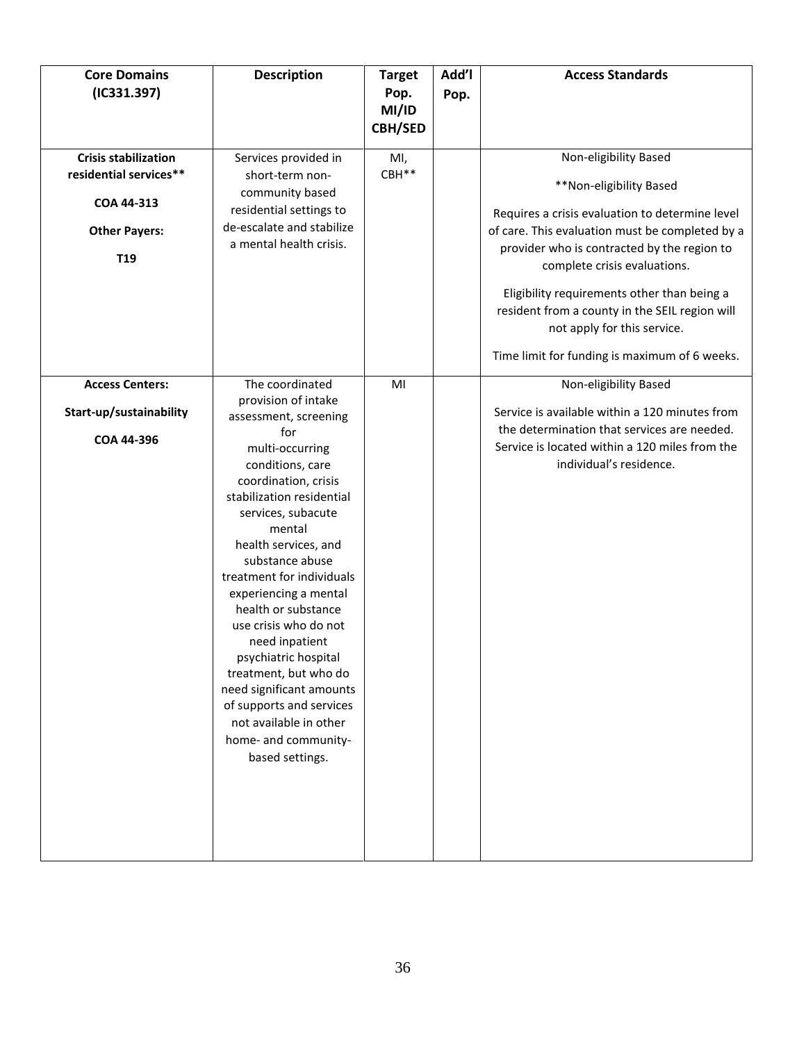| Core Domains (IC331.397) | Description | Target Pop. MI/ID CBH/SED | Add'l Pop. | Access Standards |
|---|---|---|---|---|
| **Crisis stabilization residential services**** <br><br> **COA 44-313** <br><br> **Other Payers:** <br><br> **T19** | Services provided in short-term non-community based residential settings to de-escalate and stabilize a mental health crisis. | MI, CBH** | | Non-eligibility Based <br><br> **Non-eligibility Based <br><br> Requires a crisis evaluation to determine level of care. This evaluation must be completed by a provider who is contracted by the region to complete crisis evaluations. <br><br> Eligibility requirements other than being a resident from a county in the SEIL region will not apply for this service. <br><br> Time limit for funding is maximum of 6 weeks. |
| **Access Centers:** <br><br> **Start-up/sustainability** <br><br> **COA 44-396** | The coordinated provision of intake assessment, screening for multi-occurring conditions, care coordination, crisis stabilization residential services, subacute mental health services, and substance abuse treatment for individuals experiencing a mental health or substance use crisis who do not need inpatient psychiatric hospital treatment, but who do need significant amounts of supports and services not available in other home- and community-based settings. | MI | | Non-eligibility Based <br><br> Service is available within a 120 minutes from the determination that services are needed. Service is located within a 120 miles from the individual's residence. |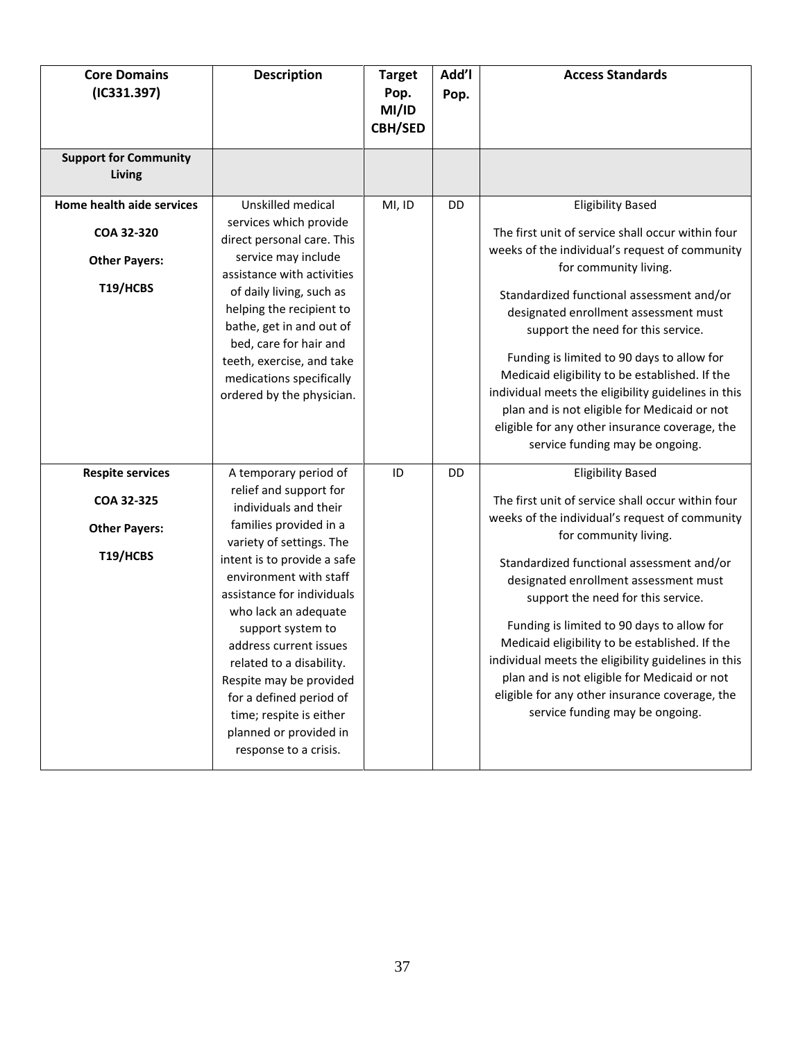| Core Domains (IC331.397) | Description | Target Pop. MI/ID CBH/SED | Add'l Pop. | Access Standards |
|---|---|---|---|---|
| **Support for Community Living** | | | | |
| **Home health aide services**<br><br>**COA 32-320**<br><br>**Other Payers:**<br><br>**T19/HCBS** | Unskilled medical services which provide direct personal care. This service may include assistance with activities of daily living, such as helping the recipient to bathe, get in and out of bed, care for hair and teeth, exercise, and take medications specifically ordered by the physician. | MI, ID | DD | Eligibility Based<br><br>The first unit of service shall occur within four weeks of the individual's request of community for community living.<br><br>Standardized functional assessment and/or designated enrollment assessment must support the need for this service.<br><br>Funding is limited to 90 days to allow for Medicaid eligibility to be established. If the individual meets the eligibility guidelines in this plan and is not eligible for Medicaid or not eligible for any other insurance coverage, the service funding may be ongoing. |
| **Respite services**<br><br>**COA 32-325**<br><br>**Other Payers:**<br><br>**T19/HCBS** | A temporary period of relief and support for individuals and their families provided in a variety of settings. The intent is to provide a safe environment with staff assistance for individuals who lack an adequate support system to address current issues related to a disability. Respite may be provided for a defined period of time; respite is either planned or provided in response to a crisis. | ID | DD | Eligibility Based<br><br>The first unit of service shall occur within four weeks of the individual's request of community for community living.<br><br>Standardized functional assessment and/or designated enrollment assessment must support the need for this service.<br><br>Funding is limited to 90 days to allow for Medicaid eligibility to be established. If the individual meets the eligibility guidelines in this plan and is not eligible for Medicaid or not eligible for any other insurance coverage, the service funding may be ongoing. |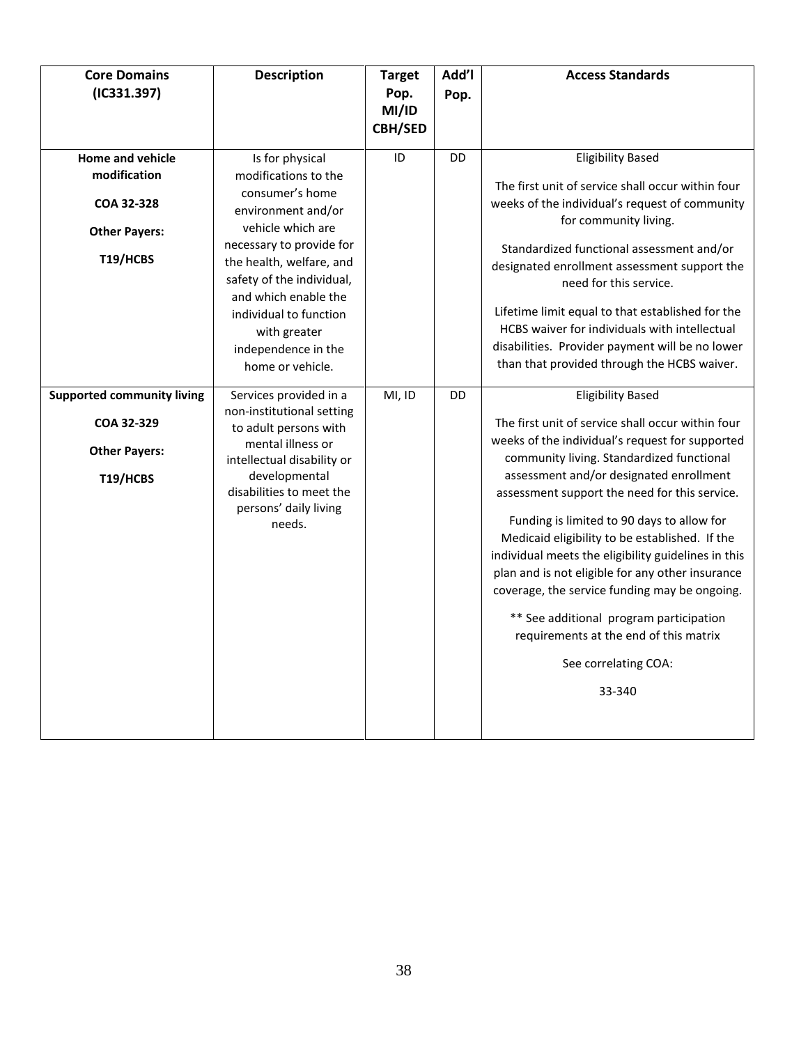| Core Domains (IC331.397) | Description | Target Pop. MI/ID CBH/SED | Add'l Pop. | Access Standards |
|---|---|---|---|---|
| **Home and vehicle modification**<br><br>**COA 32-328**<br><br>**Other Payers:**<br><br>**T19/HCBS** | Is for physical modifications to the consumer's home environment and/or vehicle which are necessary to provide for the health, welfare, and safety of the individual, and which enable the individual to function with greater independence in the home or vehicle. | ID | DD | Eligibility Based<br><br>The first unit of service shall occur within four weeks of the individual's request of community for community living.<br><br>Standardized functional assessment and/or designated enrollment assessment support the need for this service.<br><br>Lifetime limit equal to that established for the HCBS waiver for individuals with intellectual disabilities. Provider payment will be no lower than that provided through the HCBS waiver. |
| **Supported community living**<br><br>**COA 32-329**<br><br>**Other Payers:**<br><br>**T19/HCBS** | Services provided in a non-institutional setting to adult persons with mental illness or intellectual disability or developmental disabilities to meet the persons' daily living needs. | MI, ID | DD | Eligibility Based<br><br>The first unit of service shall occur within four weeks of the individual's request for supported community living. Standardized functional assessment and/or designated enrollment assessment support the need for this service.<br><br>Funding is limited to 90 days to allow for Medicaid eligibility to be established. If the individual meets the eligibility guidelines in this plan and is not eligible for any other insurance coverage, the service funding may be ongoing.<br><br>** See additional program participation requirements at the end of this matrix<br><br>See correlating COA:<br><br>33-340 |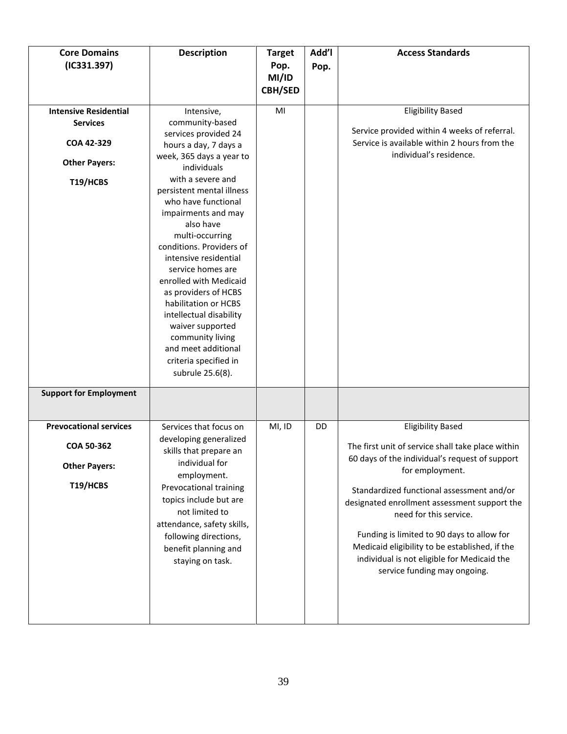| Core Domains (IC331.397) | Description | Target Pop. MI/ID CBH/SED | Add'l Pop. | Access Standards |
|---|---|---|---|---|
| **Intensive Residential Services**<br><br>**COA 42-329**<br><br>**Other Payers:**<br><br>**T19/HCBS** | Intensive, community-based services provided 24 hours a day, 7 days a week, 365 days a year to individuals with a severe and persistent mental illness who have functional impairments and may also have multi-occurring conditions. Providers of intensive residential service homes are enrolled with Medicaid as providers of HCBS habilitation or HCBS intellectual disability waiver supported community living and meet additional criteria specified in subrule 25.6(8). | MI | | Eligibility Based<br><br>Service provided within 4 weeks of referral. Service is available within 2 hours from the individual's residence. |
| **Support for Employment** | | | | |
| **Prevocational services**<br><br>**COA 50-362**<br><br>**Other Payers:**<br><br>**T19/HCBS** | Services that focus on developing generalized skills that prepare an individual for employment. Prevocational training topics include but are not limited to attendance, safety skills, following directions, benefit planning and staying on task. | MI, ID | DD | Eligibility Based<br><br>The first unit of service shall take place within 60 days of the individual's request of support for employment.<br><br>Standardized functional assessment and/or designated enrollment assessment support the need for this service.<br><br>Funding is limited to 90 days to allow for Medicaid eligibility to be established, if the individual is not eligible for Medicaid the service funding may ongoing. |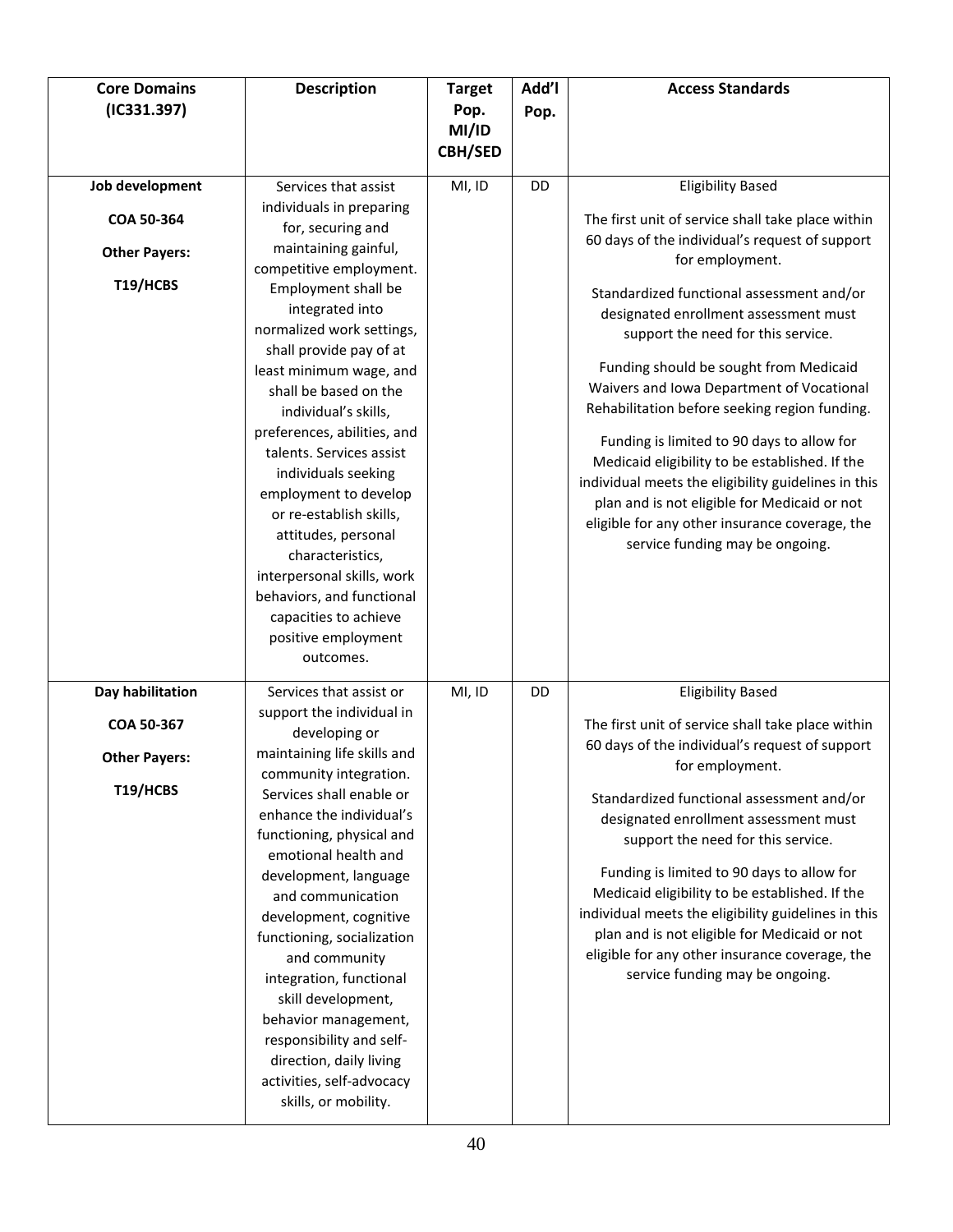| Core Domains (IC331.397) | Description | Target Pop. MI/ID CBH/SED | Add'l Pop. | Access Standards |
|---|---|---|---|---|
| **Job development**<br><br>**COA 50-364**<br><br>**Other Payers:**<br><br>**T19/HCBS** | Services that assist individuals in preparing for, securing and maintaining gainful, competitive employment. Employment shall be integrated into normalized work settings, shall provide pay of at least minimum wage, and shall be based on the individual's skills, preferences, abilities, and talents. Services assist individuals seeking employment to develop or re-establish skills, attitudes, personal characteristics, interpersonal skills, work behaviors, and functional capacities to achieve positive employment outcomes. | MI, ID | DD | Eligibility Based<br><br>The first unit of service shall take place within 60 days of the individual's request of support for employment.<br><br>Standardized functional assessment and/or designated enrollment assessment must support the need for this service.<br><br>Funding should be sought from Medicaid Waivers and Iowa Department of Vocational Rehabilitation before seeking region funding.<br><br>Funding is limited to 90 days to allow for Medicaid eligibility to be established. If the individual meets the eligibility guidelines in this plan and is not eligible for Medicaid or not eligible for any other insurance coverage, the service funding may be ongoing. |
| **Day habilitation**<br><br>**COA 50-367**<br><br>**Other Payers:**<br><br>**T19/HCBS** | Services that assist or support the individual in developing or maintaining life skills and community integration. Services shall enable or enhance the individual's functioning, physical and emotional health and development, language and communication development, cognitive functioning, socialization and community integration, functional skill development, behavior management, responsibility and self-direction, daily living activities, self-advocacy skills, or mobility. | MI, ID | DD | Eligibility Based<br><br>The first unit of service shall take place within 60 days of the individual's request of support for employment.<br><br>Standardized functional assessment and/or designated enrollment assessment must support the need for this service.<br><br>Funding is limited to 90 days to allow for Medicaid eligibility to be established. If the individual meets the eligibility guidelines in this plan and is not eligible for Medicaid or not eligible for any other insurance coverage, the service funding may be ongoing. |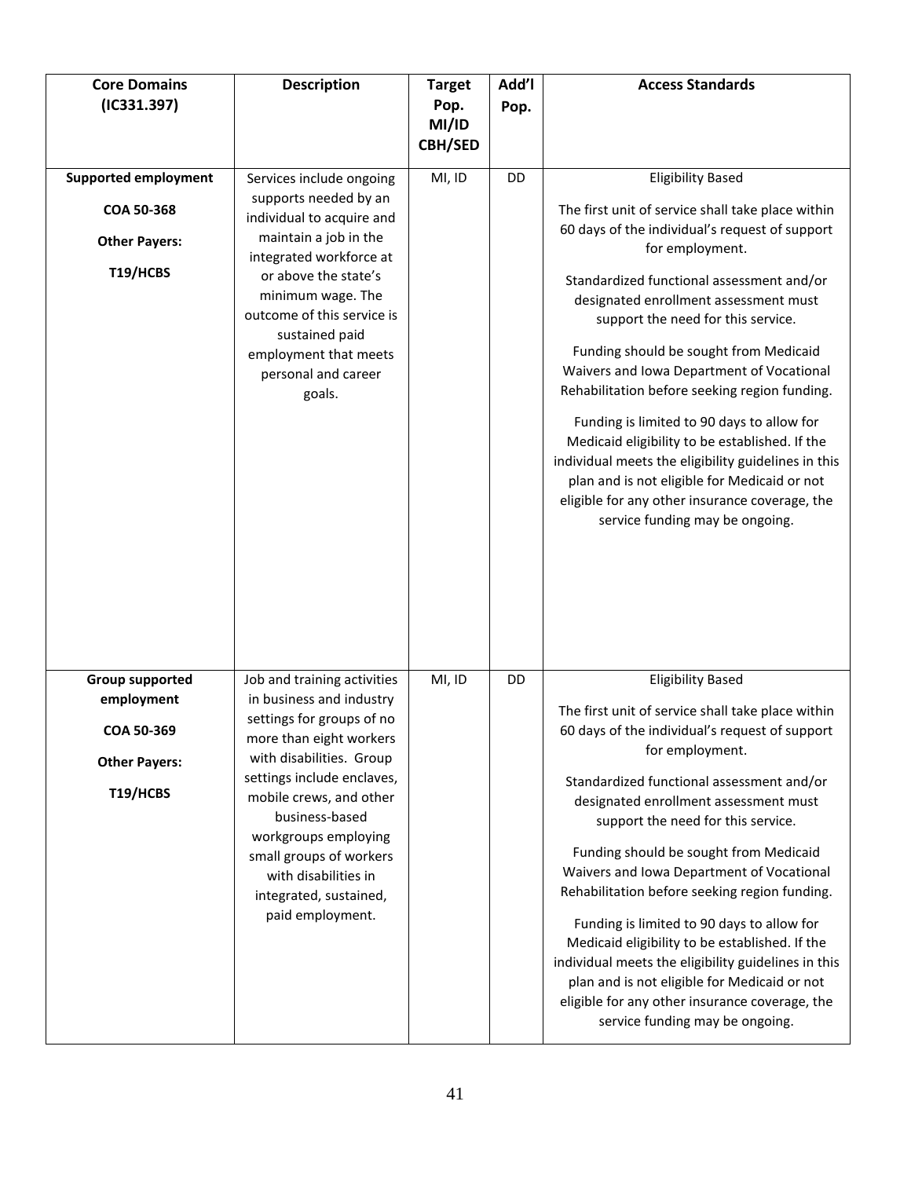| Core Domains (IC331.397) | Description | Target Pop. MI/ID CBH/SED | Add'l Pop. | Access Standards |
|---|---|---|---|---|
| **Supported employment**<br><br>**COA 50-368**<br><br>**Other Payers:**<br><br>**T19/HCBS** | Services include ongoing supports needed by an individual to acquire and maintain a job in the integrated workforce at or above the state's minimum wage. The outcome of this service is sustained paid employment that meets personal and career goals. | MI, ID | DD | Eligibility Based<br><br>The first unit of service shall take place within 60 days of the individual's request of support for employment.<br><br>Standardized functional assessment and/or designated enrollment assessment must support the need for this service.<br><br>Funding should be sought from Medicaid Waivers and Iowa Department of Vocational Rehabilitation before seeking region funding.<br><br>Funding is limited to 90 days to allow for Medicaid eligibility to be established. If the individual meets the eligibility guidelines in this plan and is not eligible for Medicaid or not eligible for any other insurance coverage, the service funding may be ongoing. |
| **Group supported employment**<br><br>**COA 50-369**<br><br>**Other Payers:**<br><br>**T19/HCBS** | Job and training activities in business and industry settings for groups of no more than eight workers with disabilities. Group settings include enclaves, mobile crews, and other business-based workgroups employing small groups of workers with disabilities in integrated, sustained, paid employment. | MI, ID | DD | Eligibility Based<br><br>The first unit of service shall take place within 60 days of the individual's request of support for employment.<br><br>Standardized functional assessment and/or designated enrollment assessment must support the need for this service.<br><br>Funding should be sought from Medicaid Waivers and Iowa Department of Vocational Rehabilitation before seeking region funding.<br><br>Funding is limited to 90 days to allow for Medicaid eligibility to be established. If the individual meets the eligibility guidelines in this plan and is not eligible for Medicaid or not eligible for any other insurance coverage, the service funding may be ongoing. |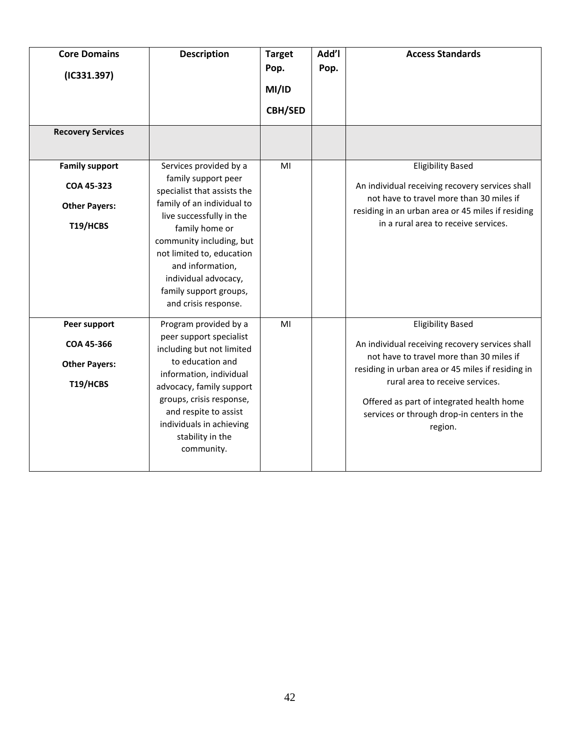| **Core Domains (IC331.397)** | **Description** | **Target Pop. MI/ID CBH/SED** | **Add'l Pop.** | **Access Standards** |
|---|---|---|---|---|
| **Recovery Services** | | | | |
| **Family support** **COA 45-323** **Other Payers:** **T19/HCBS** | Services provided by a family support peer specialist that assists the family of an individual to live successfully in the family home or community including, but not limited to, education and information, individual advocacy, family support groups, and crisis response. | MI | | Eligibility Based<br><br>An individual receiving recovery services shall not have to travel more than 30 miles if residing in an urban area or 45 miles if residing in a rural area to receive services. |
| **Peer support** **COA 45-366** **Other Payers:** **T19/HCBS** | Program provided by a peer support specialist including but not limited to education and information, individual advocacy, family support groups, crisis response, and respite to assist individuals in achieving stability in the community. | MI | | Eligibility Based<br><br>An individual receiving recovery services shall not have to travel more than 30 miles if residing in urban area or 45 miles if residing in rural area to receive services.<br><br>Offered as part of integrated health home services or through drop-in centers in the region. |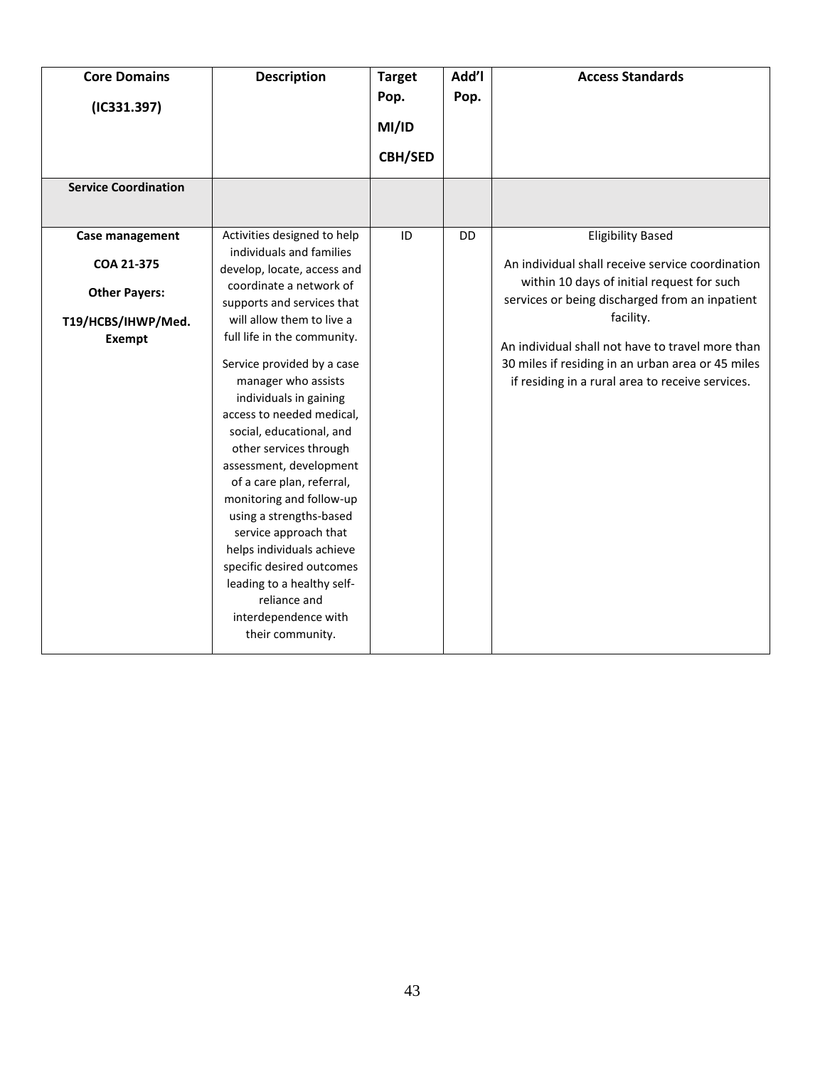| **Core Domains**<br><br>**(IC331.397)** | **Description** | **Target Pop.**<br><br>**MI/ID**<br><br>**CBH/SED** | **Add'l Pop.** | **Access Standards** |
|---|---|---|---|---|
| **Service Coordination** | | | | |
| **Case management**<br><br>**COA 21-375**<br><br>**Other Payers:**<br><br>**T19/HCBS/IHWP/Med. Exempt** | Activities designed to help individuals and families develop, locate, access and coordinate a network of supports and services that will allow them to live a full life in the community.<br><br>Service provided by a case manager who assists individuals in gaining access to needed medical, social, educational, and other services through assessment, development of a care plan, referral, monitoring and follow-up using a strengths-based service approach that helps individuals achieve specific desired outcomes leading to a healthy self-reliance and interdependence with their community. | ID | DD | Eligibility Based<br><br>An individual shall receive service coordination within 10 days of initial request for such services or being discharged from an inpatient facility.<br><br>An individual shall not have to travel more than 30 miles if residing in an urban area or 45 miles if residing in a rural area to receive services. |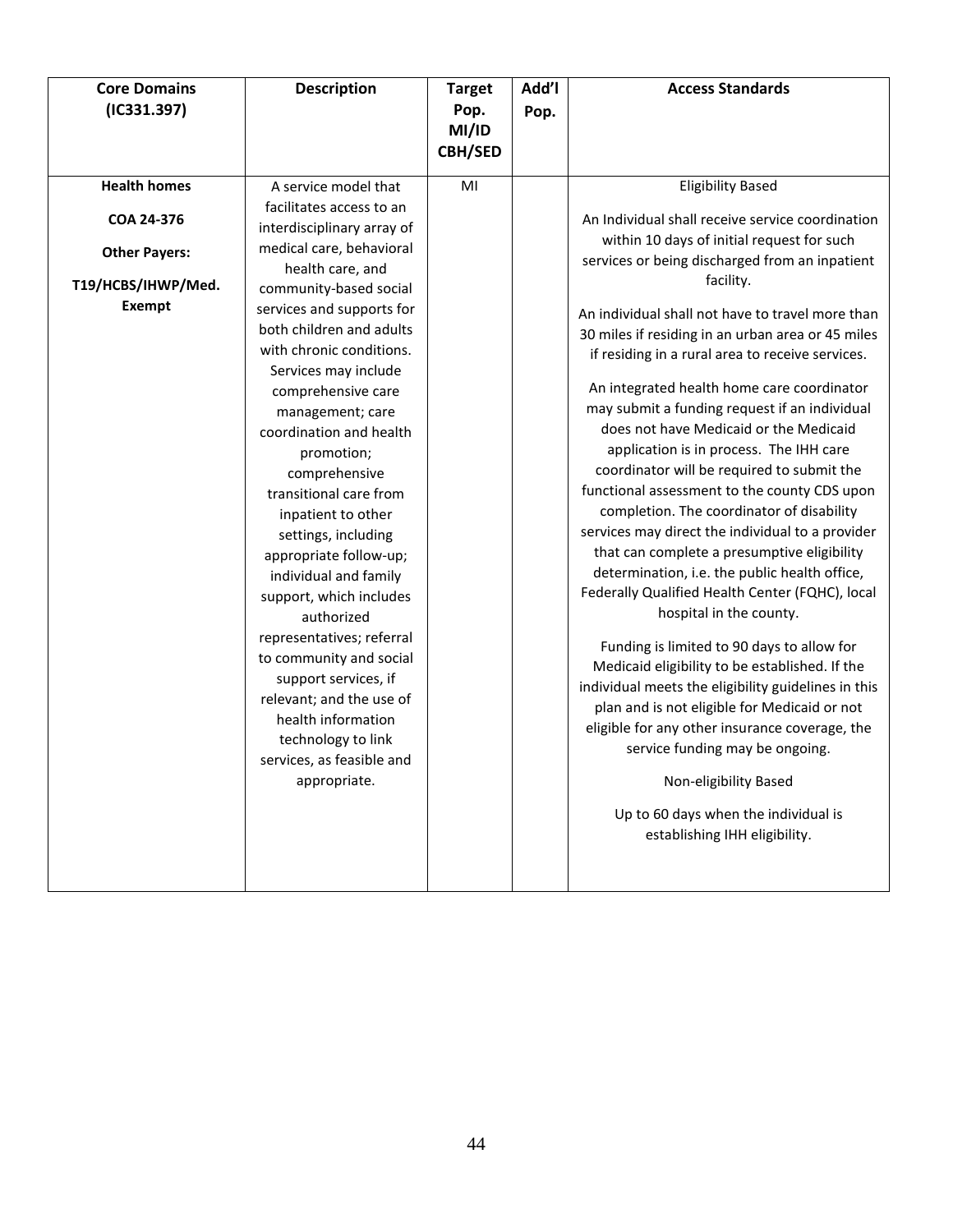| Core Domains (IC331.397) | Description | Target Pop. MI/ID CBH/SED | Add'l Pop. | Access Standards |
|---|---|---|---|---|
| **Health homes**<br><br>**COA 24-376**<br><br>**Other Payers:**<br><br>**T19/HCBS/IHWP/Med. Exempt** | A service model that facilitates access to an interdisciplinary array of medical care, behavioral health care, and community-based social services and supports for both children and adults with chronic conditions. Services may include comprehensive care management; care coordination and health promotion; comprehensive transitional care from inpatient to other settings, including appropriate follow-up; individual and family support, which includes authorized representatives; referral to community and social support services, if relevant; and the use of health information technology to link services, as feasible and appropriate. | MI | | Eligibility Based<br><br>An Individual shall receive service coordination within 10 days of initial request for such services or being discharged from an inpatient facility.<br><br>An individual shall not have to travel more than 30 miles if residing in an urban area or 45 miles if residing in a rural area to receive services.<br><br>An integrated health home care coordinator may submit a funding request if an individual does not have Medicaid or the Medicaid application is in process. The IHH care coordinator will be required to submit the functional assessment to the county CDS upon completion. The coordinator of disability services may direct the individual to a provider that can complete a presumptive eligibility determination, i.e. the public health office, Federally Qualified Health Center (FQHC), local hospital in the county.<br><br>Funding is limited to 90 days to allow for Medicaid eligibility to be established. If the individual meets the eligibility guidelines in this plan and is not eligible for Medicaid or not eligible for any other insurance coverage, the service funding may be ongoing.<br><br>Non-eligibility Based<br><br>Up to 60 days when the individual is establishing IHH eligibility. |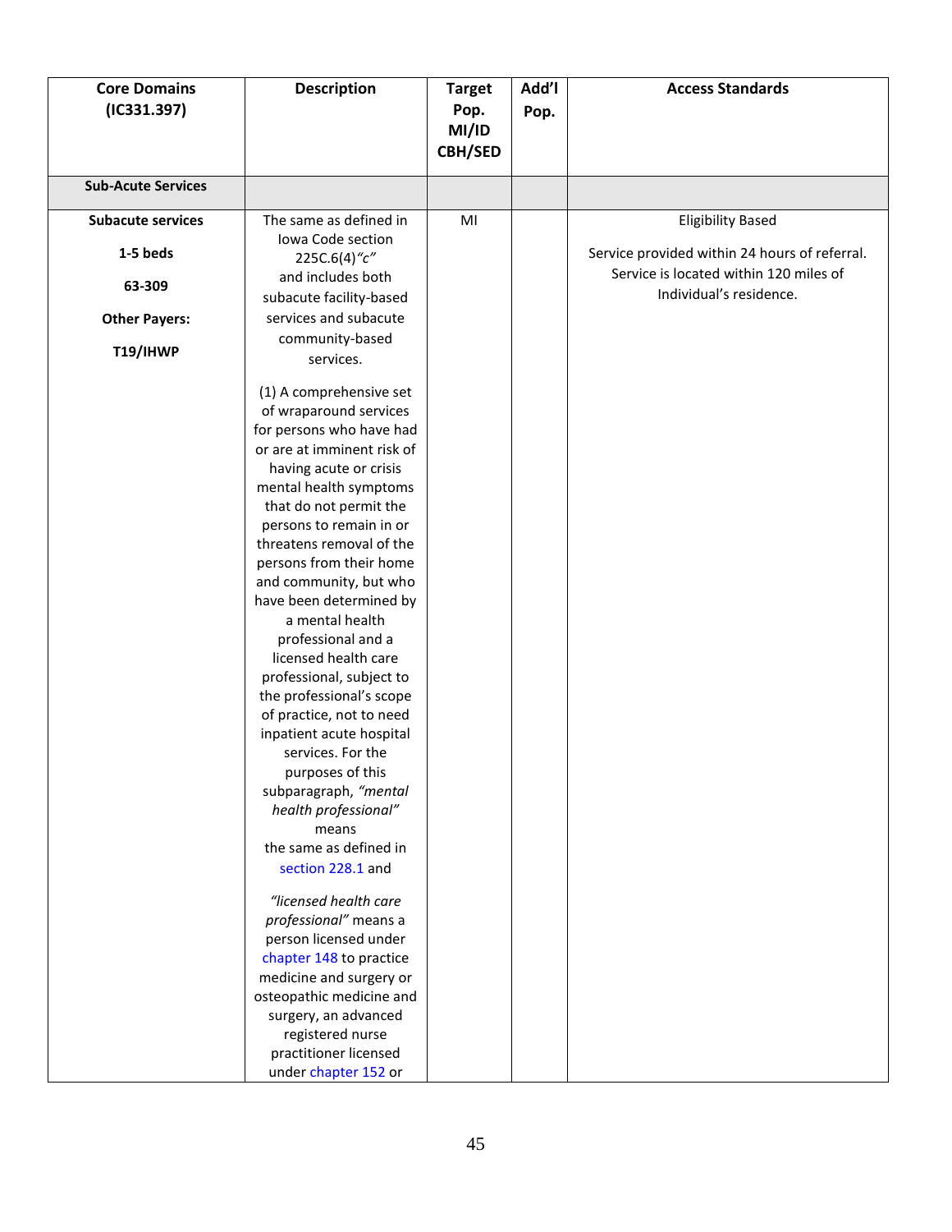| Core Domains (IC331.397) | Description | Target Pop. MI/ID CBH/SED | Add'l Pop. | Access Standards |
|---|---|---|---|---|
| **Sub-Acute Services** | | | | |
| **Subacute services**<br><br>**1-5 beds**<br><br>**63-309**<br><br>**Other Payers:**<br><br>**T19/IHWP** | The same as defined in Iowa Code section 225C.6(4)*"c"* and includes both subacute facility-based services and subacute community-based services.<br><br>(1) A comprehensive set of wraparound services for persons who have had or are at imminent risk of having acute or crisis mental health symptoms that do not permit the persons to remain in or threatens removal of the persons from their home and community, but who have been determined by a mental health professional and a licensed health care professional, subject to the professional's scope of practice, not to need inpatient acute hospital services. For the purposes of this subparagraph, *"mental health professional"* means the same as defined in section 228.1 and<br><br>*"licensed health care professional"* means a person licensed under chapter 148 to practice medicine and surgery or osteopathic medicine and surgery, an advanced registered nurse practitioner licensed under chapter 152 or | MI | | Eligibility Based<br><br>Service provided within 24 hours of referral. Service is located within 120 miles of Individual's residence. |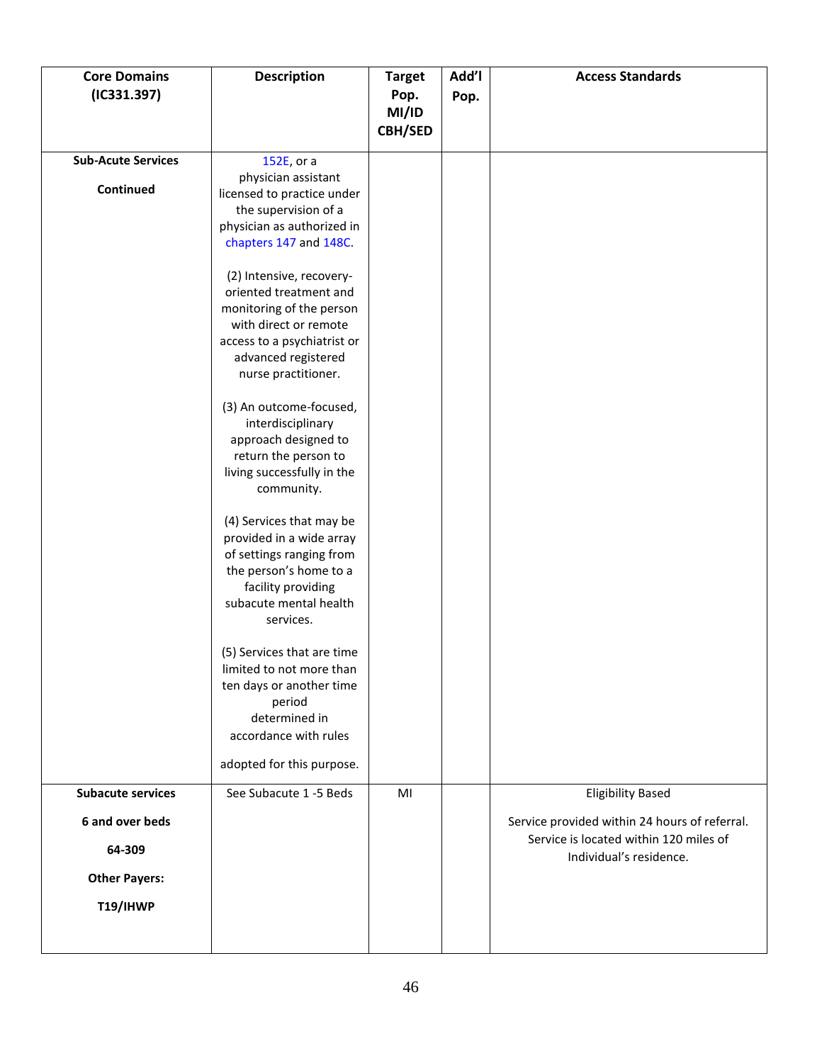| Core Domains (IC331.397) | Description | Target Pop. MI/ID CBH/SED | Add'l Pop. | Access Standards |
|---|---|---|---|---|
| **Sub-Acute Services**<br><br>**Continued** | 152E, or a physician assistant licensed to practice under the supervision of a physician as authorized in chapters 147 and 148C.<br><br>(2) Intensive, recovery-oriented treatment and monitoring of the person with direct or remote access to a psychiatrist or advanced registered nurse practitioner.<br><br>(3) An outcome-focused, interdisciplinary approach designed to return the person to living successfully in the community.<br><br>(4) Services that may be provided in a wide array of settings ranging from the person's home to a facility providing subacute mental health services.<br><br>(5) Services that are time limited to not more than ten days or another time period determined in accordance with rules adopted for this purpose. | | | |
| **Subacute services**<br><br>**6 and over beds**<br><br>**64-309**<br><br>**Other Payers:**<br><br>**T19/IHWP** | See Subacute 1 -5 Beds | MI | | Eligibility Based<br><br>Service provided within 24 hours of referral. Service is located within 120 miles of Individual's residence. |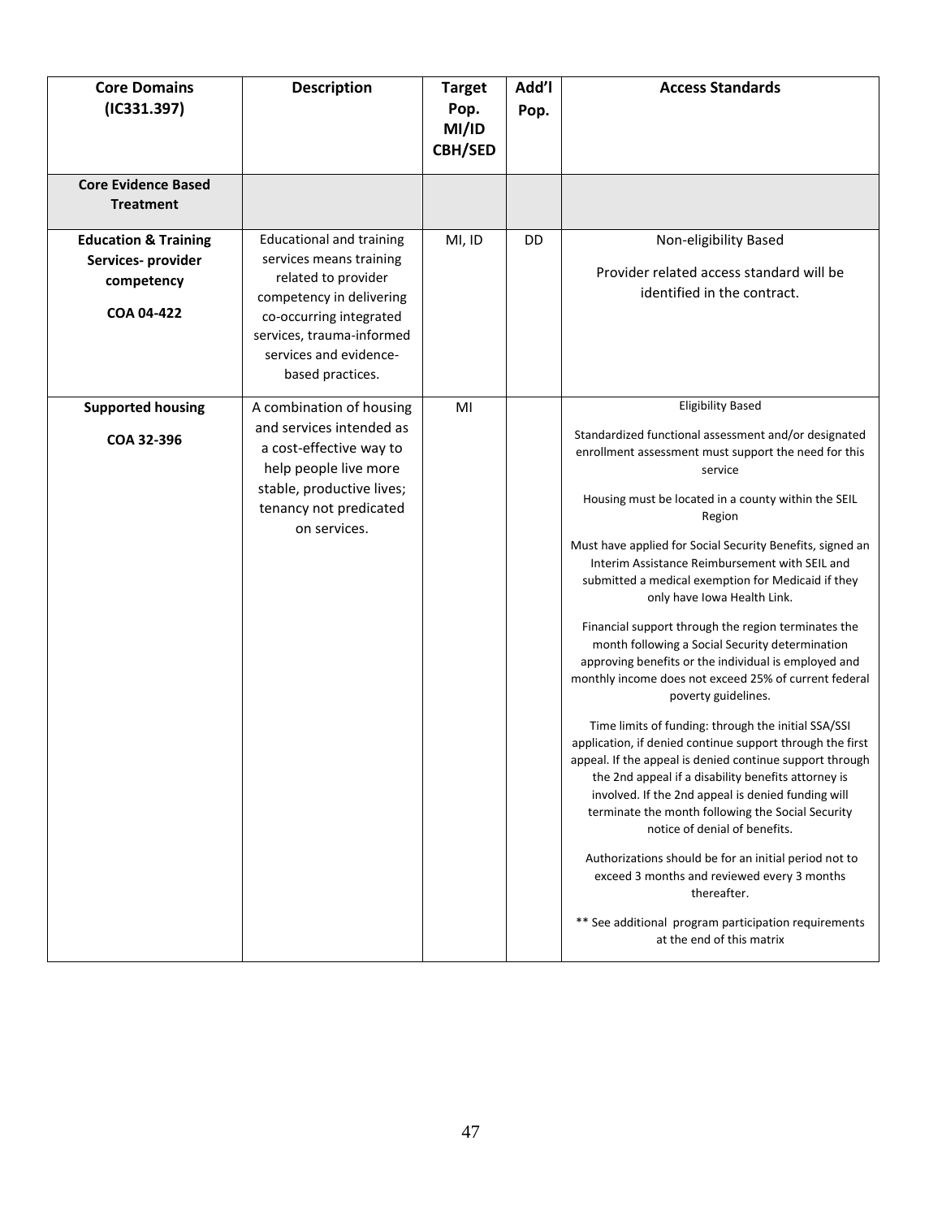| Core Domains (IC331.397) | Description | Target Pop. MI/ID CBH/SED | Add'l Pop. | Access Standards |
|---|---|---|---|---|
| **Core Evidence Based Treatment** | | | | |
| **Education & Training Services- provider competency**<br><br>**COA 04-422** | Educational and training services means training related to provider competency in delivering co-occurring integrated services, trauma-informed services and evidence-based practices. | MI, ID | DD | Non-eligibility Based<br><br>Provider related access standard will be identified in the contract. |
| **Supported housing**<br><br>**COA 32-396** | A combination of housing and services intended as a cost-effective way to help people live more stable, productive lives; tenancy not predicated on services. | MI | | Eligibility Based<br><br>Standardized functional assessment and/or designated enrollment assessment must support the need for this service<br><br>Housing must be located in a county within the SEIL Region<br><br>Must have applied for Social Security Benefits, signed an Interim Assistance Reimbursement with SEIL and submitted a medical exemption for Medicaid if they only have Iowa Health Link.<br><br>Financial support through the region terminates the month following a Social Security determination approving benefits or the individual is employed and monthly income does not exceed 25% of current federal poverty guidelines.<br><br>Time limits of funding: through the initial SSA/SSI application, if denied continue support through the first appeal. If the appeal is denied continue support through the 2nd appeal if a disability benefits attorney is involved. If the 2nd appeal is denied funding will terminate the month following the Social Security notice of denial of benefits.<br><br>Authorizations should be for an initial period not to exceed 3 months and reviewed every 3 months thereafter.<br><br>** See additional program participation requirements at the end of this matrix |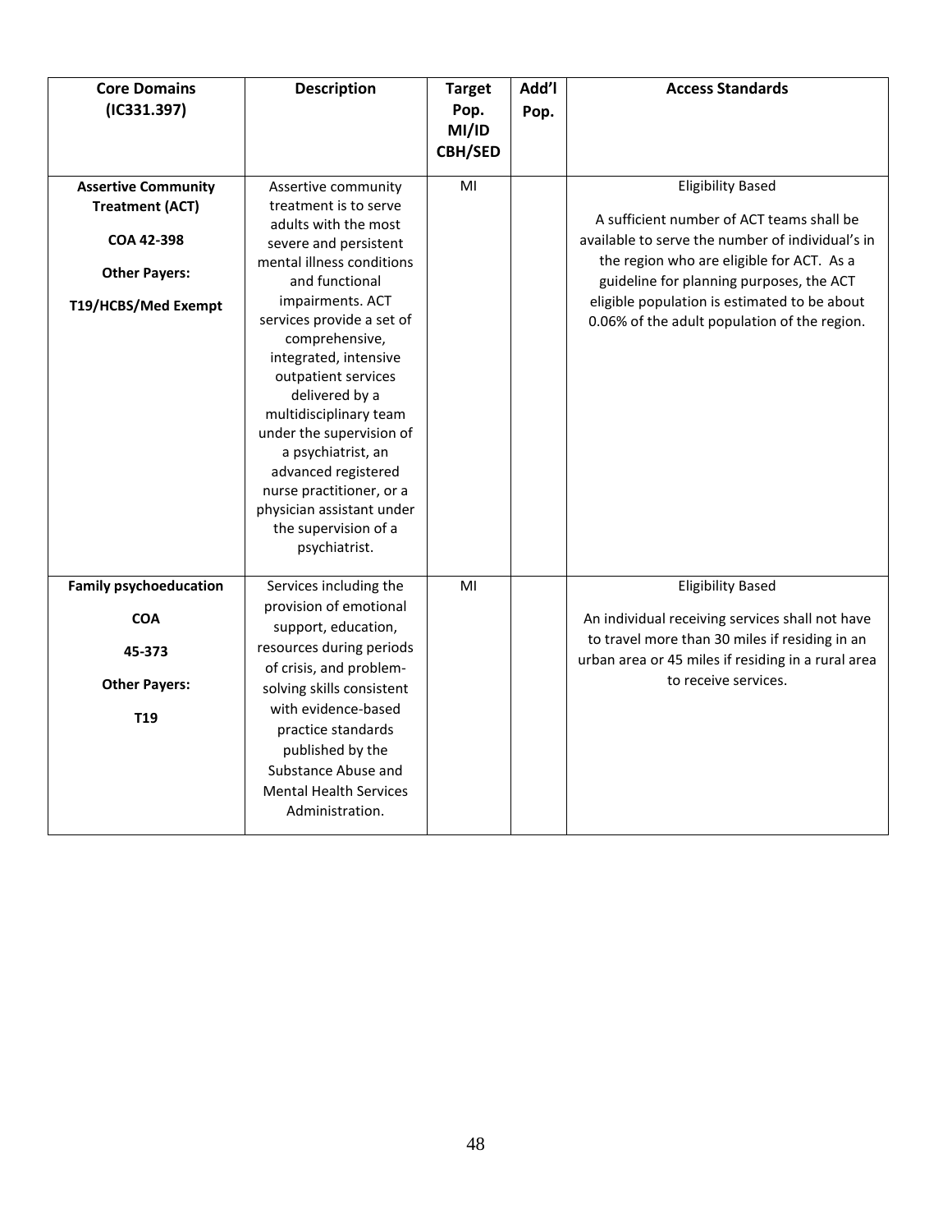| **Core Domains (IC331.397)** | **Description** | **Target Pop. MI/ID CBH/SED** | **Add'l Pop.** | **Access Standards** |
|---|---|---|---|---|
| **Assertive Community Treatment (ACT)**<br><br>**COA 42-398**<br><br>**Other Payers:**<br><br>**T19/HCBS/Med Exempt** | Assertive community treatment is to serve adults with the most severe and persistent mental illness conditions and functional impairments. ACT services provide a set of comprehensive, integrated, intensive outpatient services delivered by a multidisciplinary team under the supervision of a psychiatrist, an advanced registered nurse practitioner, or a physician assistant under the supervision of a psychiatrist. | MI | | Eligibility Based<br><br>A sufficient number of ACT teams shall be available to serve the number of individual's in the region who are eligible for ACT. As a guideline for planning purposes, the ACT eligible population is estimated to be about 0.06% of the adult population of the region. |
| **Family psychoeducation**<br><br>**COA**<br><br>**45-373**<br><br>**Other Payers:**<br><br>**T19** | Services including the provision of emotional support, education, resources during periods of crisis, and problem-solving skills consistent with evidence-based practice standards published by the Substance Abuse and Mental Health Services Administration. | MI | | Eligibility Based<br><br>An individual receiving services shall not have to travel more than 30 miles if residing in an urban area or 45 miles if residing in a rural area to receive services. |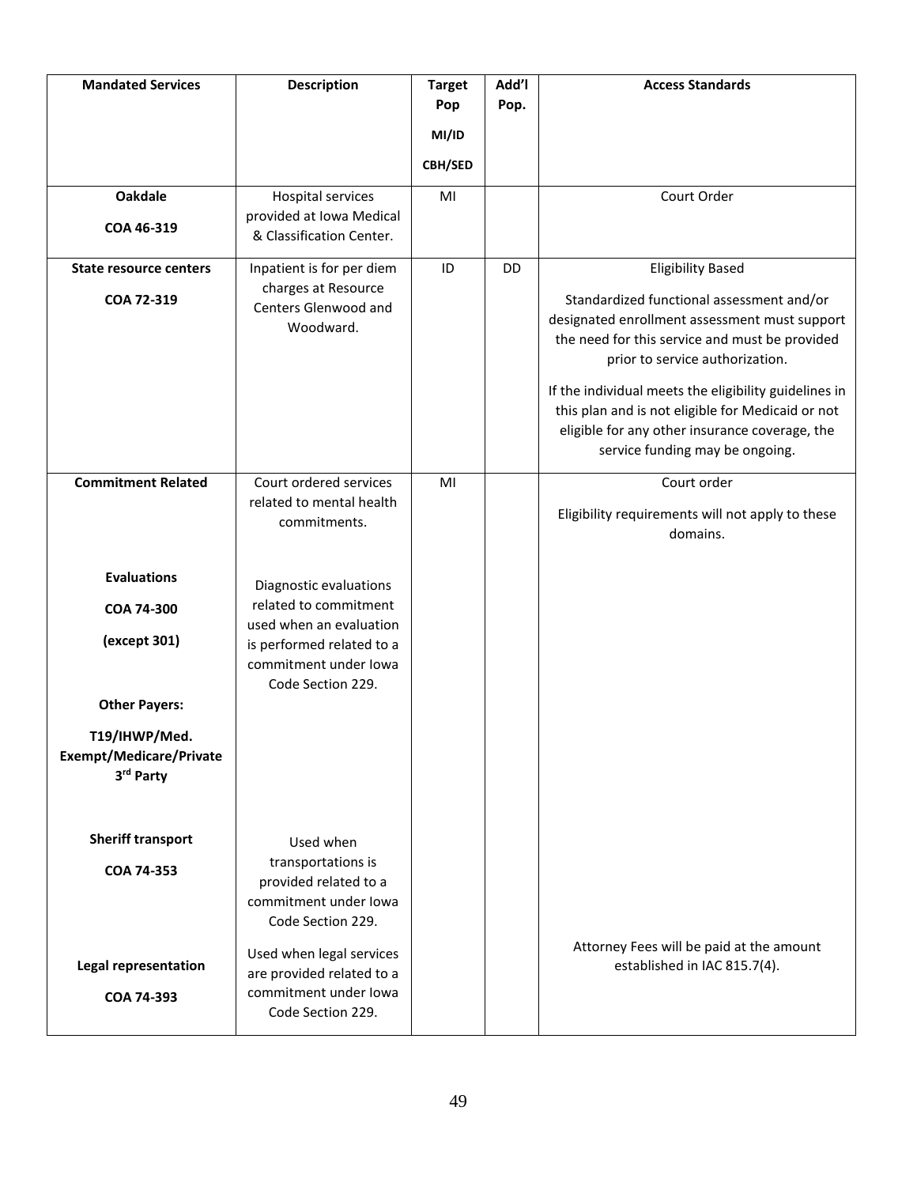| Mandated Services | Description | Target Pop MI/ID CBH/SED | Add'l Pop. | Access Standards |
|---|---|---|---|---|
| **Oakdale** **COA 46-319** | Hospital services provided at Iowa Medical & Classification Center. | MI | | Court Order |
| **State resource centers** **COA 72-319** | Inpatient is for per diem charges at Resource Centers Glenwood and Woodward. | ID | DD | Eligibility Based<br><br>Standardized functional assessment and/or designated enrollment assessment must support the need for this service and must be provided prior to service authorization.<br><br>If the individual meets the eligibility guidelines in this plan and is not eligible for Medicaid or not eligible for any other insurance coverage, the service funding may be ongoing. |
| **Commitment Related**<br><br>**Evaluations** **COA 74-300** **(except 301)**<br><br>**Other Payers:** **T19/IHWP/Med. Exempt/Medicare/Private 3rd Party**<br><br>**Sheriff transport** **COA 74-353**<br><br>**Legal representation** **COA 74-393** | Court ordered services related to mental health commitments.<br><br>Diagnostic evaluations related to commitment used when an evaluation is performed related to a commitment under Iowa Code Section 229.<br><br>Used when transportations is provided related to a commitment under Iowa Code Section 229.<br><br>Used when legal services are provided related to a commitment under Iowa Code Section 229. | MI | | Court order<br><br>Eligibility requirements will not apply to these domains.<br><br>Attorney Fees will be paid at the amount established in IAC 815.7(4). |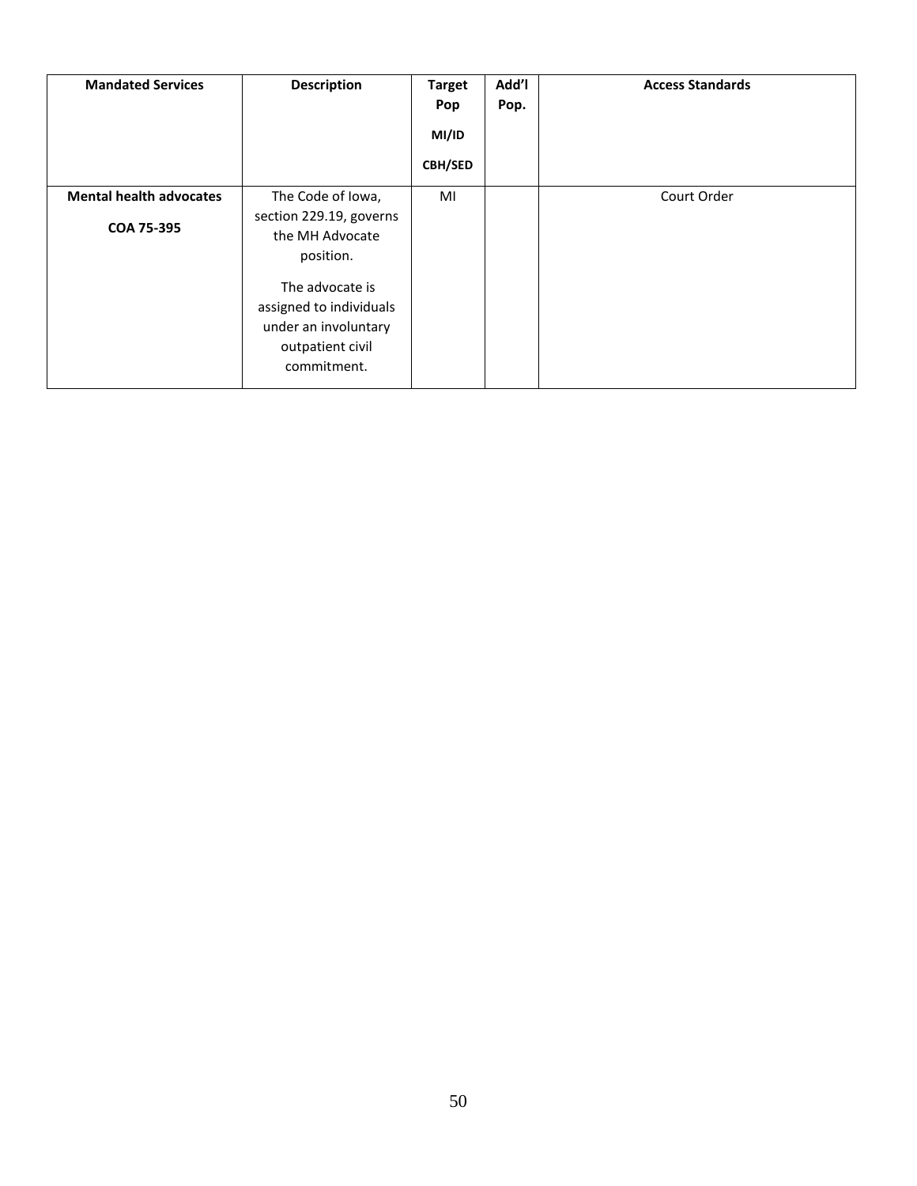| **Mandated Services** | **Description** | **Target Pop MI/ID CBH/SED** | **Add'l Pop.** | **Access Standards** |
|---|---|---|---|---|
| **Mental health advocates COA 75-395** | The Code of Iowa, section 229.19, governs the MH Advocate position. The advocate is assigned to individuals under an involuntary outpatient civil commitment. | MI | | Court Order |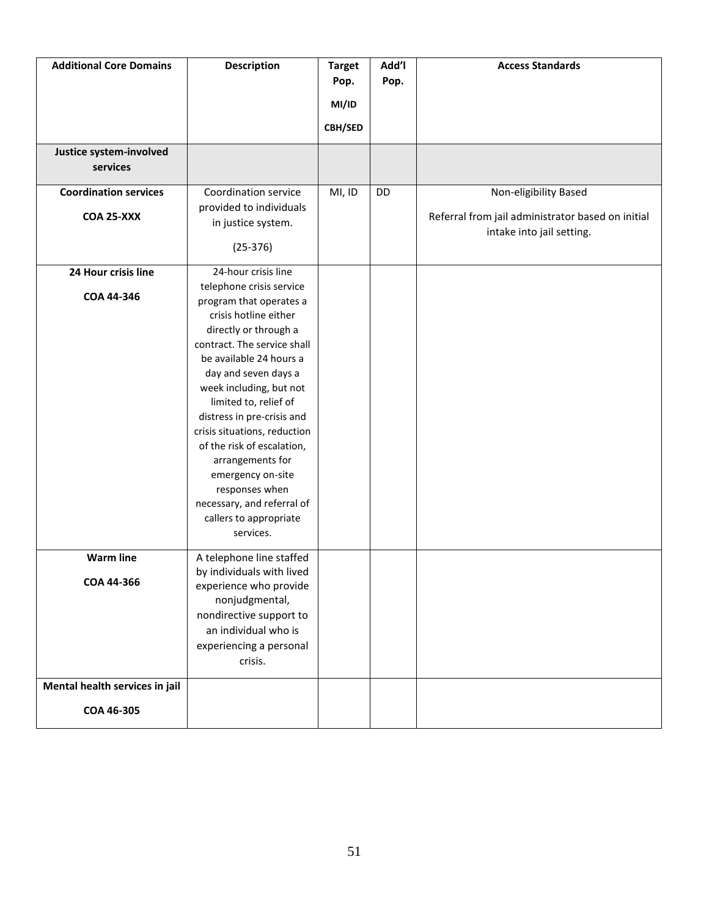| Additional Core Domains | Description | Target Pop. MI/ID CBH/SED | Add'l Pop. | Access Standards |
|---|---|---|---|---|
| **Justice system-involved services** | | | | |
| **Coordination services** **COA 25-XXX** | Coordination service provided to individuals in justice system. (25-376) | MI, ID | DD | Non-eligibility Based Referral from jail administrator based on initial intake into jail setting. |
| **24 Hour crisis line** **COA 44-346** | 24-hour crisis line telephone crisis service program that operates a crisis hotline either directly or through a contract. The service shall be available 24 hours a day and seven days a week including, but not limited to, relief of distress in pre-crisis and crisis situations, reduction of the risk of escalation, arrangements for emergency on-site responses when necessary, and referral of callers to appropriate services. | | | |
| **Warm line** **COA 44-366** | A telephone line staffed by individuals with lived experience who provide nonjudgmental, nondirective support to an individual who is experiencing a personal crisis. | | | |
| **Mental health services in jail** **COA 46-305** | | | | |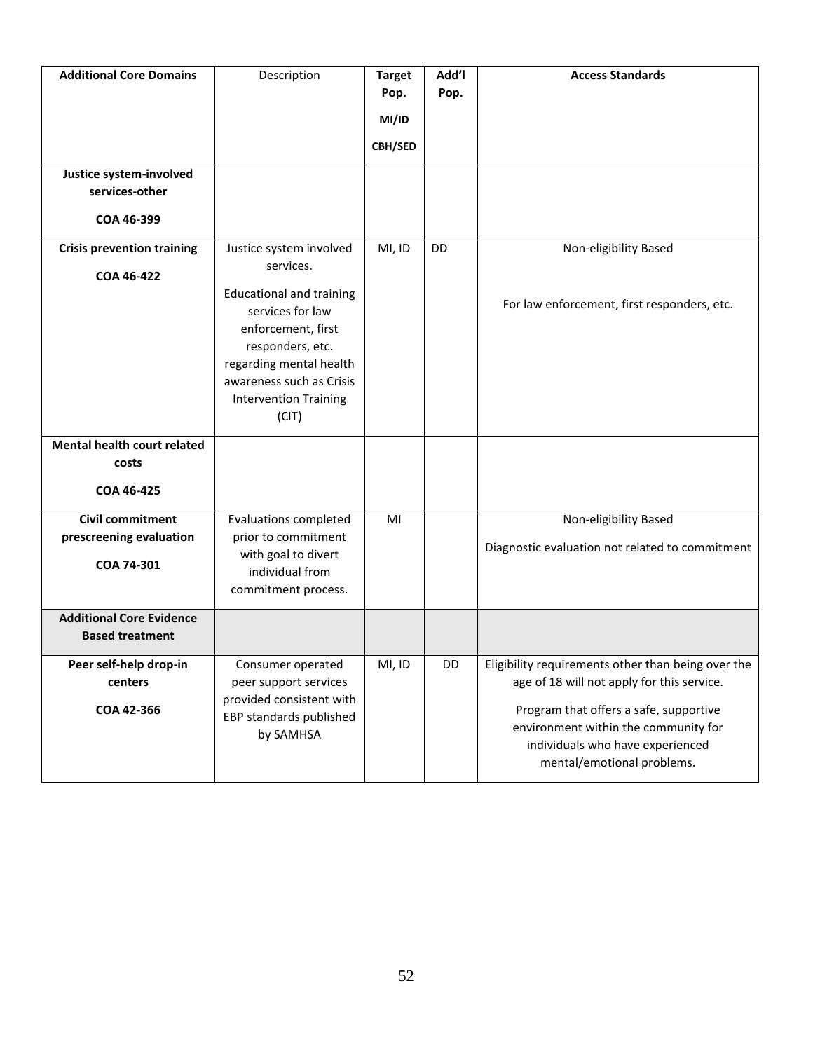| **Additional Core Domains** | Description | **Target Pop.** **MI/ID** **CBH/SED** | **Add'l Pop.** | **Access Standards** |
|---|---|---|---|---|
| **Justice system-involved services-other** **COA 46-399** | | | | |
| **Crisis prevention training** **COA 46-422** | Justice system involved services. Educational and training services for law enforcement, first responders, etc. regarding mental health awareness such as Crisis Intervention Training (CIT) | MI, ID | DD | Non-eligibility Based For law enforcement, first responders, etc. |
| **Mental health court related costs** **COA 46-425** | | | | |
| **Civil commitment prescreening evaluation** **COA 74-301** | Evaluations completed prior to commitment with goal to divert individual from commitment process. | MI | | Non-eligibility Based Diagnostic evaluation not related to commitment |
| **Additional Core Evidence Based treatment** | | | | |
| **Peer self-help drop-in centers** **COA 42-366** | Consumer operated peer support services provided consistent with EBP standards published by SAMHSA | MI, ID | DD | Eligibility requirements other than being over the age of 18 will not apply for this service. Program that offers a safe, supportive environment within the community for individuals who have experienced mental/emotional problems. |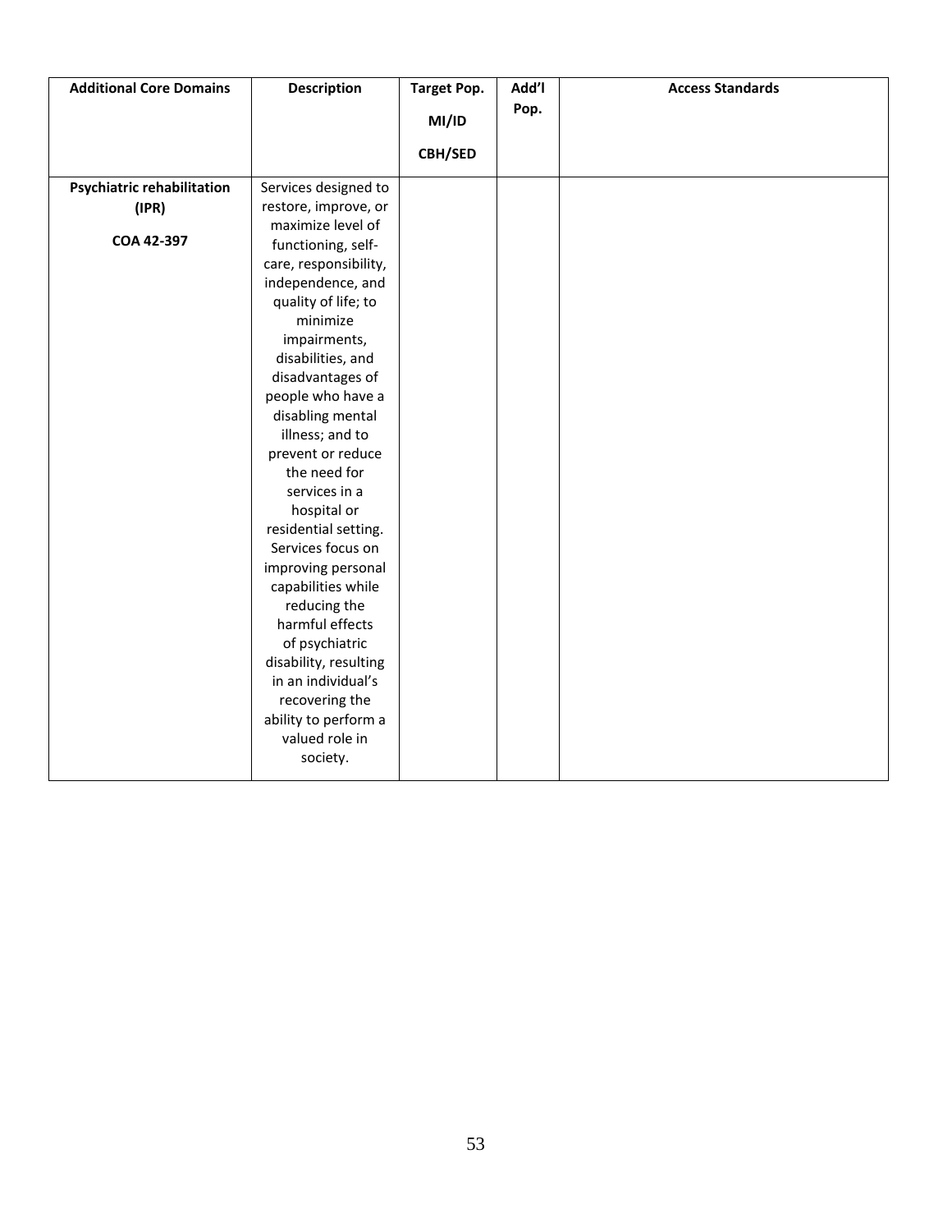| **Additional Core Domains** | **Description** | **Target Pop. MI/ID CBH/SED** | **Add'l Pop.** | **Access Standards** |
|---|---|---|---|---|
| **Psychiatric rehabilitation (IPR)** **COA 42-397** | Services designed to restore, improve, or maximize level of functioning, self-care, responsibility, independence, and quality of life; to minimize impairments, disabilities, and disadvantages of people who have a disabling mental illness; and to prevent or reduce the need for services in a hospital or residential setting. Services focus on improving personal capabilities while reducing the harmful effects of psychiatric disability, resulting in an individual's recovering the ability to perform a valued role in society. | | | |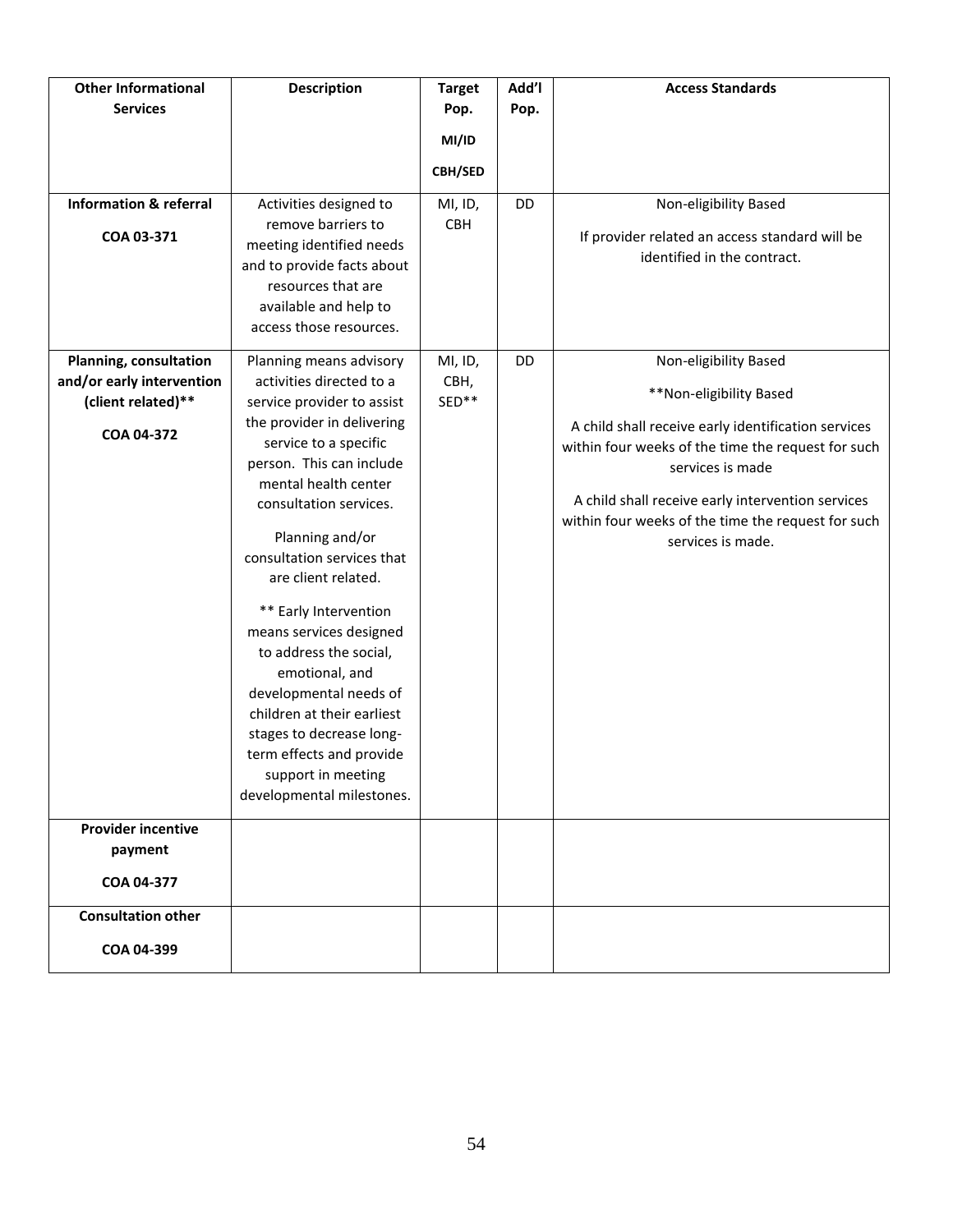| Other Informational Services | Description | Target Pop. MI/ID CBH/SED | Add'l Pop. | Access Standards |
|---|---|---|---|---|
| **Information & referral**<br><br>**COA 03-371** | Activities designed to remove barriers to meeting identified needs and to provide facts about resources that are available and help to access those resources. | MI, ID, CBH | DD | Non-eligibility Based<br><br>If provider related an access standard will be identified in the contract. |
| **Planning, consultation and/or early intervention (client related)****<br><br>**COA 04-372** | Planning means advisory activities directed to a service provider to assist the provider in delivering service to a specific person. This can include mental health center consultation services.<br><br>Planning and/or consultation services that are client related.<br><br>** Early Intervention means services designed to address the social, emotional, and developmental needs of children at their earliest stages to decrease long-term effects and provide support in meeting developmental milestones. | MI, ID, CBH, SED** | DD | Non-eligibility Based<br><br>**Non-eligibility Based<br><br>A child shall receive early identification services within four weeks of the time the request for such services is made<br><br>A child shall receive early intervention services within four weeks of the time the request for such services is made. |
| **Provider incentive payment**<br><br>**COA 04-377** | | | | |
| **Consultation other**<br><br>**COA 04-399** | | | | |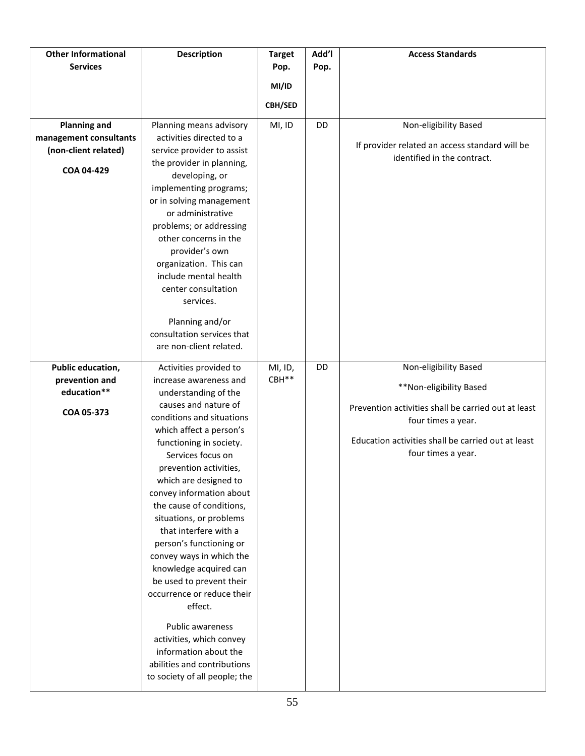| Other Informational Services | Description | Target Pop. MI/ID CBH/SED | Add'l Pop. | Access Standards |
|---|---|---|---|---|
| **Planning and management consultants (non-client related)**<br><br>**COA 04-429** | Planning means advisory activities directed to a service provider to assist the provider in planning, developing, or implementing programs; or in solving management or administrative problems; or addressing other concerns in the provider's own organization. This can include mental health center consultation services.<br><br>Planning and/or consultation services that are non-client related. | MI, ID | DD | Non-eligibility Based<br><br>If provider related an access standard will be identified in the contract. |
| **Public education, prevention and education****<br><br>**COA 05-373** | Activities provided to increase awareness and understanding of the causes and nature of conditions and situations which affect a person's functioning in society. Services focus on prevention activities, which are designed to convey information about the cause of conditions, situations, or problems that interfere with a person's functioning or convey ways in which the knowledge acquired can be used to prevent their occurrence or reduce their effect.<br><br>Public awareness activities, which convey information about the abilities and contributions to society of all people; the | MI, ID, CBH** | DD | Non-eligibility Based<br><br>**Non-eligibility Based<br><br>Prevention activities shall be carried out at least four times a year.<br><br>Education activities shall be carried out at least four times a year. |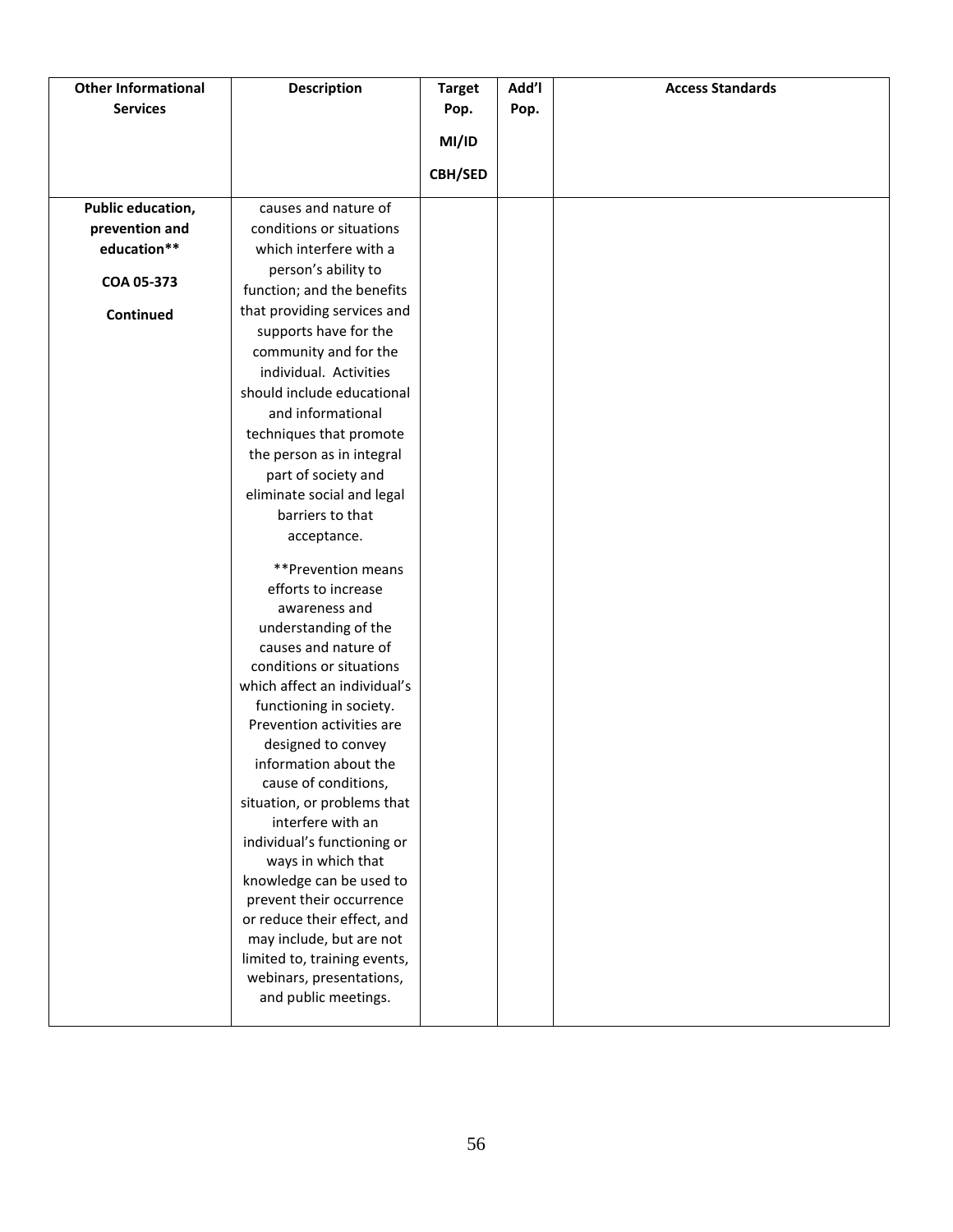| Other Informational Services | Description | Target Pop. MI/ID CBH/SED | Add'l Pop. | Access Standards |
|---|---|---|---|---|
| **Public education, prevention and education**** <br><br> **COA 05-373** <br><br> **Continued** | causes and nature of conditions or situations which interfere with a person's ability to function; and the benefits that providing services and supports have for the community and for the individual. Activities should include educational and informational techniques that promote the person as in integral part of society and eliminate social and legal barriers to that acceptance. <br><br> **Prevention means efforts to increase awareness and understanding of the causes and nature of conditions or situations which affect an individual's functioning in society. Prevention activities are designed to convey information about the cause of conditions, situation, or problems that interfere with an individual's functioning or ways in which that knowledge can be used to prevent their occurrence or reduce their effect, and may include, but are not limited to, training events, webinars, presentations, and public meetings. | | | |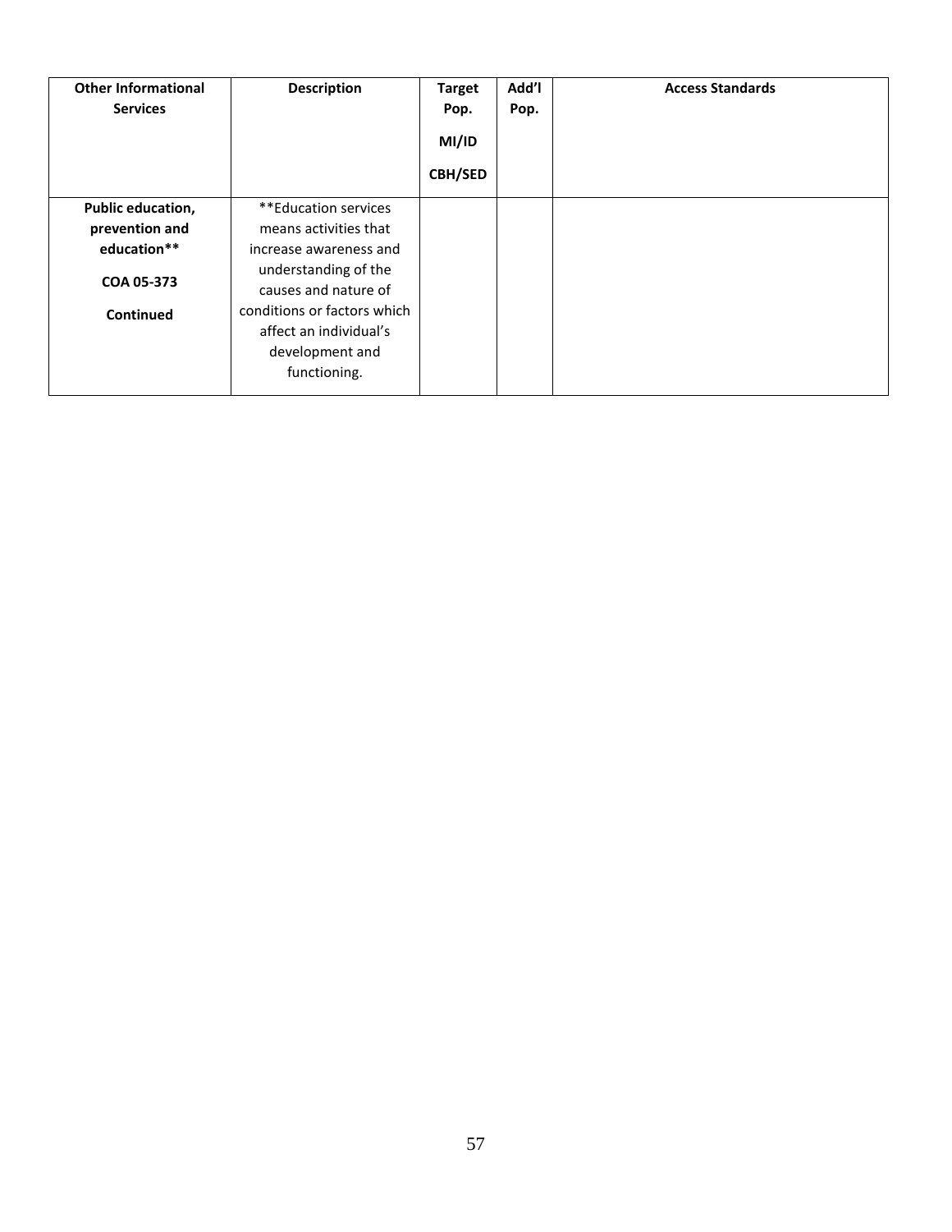| Other Informational Services | Description | Target Pop. MI/ID CBH/SED | Add'l Pop. | Access Standards |
|---|---|---|---|---|
| **Public education, prevention and education**** **COA 05-373** **Continued** | **Education services means activities that increase awareness and understanding of the causes and nature of conditions or factors which affect an individual's development and functioning. | | | |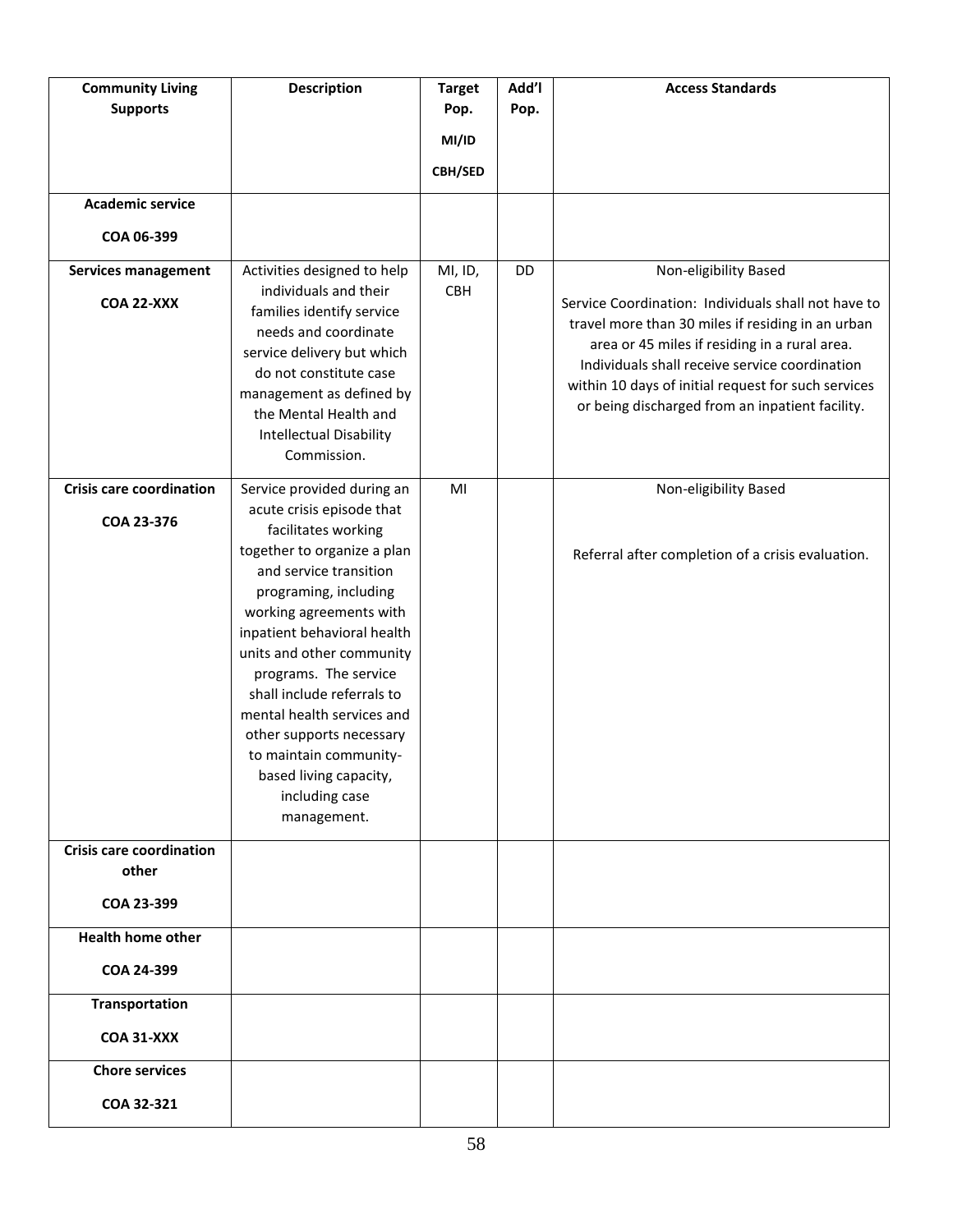| **Community Living Supports** | **Description** | **Target Pop. MI/ID CBH/SED** | **Add'l Pop.** | **Access Standards** |
|---|---|---|---|---|
| **Academic service COA 06-399** | | | | |
| **Services management COA 22-XXX** | Activities designed to help individuals and their families identify service needs and coordinate service delivery but which do not constitute case management as defined by the Mental Health and Intellectual Disability Commission. | MI, ID, CBH | DD | Non-eligibility Based<br><br>Service Coordination: Individuals shall not have to travel more than 30 miles if residing in an urban area or 45 miles if residing in a rural area. Individuals shall receive service coordination within 10 days of initial request for such services or being discharged from an inpatient facility. |
| **Crisis care coordination COA 23-376** | Service provided during an acute crisis episode that facilitates working together to organize a plan and service transition programing, including working agreements with inpatient behavioral health units and other community programs. The service shall include referrals to mental health services and other supports necessary to maintain community-based living capacity, including case management. | MI | | Non-eligibility Based<br><br>Referral after completion of a crisis evaluation. |
| **Crisis care coordination other COA 23-399** | | | | |
| **Health home other COA 24-399** | | | | |
| **Transportation COA 31-XXX** | | | | |
| **Chore services COA 32-321** | | | | |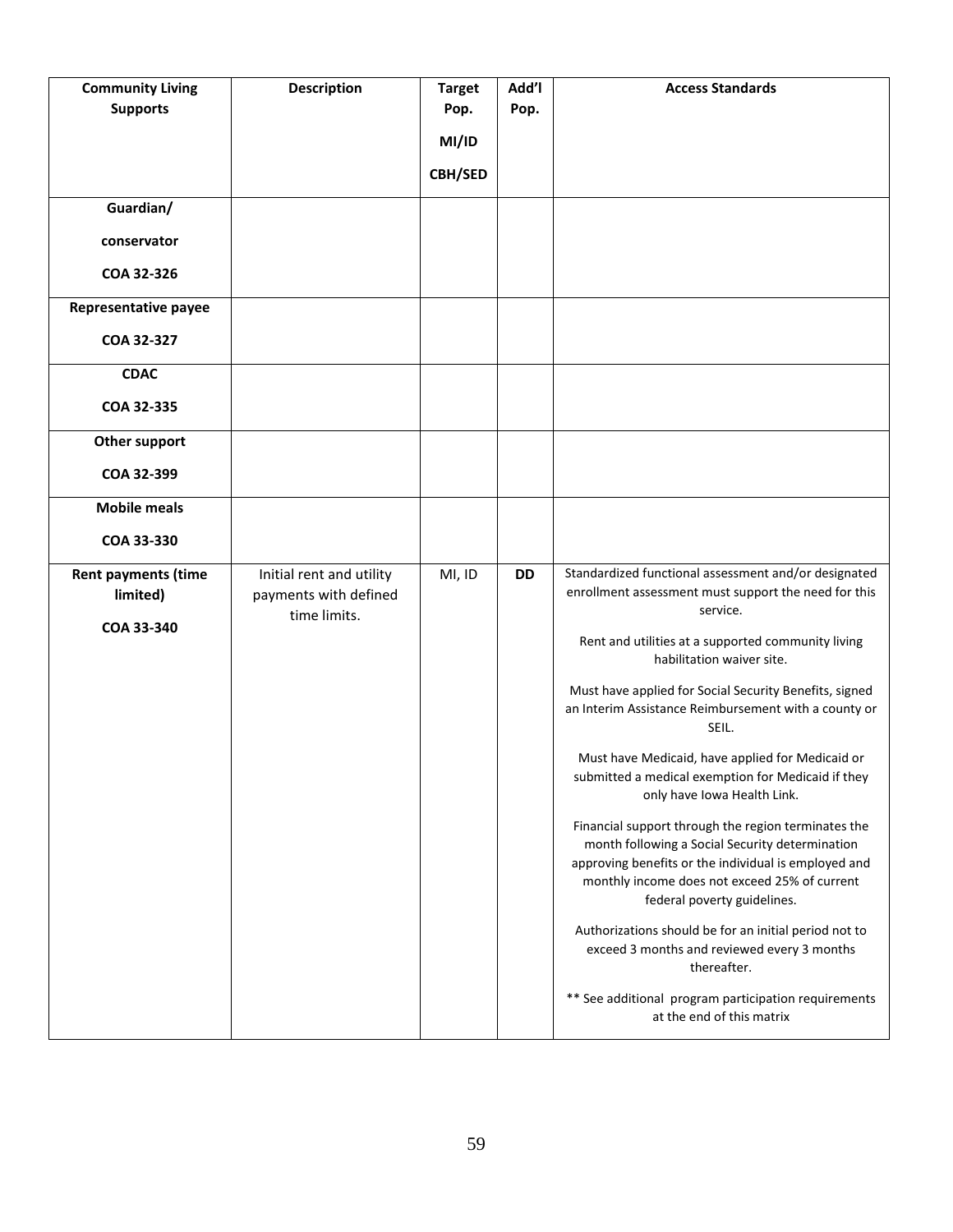| Community Living Supports | Description | Target Pop.<br><br>MI/ID<br><br>CBH/SED | Add'l Pop. | Access Standards |
|---|---|---|---|---|
| **Guardian/ conservator**<br><br>**COA 32-326** | | | | |
| **Representative payee**<br><br>**COA 32-327** | | | | |
| **CDAC**<br><br>**COA 32-335** | | | | |
| **Other support**<br><br>**COA 32-399** | | | | |
| **Mobile meals**<br><br>**COA 33-330** | | | | |
| **Rent payments (time limited)**<br><br>**COA 33-340** | Initial rent and utility payments with defined time limits. | MI, ID | **DD** | Standardized functional assessment and/or designated enrollment assessment must support the need for this service.<br><br>Rent and utilities at a supported community living habilitation waiver site.<br><br>Must have applied for Social Security Benefits, signed an Interim Assistance Reimbursement with a county or SEIL.<br><br>Must have Medicaid, have applied for Medicaid or submitted a medical exemption for Medicaid if they only have Iowa Health Link.<br><br>Financial support through the region terminates the month following a Social Security determination approving benefits or the individual is employed and monthly income does not exceed 25% of current federal poverty guidelines.<br><br>Authorizations should be for an initial period not to exceed 3 months and reviewed every 3 months thereafter.<br><br>** See additional program participation requirements at the end of this matrix |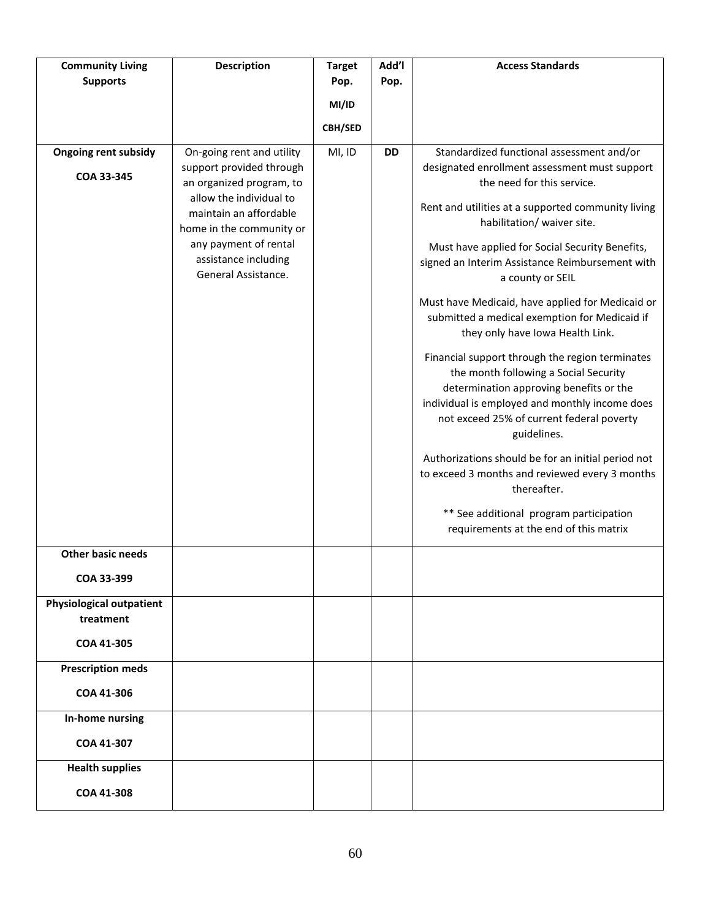| Community Living Supports | Description | Target Pop.<br>MI/ID<br>CBH/SED | Add'l Pop. | Access Standards |
|---|---|---|---|---|
| **Ongoing rent subsidy**<br>**COA 33-345** | On-going rent and utility support provided through an organized program, to allow the individual to maintain an affordable home in the community or any payment of rental assistance including General Assistance. | MI, ID | **DD** | Standardized functional assessment and/or designated enrollment assessment must support the need for this service.<br>Rent and utilities at a supported community living habilitation/ waiver site.<br>Must have applied for Social Security Benefits, signed an Interim Assistance Reimbursement with a county or SEIL<br>Must have Medicaid, have applied for Medicaid or submitted a medical exemption for Medicaid if they only have Iowa Health Link.<br>Financial support through the region terminates the month following a Social Security determination approving benefits or the individual is employed and monthly income does not exceed 25% of current federal poverty guidelines.<br>Authorizations should be for an initial period not to exceed 3 months and reviewed every 3 months thereafter.<br>** See additional program participation requirements at the end of this matrix |
| **Other basic needs**<br>**COA 33-399** | | | | |
| **Physiological outpatient treatment**<br>**COA 41-305** | | | | |
| **Prescription meds**<br>**COA 41-306** | | | | |
| **In-home nursing**<br>**COA 41-307** | | | | |
| **Health supplies**<br>**COA 41-308** | | | | |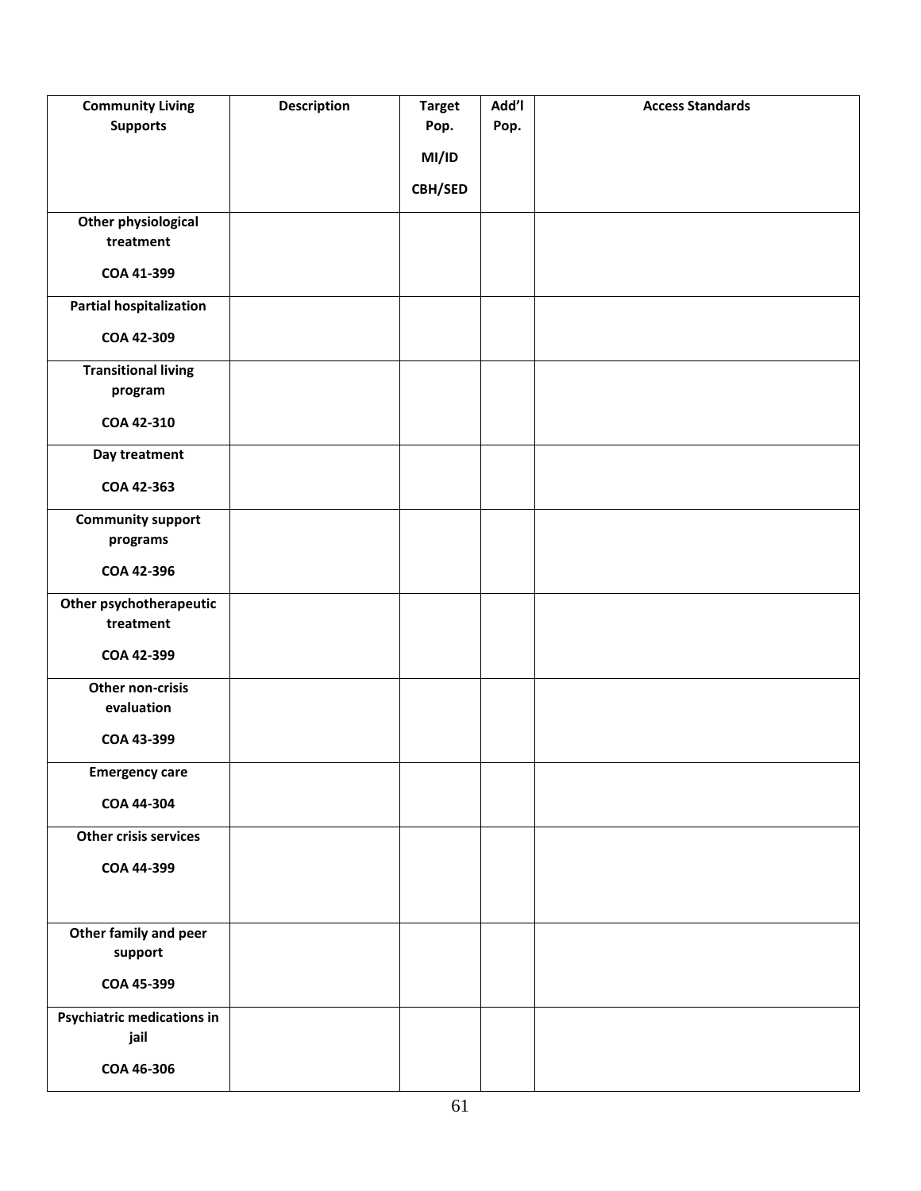| Community Living Supports | Description | Target Pop. MI/ID CBH/SED | Add'l Pop. | Access Standards |
|---|---|---|---|---|
| Other physiological treatment COA 41-399 | | | | |
| Partial hospitalization COA 42-309 | | | | |
| Transitional living program COA 42-310 | | | | |
| Day treatment COA 42-363 | | | | |
| Community support programs COA 42-396 | | | | |
| Other psychotherapeutic treatment COA 42-399 | | | | |
| Other non-crisis evaluation COA 43-399 | | | | |
| Emergency care COA 44-304 | | | | |
| Other crisis services COA 44-399 | | | | |
| Other family and peer support COA 45-399 | | | | |
| Psychiatric medications in jail COA 46-306 | | | | |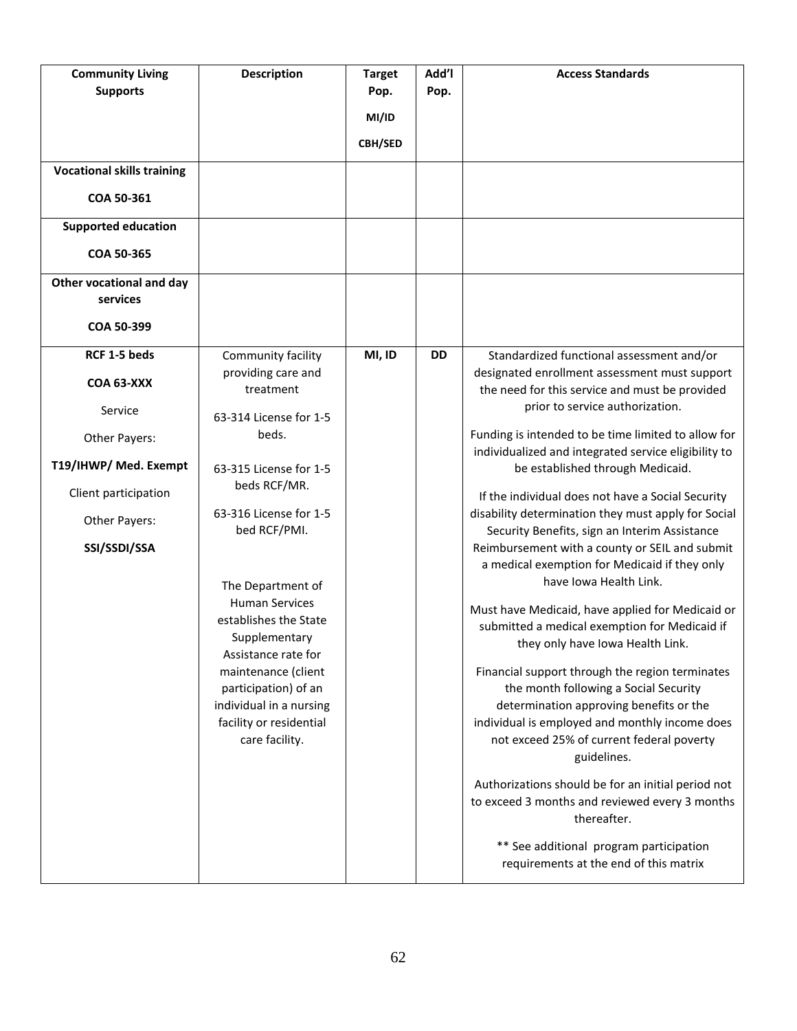| **Community Living Supports** | **Description** | **Target Pop.** **MI/ID** **CBH/SED** | **Add'l Pop.** | **Access Standards** |
|---|---|---|---|---|
| **Vocational skills training** **COA 50-361** | | | | |
| **Supported education** **COA 50-365** | | | | |
| **Other vocational and day services** **COA 50-399** | | | | |
| **RCF 1-5 beds** **COA 63-XXX** Service Other Payers: **T19/IHWP/ Med. Exempt** Client participation Other Payers: **SSI/SSDI/SSA** | Community facility providing care and treatment<br><br>63-314 License for 1-5 beds.<br><br>63-315 License for 1-5 beds RCF/MR.<br><br>63-316 License for 1-5 bed RCF/PMI.<br><br>The Department of Human Services establishes the State Supplementary Assistance rate for maintenance (client participation) of an individual in a nursing facility or residential care facility. | **MI, ID** | **DD** | Standardized functional assessment and/or designated enrollment assessment must support the need for this service and must be provided prior to service authorization.<br><br>Funding is intended to be time limited to allow for individualized and integrated service eligibility to be established through Medicaid.<br><br>If the individual does not have a Social Security disability determination they must apply for Social Security Benefits, sign an Interim Assistance Reimbursement with a county or SEIL and submit a medical exemption for Medicaid if they only have Iowa Health Link.<br><br>Must have Medicaid, have applied for Medicaid or submitted a medical exemption for Medicaid if they only have Iowa Health Link.<br><br>Financial support through the region terminates the month following a Social Security determination approving benefits or the individual is employed and monthly income does not exceed 25% of current federal poverty guidelines.<br><br>Authorizations should be for an initial period not to exceed 3 months and reviewed every 3 months thereafter.<br><br>** See additional program participation requirements at the end of this matrix |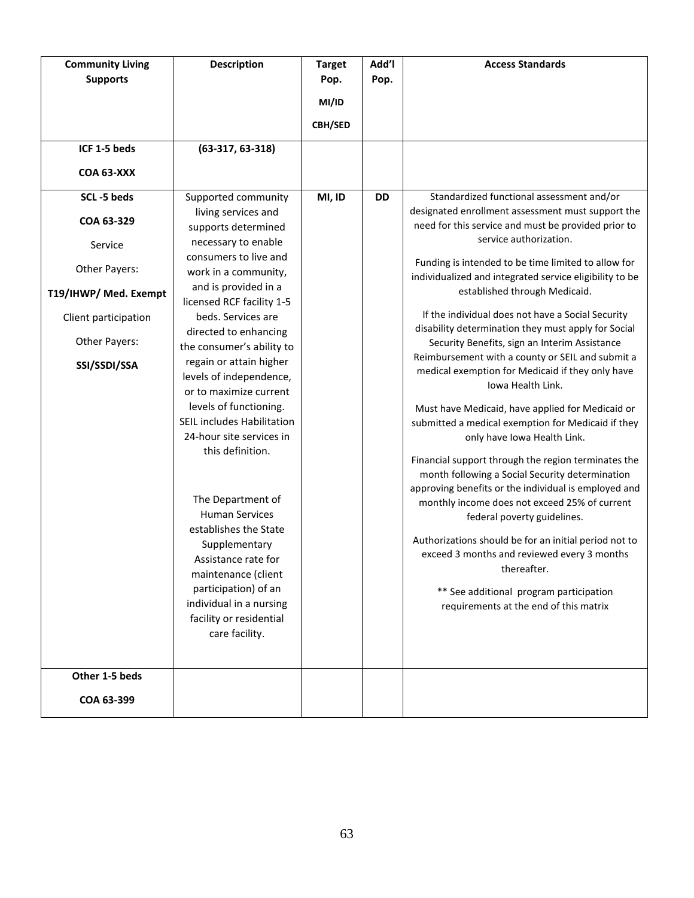| **Community Living Supports** | **Description** | **Target Pop.** **MI/ID** **CBH/SED** | **Add'l Pop.** | **Access Standards** |
|---|---|---|---|---|
| **ICF 1-5 beds** **COA 63-XXX** | **(63-317, 63-318)** | | | |
| **SCL -5 beds** **COA 63-329** Service Other Payers: **T19/IHWP/ Med. Exempt** Client participation Other Payers: **SSI/SSDI/SSA** | Supported community living services and supports determined necessary to enable consumers to live and work in a community, and is provided in a licensed RCF facility 1-5 beds. Services are directed to enhancing the consumer's ability to regain or attain higher levels of independence, or to maximize current levels of functioning. SEIL includes Habilitation 24-hour site services in this definition. The Department of Human Services establishes the State Supplementary Assistance rate for maintenance (client participation) of an individual in a nursing facility or residential care facility. | **MI, ID** | **DD** | Standardized functional assessment and/or designated enrollment assessment must support the need for this service and must be provided prior to service authorization. Funding is intended to be time limited to allow for individualized and integrated service eligibility to be established through Medicaid. If the individual does not have a Social Security disability determination they must apply for Social Security Benefits, sign an Interim Assistance Reimbursement with a county or SEIL and submit a medical exemption for Medicaid if they only have Iowa Health Link. Must have Medicaid, have applied for Medicaid or submitted a medical exemption for Medicaid if they only have Iowa Health Link. Financial support through the region terminates the month following a Social Security determination approving benefits or the individual is employed and monthly income does not exceed 25% of current federal poverty guidelines. Authorizations should be for an initial period not to exceed 3 months and reviewed every 3 months thereafter. ** See additional program participation requirements at the end of this matrix |
| **Other 1-5 beds** **COA 63-399** | | | | |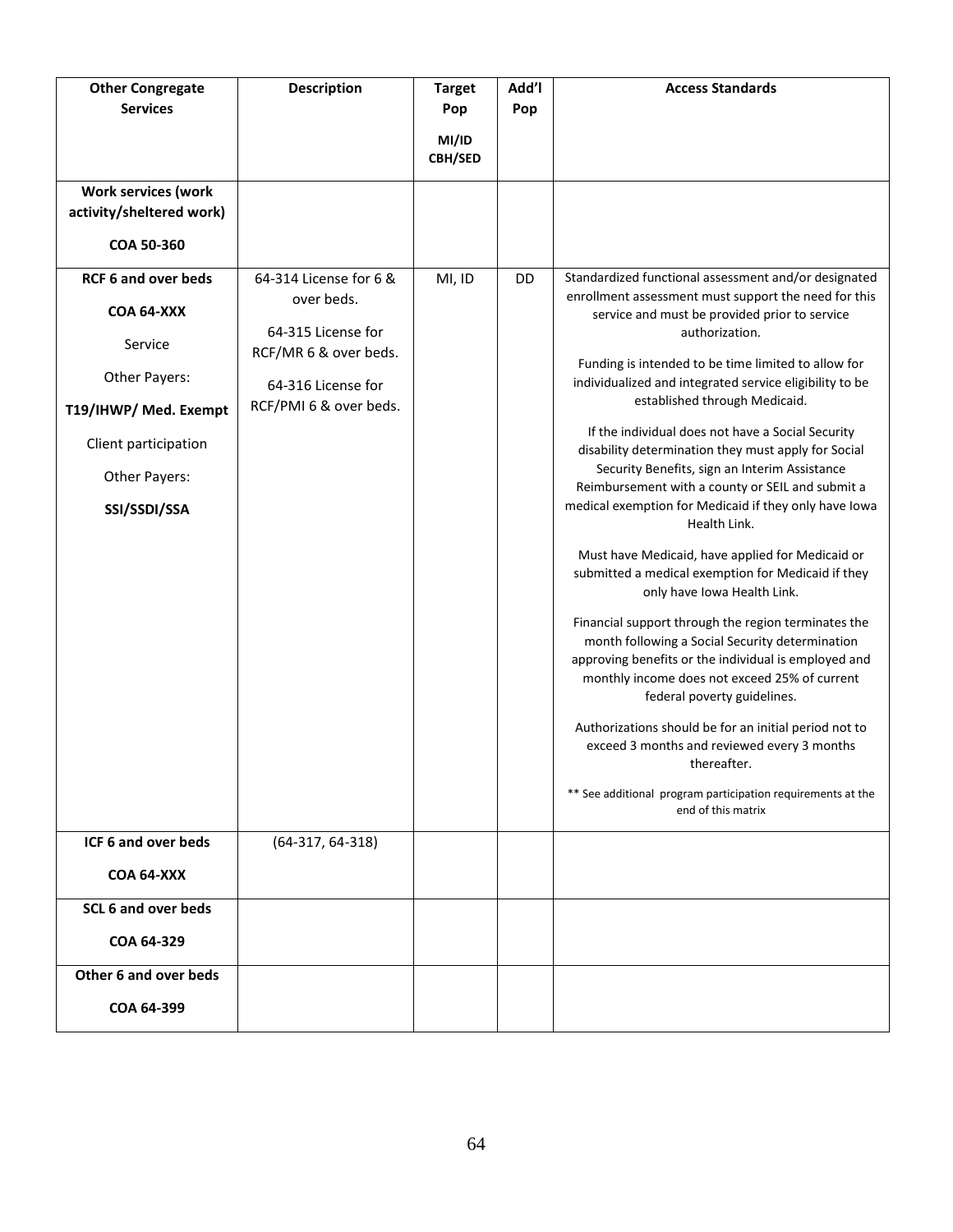| **Other Congregate Services** | **Description** | **Target Pop**<br>**MI/ID CBH/SED** | **Add'l Pop** | **Access Standards** |
|---|---|---|---|---|
| **Work services (work activity/sheltered work)**<br>**COA 50-360** | | | | |
| **RCF 6 and over beds**<br>**COA 64-XXX**<br>Service<br>Other Payers:<br>**T19/IHWP/ Med. Exempt**<br>Client participation<br>Other Payers:<br>**SSI/SSDI/SSA** | 64-314 License for 6 & over beds.<br>64-315 License for RCF/MR 6 & over beds.<br>64-316 License for RCF/PMI 6 & over beds. | MI, ID | DD | Standardized functional assessment and/or designated enrollment assessment must support the need for this service and must be provided prior to service authorization.<br>Funding is intended to be time limited to allow for individualized and integrated service eligibility to be established through Medicaid.<br>If the individual does not have a Social Security disability determination they must apply for Social Security Benefits, sign an Interim Assistance Reimbursement with a county or SEIL and submit a medical exemption for Medicaid if they only have Iowa Health Link.<br>Must have Medicaid, have applied for Medicaid or submitted a medical exemption for Medicaid if they only have Iowa Health Link.<br>Financial support through the region terminates the month following a Social Security determination approving benefits or the individual is employed and monthly income does not exceed 25% of current federal poverty guidelines.<br>Authorizations should be for an initial period not to exceed 3 months and reviewed every 3 months thereafter.<br>** See additional program participation requirements at the end of this matrix |
| **ICF 6 and over beds**<br>**COA 64-XXX** | (64-317, 64-318) | | | |
| **SCL 6 and over beds**<br>**COA 64-329** | | | | |
| **Other 6 and over beds**<br>**COA 64-399** | | | | |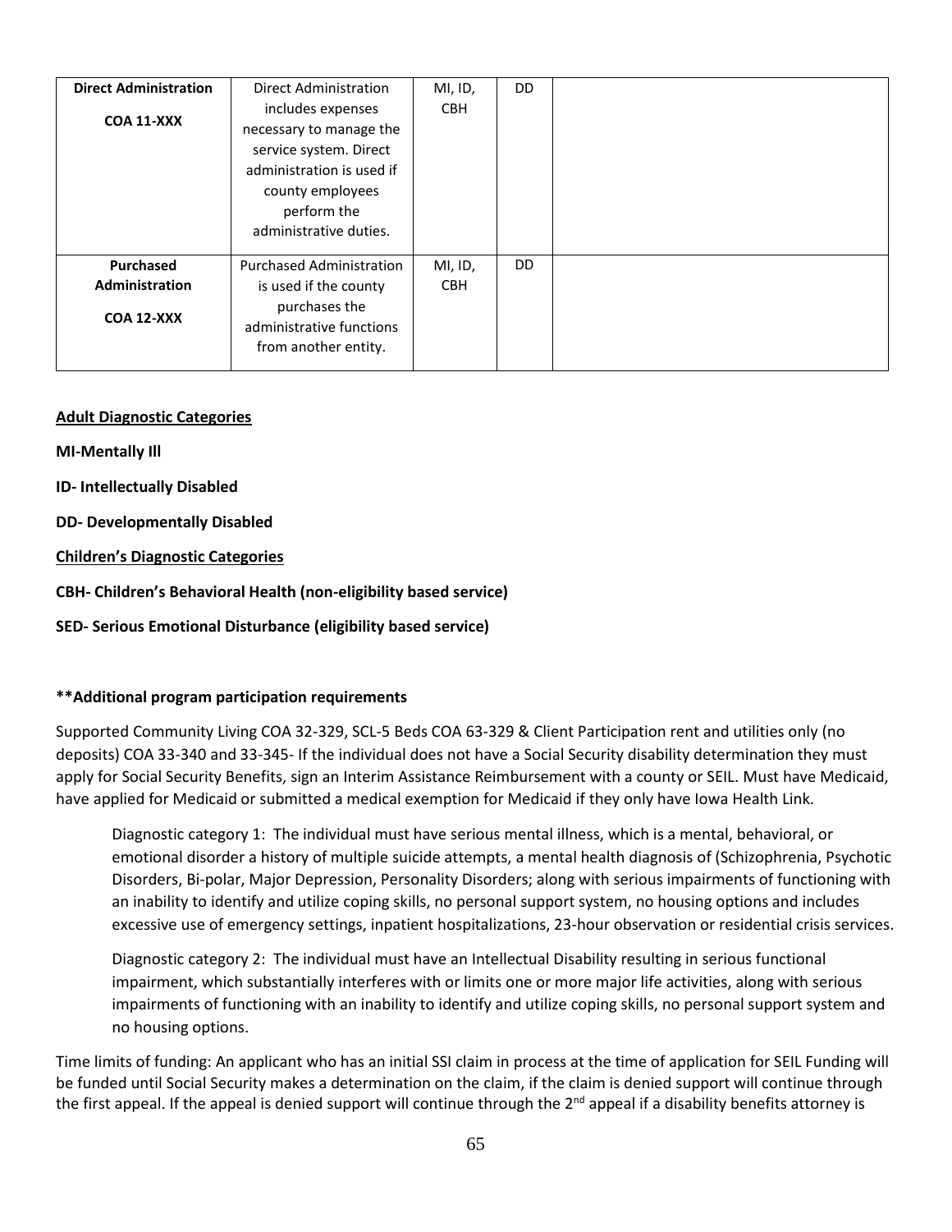| **Direct Administration**<br><br>**COA 11-XXX** | Direct Administration includes expenses necessary to manage the service system. Direct administration is used if county employees perform the administrative duties. | MI, ID, CBH | DD | |
|---|---|---|---|---|
| **Purchased Administration**<br><br>**COA 12-XXX** | Purchased Administration is used if the county purchases the administrative functions from another entity. | MI, ID, CBH | DD | |

**Adult Diagnostic Categories**

**MI-Mentally Ill**

**ID- Intellectually Disabled**

**DD- Developmentally Disabled**

**Children's Diagnostic Categories**

**CBH- Children's Behavioral Health (non-eligibility based service)**

**SED- Serious Emotional Disturbance (eligibility based service)**

**\*\*Additional program participation requirements**

Supported Community Living COA 32-329, SCL-5 Beds COA 63-329 & Client Participation rent and utilities only (no deposits) COA 33-340 and 33-345- If the individual does not have a Social Security disability determination they must apply for Social Security Benefits, sign an Interim Assistance Reimbursement with a county or SEIL. Must have Medicaid, have applied for Medicaid or submitted a medical exemption for Medicaid if they only have Iowa Health Link.

> Diagnostic category 1: The individual must have serious mental illness, which is a mental, behavioral, or emotional disorder a history of multiple suicide attempts, a mental health diagnosis of (Schizophrenia, Psychotic Disorders, Bi-polar, Major Depression, Personality Disorders; along with serious impairments of functioning with an inability to identify and utilize coping skills, no personal support system, no housing options and includes excessive use of emergency settings, inpatient hospitalizations, 23-hour observation or residential crisis services.
>
> Diagnostic category 2: The individual must have an Intellectual Disability resulting in serious functional impairment, which substantially interferes with or limits one or more major life activities, along with serious impairments of functioning with an inability to identify and utilize coping skills, no personal support system and no housing options.

Time limits of funding: An applicant who has an initial SSI claim in process at the time of application for SEIL Funding will be funded until Social Security makes a determination on the claim, if the claim is denied support will continue through the first appeal. If the appeal is denied support will continue through the 2nd appeal if a disability benefits attorney is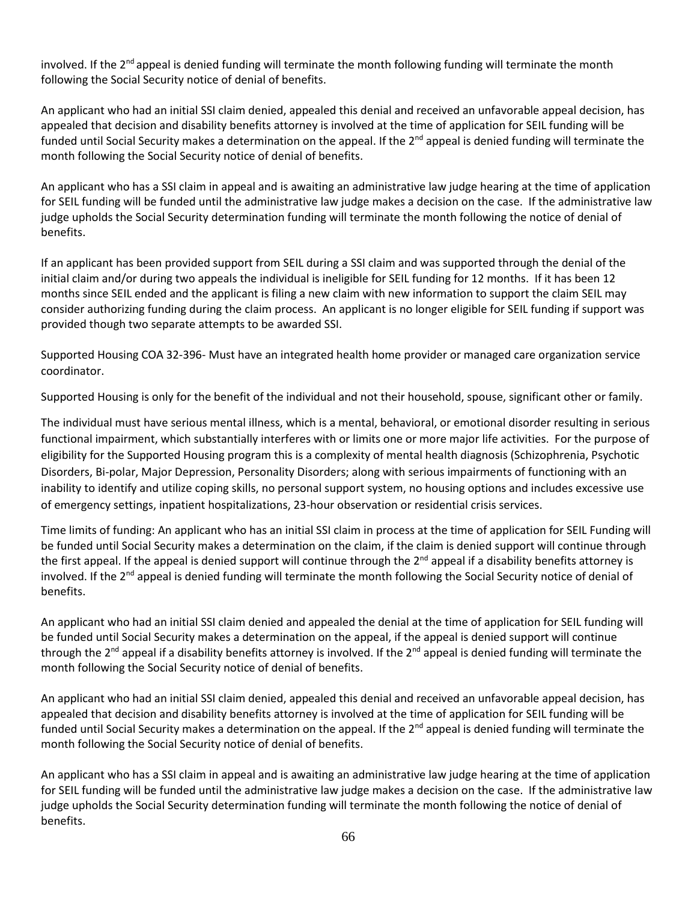involved. If the 2nd appeal is denied funding will terminate the month following funding will terminate the month following the Social Security notice of denial of benefits.

An applicant who had an initial SSI claim denied, appealed this denial and received an unfavorable appeal decision, has appealed that decision and disability benefits attorney is involved at the time of application for SEIL funding will be funded until Social Security makes a determination on the appeal. If the 2nd appeal is denied funding will terminate the month following the Social Security notice of denial of benefits.

An applicant who has a SSI claim in appeal and is awaiting an administrative law judge hearing at the time of application for SEIL funding will be funded until the administrative law judge makes a decision on the case. If the administrative law judge upholds the Social Security determination funding will terminate the month following the notice of denial of benefits.

If an applicant has been provided support from SEIL during a SSI claim and was supported through the denial of the initial claim and/or during two appeals the individual is ineligible for SEIL funding for 12 months. If it has been 12 months since SEIL ended and the applicant is filing a new claim with new information to support the claim SEIL may consider authorizing funding during the claim process. An applicant is no longer eligible for SEIL funding if support was provided though two separate attempts to be awarded SSI.

Supported Housing COA 32-396- Must have an integrated health home provider or managed care organization service coordinator.

Supported Housing is only for the benefit of the individual and not their household, spouse, significant other or family.

The individual must have serious mental illness, which is a mental, behavioral, or emotional disorder resulting in serious functional impairment, which substantially interferes with or limits one or more major life activities. For the purpose of eligibility for the Supported Housing program this is a complexity of mental health diagnosis (Schizophrenia, Psychotic Disorders, Bi-polar, Major Depression, Personality Disorders; along with serious impairments of functioning with an inability to identify and utilize coping skills, no personal support system, no housing options and includes excessive use of emergency settings, inpatient hospitalizations, 23-hour observation or residential crisis services.

Time limits of funding: An applicant who has an initial SSI claim in process at the time of application for SEIL Funding will be funded until Social Security makes a determination on the claim, if the claim is denied support will continue through the first appeal. If the appeal is denied support will continue through the 2nd appeal if a disability benefits attorney is involved. If the 2nd appeal is denied funding will terminate the month following the Social Security notice of denial of benefits.

An applicant who had an initial SSI claim denied and appealed the denial at the time of application for SEIL funding will be funded until Social Security makes a determination on the appeal, if the appeal is denied support will continue through the 2nd appeal if a disability benefits attorney is involved. If the 2nd appeal is denied funding will terminate the month following the Social Security notice of denial of benefits.

An applicant who had an initial SSI claim denied, appealed this denial and received an unfavorable appeal decision, has appealed that decision and disability benefits attorney is involved at the time of application for SEIL funding will be funded until Social Security makes a determination on the appeal. If the 2nd appeal is denied funding will terminate the month following the Social Security notice of denial of benefits.

An applicant who has a SSI claim in appeal and is awaiting an administrative law judge hearing at the time of application for SEIL funding will be funded until the administrative law judge makes a decision on the case. If the administrative law judge upholds the Social Security determination funding will terminate the month following the notice of denial of benefits.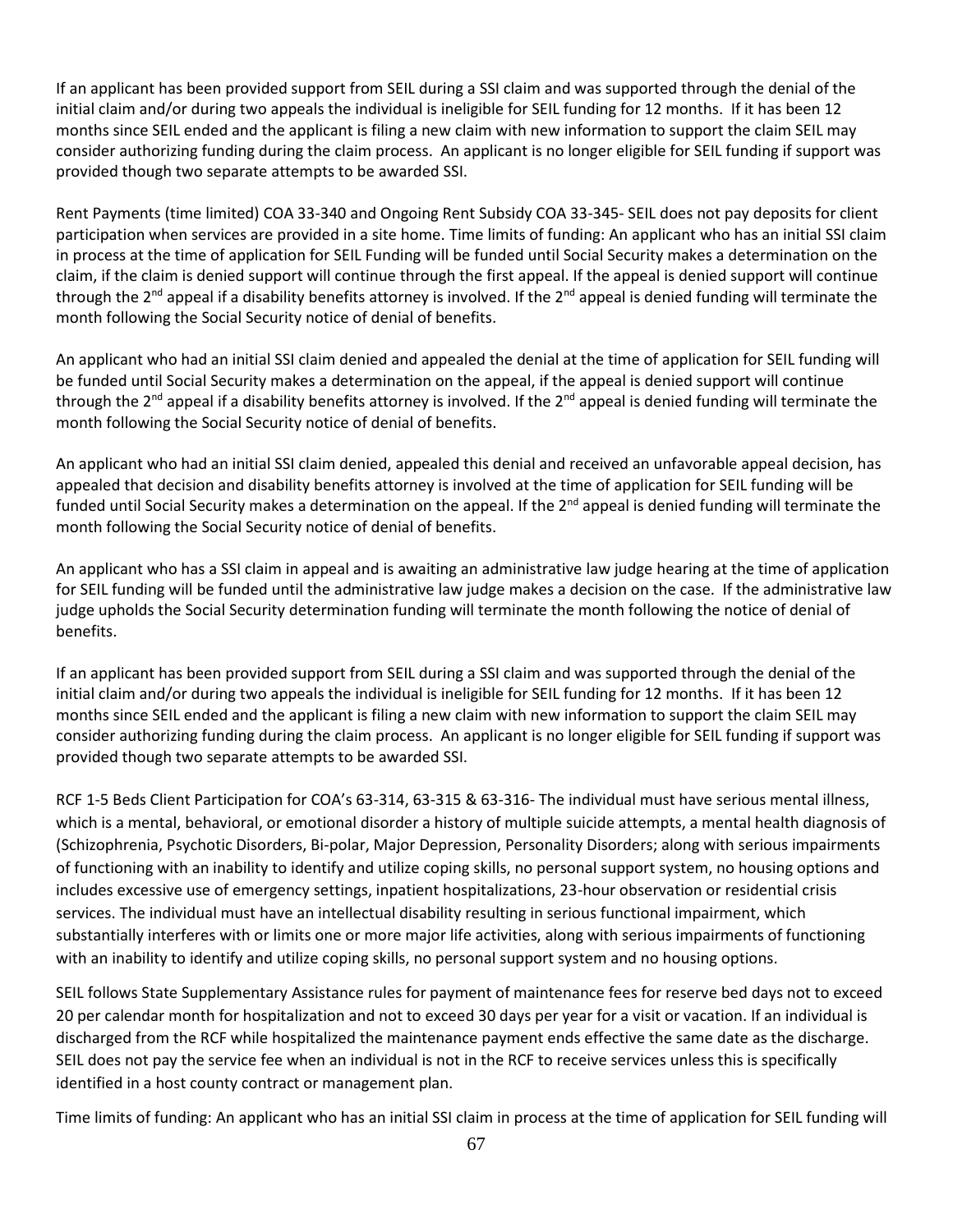If an applicant has been provided support from SEIL during a SSI claim and was supported through the denial of the initial claim and/or during two appeals the individual is ineligible for SEIL funding for 12 months. If it has been 12 months since SEIL ended and the applicant is filing a new claim with new information to support the claim SEIL may consider authorizing funding during the claim process. An applicant is no longer eligible for SEIL funding if support was provided though two separate attempts to be awarded SSI.

Rent Payments (time limited) COA 33-340 and Ongoing Rent Subsidy COA 33-345- SEIL does not pay deposits for client participation when services are provided in a site home. Time limits of funding: An applicant who has an initial SSI claim in process at the time of application for SEIL Funding will be funded until Social Security makes a determination on the claim, if the claim is denied support will continue through the first appeal. If the appeal is denied support will continue through the 2nd appeal if a disability benefits attorney is involved. If the 2nd appeal is denied funding will terminate the month following the Social Security notice of denial of benefits.

An applicant who had an initial SSI claim denied and appealed the denial at the time of application for SEIL funding will be funded until Social Security makes a determination on the appeal, if the appeal is denied support will continue through the 2nd appeal if a disability benefits attorney is involved. If the 2nd appeal is denied funding will terminate the month following the Social Security notice of denial of benefits.

An applicant who had an initial SSI claim denied, appealed this denial and received an unfavorable appeal decision, has appealed that decision and disability benefits attorney is involved at the time of application for SEIL funding will be funded until Social Security makes a determination on the appeal. If the 2nd appeal is denied funding will terminate the month following the Social Security notice of denial of benefits.

An applicant who has a SSI claim in appeal and is awaiting an administrative law judge hearing at the time of application for SEIL funding will be funded until the administrative law judge makes a decision on the case. If the administrative law judge upholds the Social Security determination funding will terminate the month following the notice of denial of benefits.

If an applicant has been provided support from SEIL during a SSI claim and was supported through the denial of the initial claim and/or during two appeals the individual is ineligible for SEIL funding for 12 months. If it has been 12 months since SEIL ended and the applicant is filing a new claim with new information to support the claim SEIL may consider authorizing funding during the claim process. An applicant is no longer eligible for SEIL funding if support was provided though two separate attempts to be awarded SSI.

RCF 1-5 Beds Client Participation for COA's 63-314, 63-315 & 63-316- The individual must have serious mental illness, which is a mental, behavioral, or emotional disorder a history of multiple suicide attempts, a mental health diagnosis of (Schizophrenia, Psychotic Disorders, Bi-polar, Major Depression, Personality Disorders; along with serious impairments of functioning with an inability to identify and utilize coping skills, no personal support system, no housing options and includes excessive use of emergency settings, inpatient hospitalizations, 23-hour observation or residential crisis services. The individual must have an intellectual disability resulting in serious functional impairment, which substantially interferes with or limits one or more major life activities, along with serious impairments of functioning with an inability to identify and utilize coping skills, no personal support system and no housing options.

SEIL follows State Supplementary Assistance rules for payment of maintenance fees for reserve bed days not to exceed 20 per calendar month for hospitalization and not to exceed 30 days per year for a visit or vacation. If an individual is discharged from the RCF while hospitalized the maintenance payment ends effective the same date as the discharge. SEIL does not pay the service fee when an individual is not in the RCF to receive services unless this is specifically identified in a host county contract or management plan.

Time limits of funding: An applicant who has an initial SSI claim in process at the time of application for SEIL funding will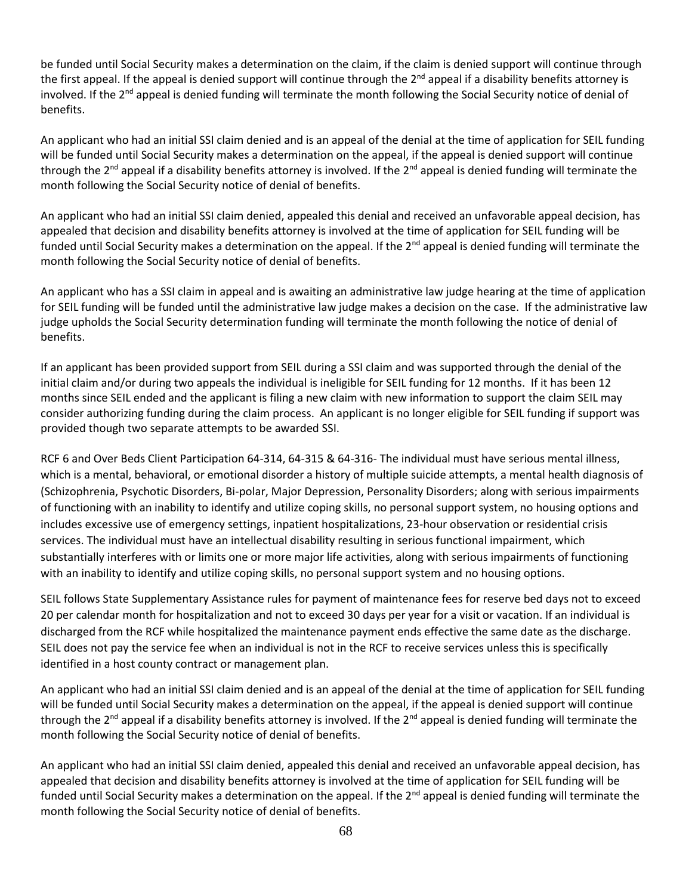be funded until Social Security makes a determination on the claim, if the claim is denied support will continue through the first appeal. If the appeal is denied support will continue through the 2nd appeal if a disability benefits attorney is involved. If the 2nd appeal is denied funding will terminate the month following the Social Security notice of denial of benefits.

An applicant who had an initial SSI claim denied and is an appeal of the denial at the time of application for SEIL funding will be funded until Social Security makes a determination on the appeal, if the appeal is denied support will continue through the 2nd appeal if a disability benefits attorney is involved. If the 2nd appeal is denied funding will terminate the month following the Social Security notice of denial of benefits.

An applicant who had an initial SSI claim denied, appealed this denial and received an unfavorable appeal decision, has appealed that decision and disability benefits attorney is involved at the time of application for SEIL funding will be funded until Social Security makes a determination on the appeal. If the 2nd appeal is denied funding will terminate the month following the Social Security notice of denial of benefits.

An applicant who has a SSI claim in appeal and is awaiting an administrative law judge hearing at the time of application for SEIL funding will be funded until the administrative law judge makes a decision on the case. If the administrative law judge upholds the Social Security determination funding will terminate the month following the notice of denial of benefits.

If an applicant has been provided support from SEIL during a SSI claim and was supported through the denial of the initial claim and/or during two appeals the individual is ineligible for SEIL funding for 12 months. If it has been 12 months since SEIL ended and the applicant is filing a new claim with new information to support the claim SEIL may consider authorizing funding during the claim process. An applicant is no longer eligible for SEIL funding if support was provided though two separate attempts to be awarded SSI.

RCF 6 and Over Beds Client Participation 64-314, 64-315 & 64-316- The individual must have serious mental illness, which is a mental, behavioral, or emotional disorder a history of multiple suicide attempts, a mental health diagnosis of (Schizophrenia, Psychotic Disorders, Bi-polar, Major Depression, Personality Disorders; along with serious impairments of functioning with an inability to identify and utilize coping skills, no personal support system, no housing options and includes excessive use of emergency settings, inpatient hospitalizations, 23-hour observation or residential crisis services. The individual must have an intellectual disability resulting in serious functional impairment, which substantially interferes with or limits one or more major life activities, along with serious impairments of functioning with an inability to identify and utilize coping skills, no personal support system and no housing options.

SEIL follows State Supplementary Assistance rules for payment of maintenance fees for reserve bed days not to exceed 20 per calendar month for hospitalization and not to exceed 30 days per year for a visit or vacation. If an individual is discharged from the RCF while hospitalized the maintenance payment ends effective the same date as the discharge. SEIL does not pay the service fee when an individual is not in the RCF to receive services unless this is specifically identified in a host county contract or management plan.

An applicant who had an initial SSI claim denied and is an appeal of the denial at the time of application for SEIL funding will be funded until Social Security makes a determination on the appeal, if the appeal is denied support will continue through the 2nd appeal if a disability benefits attorney is involved. If the 2nd appeal is denied funding will terminate the month following the Social Security notice of denial of benefits.

An applicant who had an initial SSI claim denied, appealed this denial and received an unfavorable appeal decision, has appealed that decision and disability benefits attorney is involved at the time of application for SEIL funding will be funded until Social Security makes a determination on the appeal. If the 2nd appeal is denied funding will terminate the month following the Social Security notice of denial of benefits.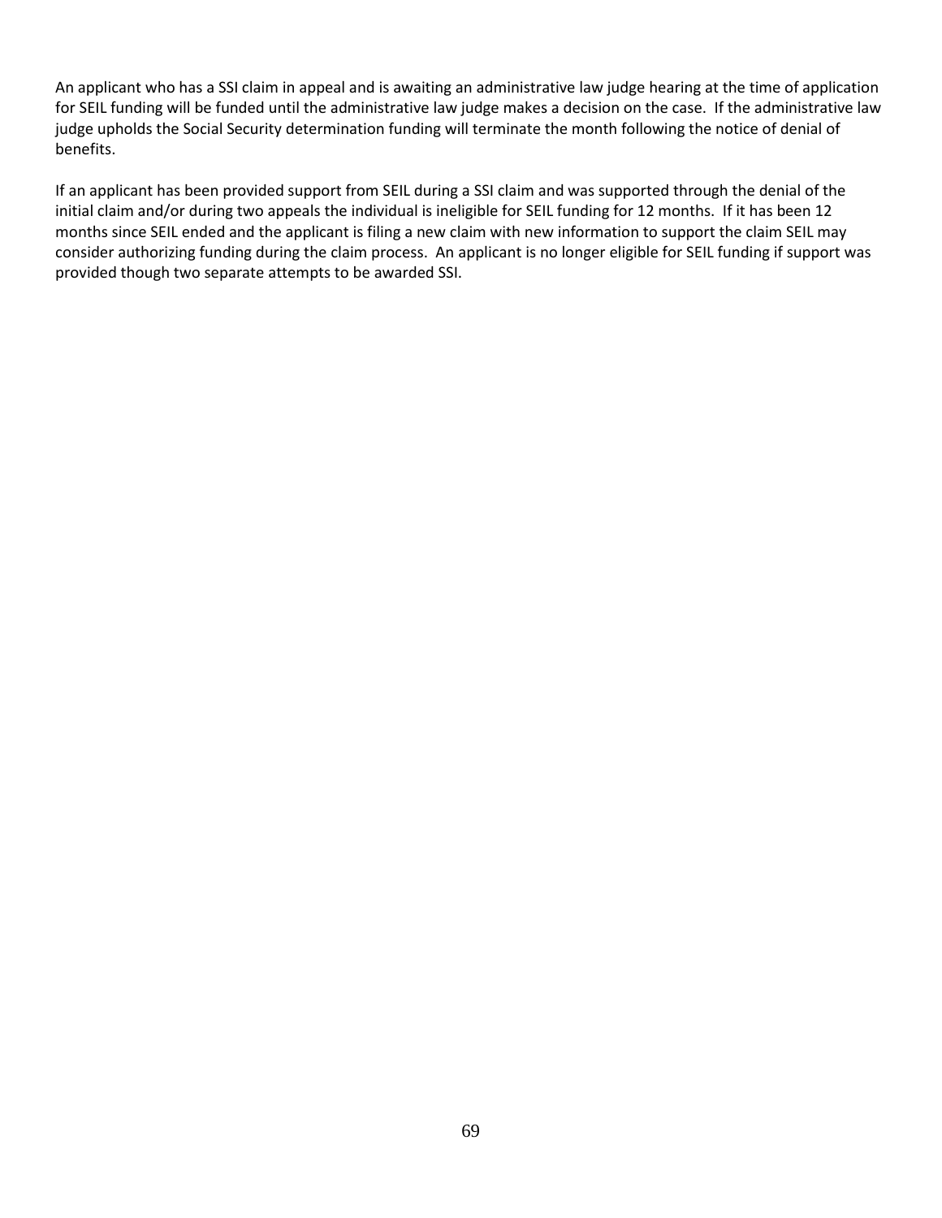An applicant who has a SSI claim in appeal and is awaiting an administrative law judge hearing at the time of application for SEIL funding will be funded until the administrative law judge makes a decision on the case. If the administrative law judge upholds the Social Security determination funding will terminate the month following the notice of denial of benefits.

If an applicant has been provided support from SEIL during a SSI claim and was supported through the denial of the initial claim and/or during two appeals the individual is ineligible for SEIL funding for 12 months. If it has been 12 months since SEIL ended and the applicant is filing a new claim with new information to support the claim SEIL may consider authorizing funding during the claim process. An applicant is no longer eligible for SEIL funding if support was provided though two separate attempts to be awarded SSI.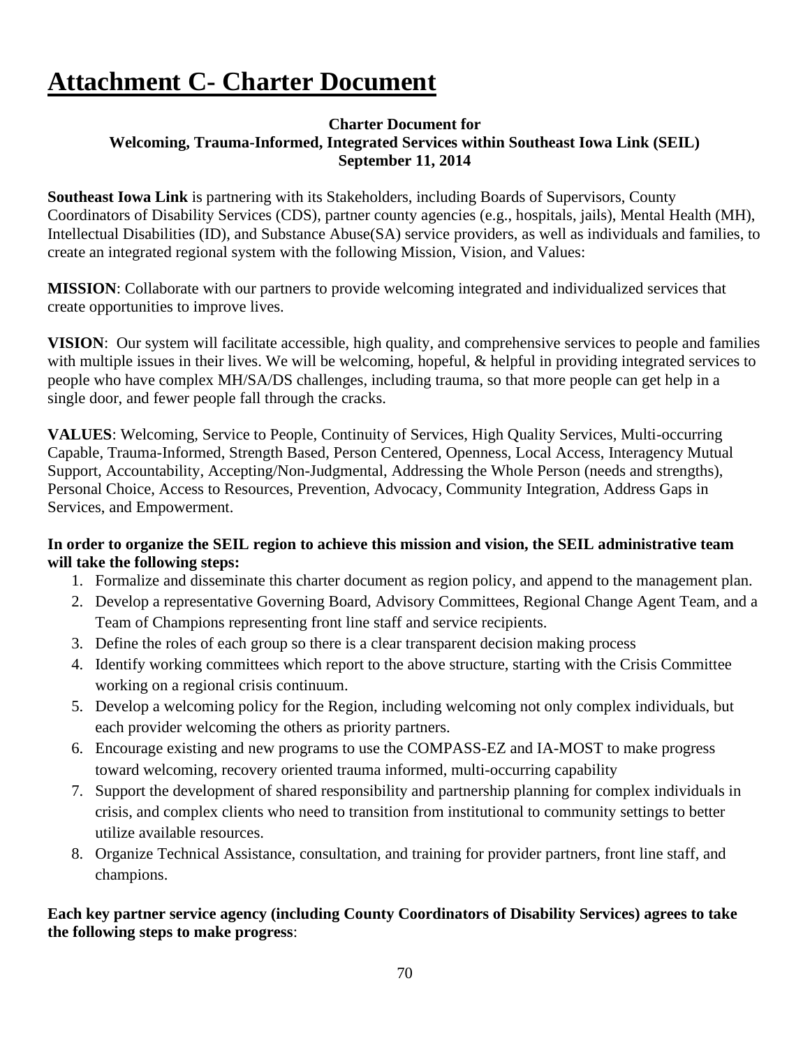# Attachment C- Charter Document

**Charter Document for**
**Welcoming, Trauma-Informed, Integrated Services within Southeast Iowa Link (SEIL)**
**September 11, 2014**

**Southeast Iowa Link** is partnering with its Stakeholders, including Boards of Supervisors, County Coordinators of Disability Services (CDS), partner county agencies (e.g., hospitals, jails), Mental Health (MH), Intellectual Disabilities (ID), and Substance Abuse(SA) service providers, as well as individuals and families, to create an integrated regional system with the following Mission, Vision, and Values:

**MISSION**: Collaborate with our partners to provide welcoming integrated and individualized services that create opportunities to improve lives.

**VISION**: Our system will facilitate accessible, high quality, and comprehensive services to people and families with multiple issues in their lives. We will be welcoming, hopeful, & helpful in providing integrated services to people who have complex MH/SA/DS challenges, including trauma, so that more people can get help in a single door, and fewer people fall through the cracks.

**VALUES**: Welcoming, Service to People, Continuity of Services, High Quality Services, Multi-occurring Capable, Trauma-Informed, Strength Based, Person Centered, Openness, Local Access, Interagency Mutual Support, Accountability, Accepting/Non-Judgmental, Addressing the Whole Person (needs and strengths), Personal Choice, Access to Resources, Prevention, Advocacy, Community Integration, Address Gaps in Services, and Empowerment.

**In order to organize the SEIL region to achieve this mission and vision, the SEIL administrative team will take the following steps:**

1. Formalize and disseminate this charter document as region policy, and append to the management plan.
2. Develop a representative Governing Board, Advisory Committees, Regional Change Agent Team, and a Team of Champions representing front line staff and service recipients.
3. Define the roles of each group so there is a clear transparent decision making process
4. Identify working committees which report to the above structure, starting with the Crisis Committee working on a regional crisis continuum.
5. Develop a welcoming policy for the Region, including welcoming not only complex individuals, but each provider welcoming the others as priority partners.
6. Encourage existing and new programs to use the COMPASS-EZ and IA-MOST to make progress toward welcoming, recovery oriented trauma informed, multi-occurring capability
7. Support the development of shared responsibility and partnership planning for complex individuals in crisis, and complex clients who need to transition from institutional to community settings to better utilize available resources.
8. Organize Technical Assistance, consultation, and training for provider partners, front line staff, and champions.

**Each key partner service agency (including County Coordinators of Disability Services) agrees to take the following steps to make progress**: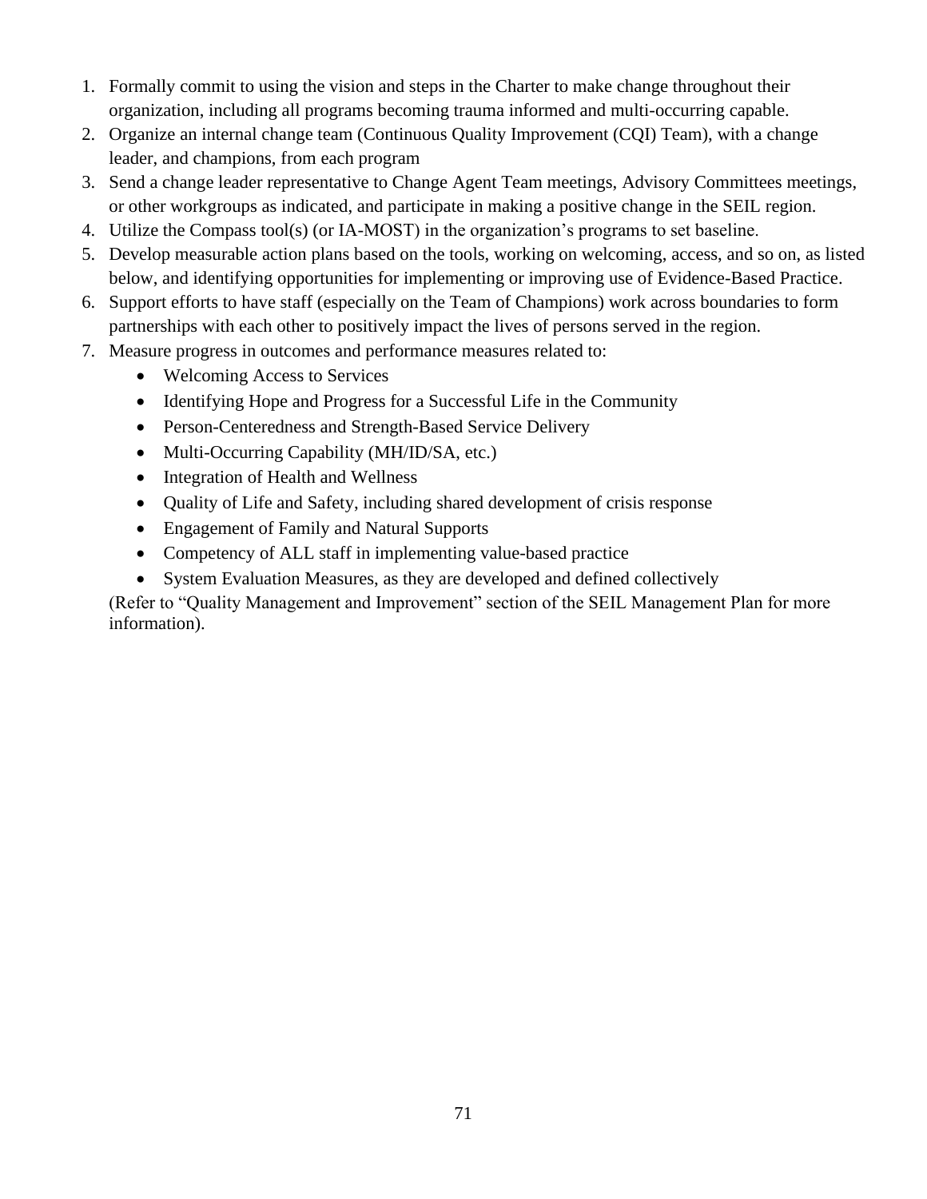1. Formally commit to using the vision and steps in the Charter to make change throughout their organization, including all programs becoming trauma informed and multi-occurring capable.
2. Organize an internal change team (Continuous Quality Improvement (CQI) Team), with a change leader, and champions, from each program
3. Send a change leader representative to Change Agent Team meetings, Advisory Committees meetings, or other workgroups as indicated, and participate in making a positive change in the SEIL region.
4. Utilize the Compass tool(s) (or IA-MOST) in the organization's programs to set baseline.
5. Develop measurable action plans based on the tools, working on welcoming, access, and so on, as listed below, and identifying opportunities for implementing or improving use of Evidence-Based Practice.
6. Support efforts to have staff (especially on the Team of Champions) work across boundaries to form partnerships with each other to positively impact the lives of persons served in the region.
7. Measure progress in outcomes and performance measures related to:
   - Welcoming Access to Services
   - Identifying Hope and Progress for a Successful Life in the Community
   - Person-Centeredness and Strength-Based Service Delivery
   - Multi-Occurring Capability (MH/ID/SA, etc.)
   - Integration of Health and Wellness
   - Quality of Life and Safety, including shared development of crisis response
   - Engagement of Family and Natural Supports
   - Competency of ALL staff in implementing value-based practice
   - System Evaluation Measures, as they are developed and defined collectively

   (Refer to "Quality Management and Improvement" section of the SEIL Management Plan for more information).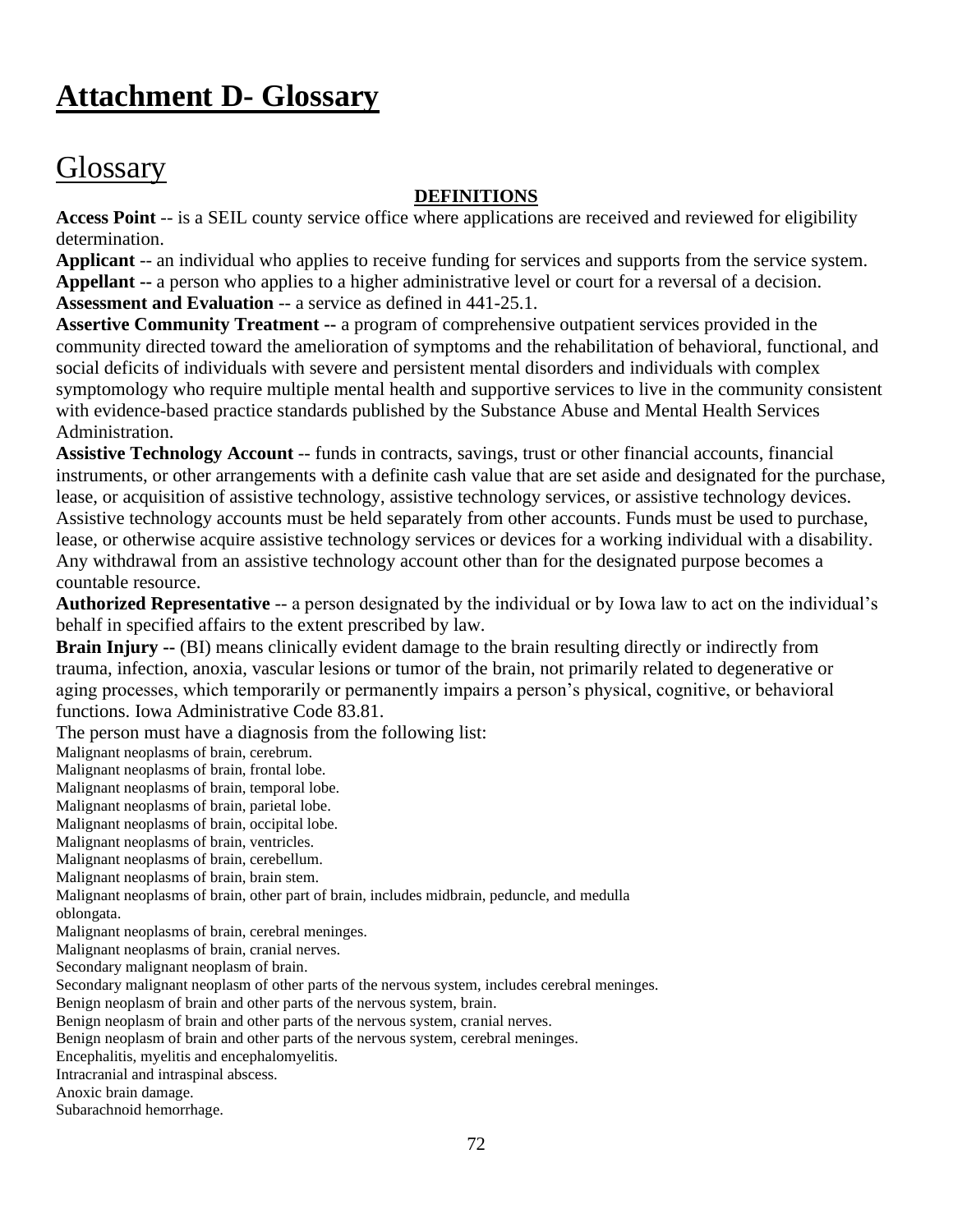# Attachment D- Glossary

## Glossary

**DEFINITIONS**

**Access Point** -- is a SEIL county service office where applications are received and reviewed for eligibility determination.

**Applicant** -- an individual who applies to receive funding for services and supports from the service system.

**Appellant --** a person who applies to a higher administrative level or court for a reversal of a decision.

**Assessment and Evaluation** -- a service as defined in 441-25.1.

**Assertive Community Treatment --** a program of comprehensive outpatient services provided in the community directed toward the amelioration of symptoms and the rehabilitation of behavioral, functional, and social deficits of individuals with severe and persistent mental disorders and individuals with complex symptomology who require multiple mental health and supportive services to live in the community consistent with evidence-based practice standards published by the Substance Abuse and Mental Health Services Administration.

**Assistive Technology Account** -- funds in contracts, savings, trust or other financial accounts, financial instruments, or other arrangements with a definite cash value that are set aside and designated for the purchase, lease, or acquisition of assistive technology, assistive technology services, or assistive technology devices. Assistive technology accounts must be held separately from other accounts. Funds must be used to purchase, lease, or otherwise acquire assistive technology services or devices for a working individual with a disability. Any withdrawal from an assistive technology account other than for the designated purpose becomes a countable resource.

**Authorized Representative** -- a person designated by the individual or by Iowa law to act on the individual's behalf in specified affairs to the extent prescribed by law.

**Brain Injury --** (BI) means clinically evident damage to the brain resulting directly or indirectly from trauma, infection, anoxia, vascular lesions or tumor of the brain, not primarily related to degenerative or aging processes, which temporarily or permanently impairs a person's physical, cognitive, or behavioral functions. Iowa Administrative Code 83.81.

The person must have a diagnosis from the following list:

Malignant neoplasms of brain, cerebrum.
Malignant neoplasms of brain, frontal lobe.
Malignant neoplasms of brain, temporal lobe.
Malignant neoplasms of brain, parietal lobe.
Malignant neoplasms of brain, occipital lobe.
Malignant neoplasms of brain, ventricles.
Malignant neoplasms of brain, cerebellum.
Malignant neoplasms of brain, brain stem.
Malignant neoplasms of brain, other part of brain, includes midbrain, peduncle, and medulla oblongata.
Malignant neoplasms of brain, cerebral meninges.
Malignant neoplasms of brain, cranial nerves.
Secondary malignant neoplasm of brain.
Secondary malignant neoplasm of other parts of the nervous system, includes cerebral meninges.
Benign neoplasm of brain and other parts of the nervous system, brain.
Benign neoplasm of brain and other parts of the nervous system, cranial nerves.
Benign neoplasm of brain and other parts of the nervous system, cerebral meninges.
Encephalitis, myelitis and encephalomyelitis.
Intracranial and intraspinal abscess.
Anoxic brain damage.
Subarachnoid hemorrhage.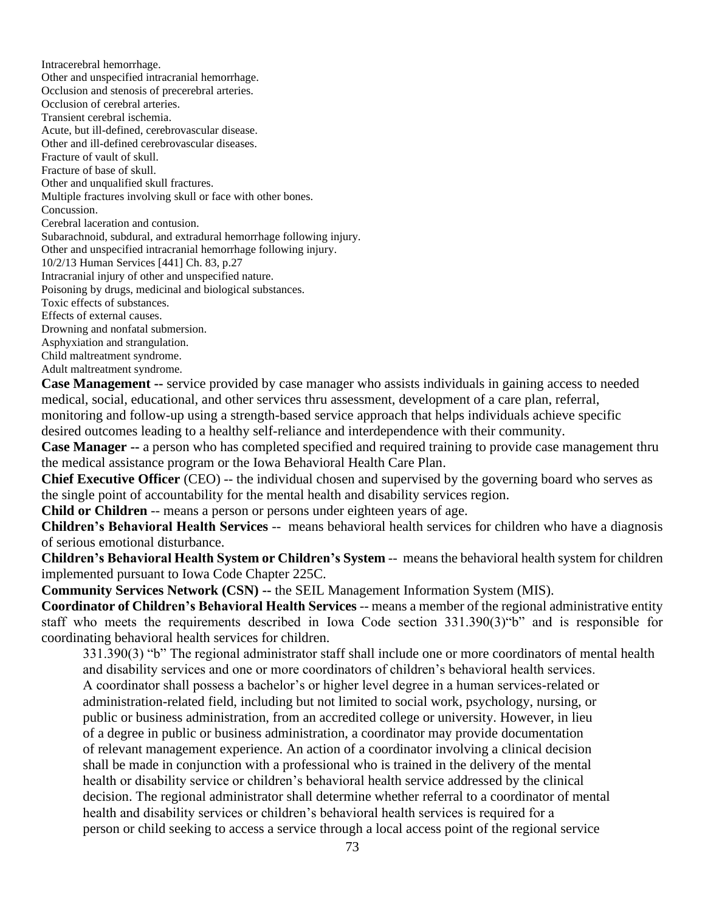Intracerebral hemorrhage.
Other and unspecified intracranial hemorrhage.
Occlusion and stenosis of precerebral arteries.
Occlusion of cerebral arteries.
Transient cerebral ischemia.
Acute, but ill-defined, cerebrovascular disease.
Other and ill-defined cerebrovascular diseases.
Fracture of vault of skull.
Fracture of base of skull.
Other and unqualified skull fractures.
Multiple fractures involving skull or face with other bones.
Concussion.
Cerebral laceration and contusion.
Subarachnoid, subdural, and extradural hemorrhage following injury.
Other and unspecified intracranial hemorrhage following injury.
10/2/13 Human Services [441] Ch. 83, p.27
Intracranial injury of other and unspecified nature.
Poisoning by drugs, medicinal and biological substances.
Toxic effects of substances.
Effects of external causes.
Drowning and nonfatal submersion.
Asphyxiation and strangulation.
Child maltreatment syndrome.
Adult maltreatment syndrome.

**Case Management --** service provided by case manager who assists individuals in gaining access to needed medical, social, educational, and other services thru assessment, development of a care plan, referral, monitoring and follow-up using a strength-based service approach that helps individuals achieve specific desired outcomes leading to a healthy self-reliance and interdependence with their community.

**Case Manager --** a person who has completed specified and required training to provide case management thru the medical assistance program or the Iowa Behavioral Health Care Plan.

**Chief Executive Officer** (CEO) -- the individual chosen and supervised by the governing board who serves as the single point of accountability for the mental health and disability services region.

**Child or Children** -- means a person or persons under eighteen years of age.

**Children's Behavioral Health Services** -- means behavioral health services for children who have a diagnosis of serious emotional disturbance.

**Children's Behavioral Health System or Children's System** -- means the behavioral health system for children implemented pursuant to Iowa Code Chapter 225C.

**Community Services Network (CSN) --** the SEIL Management Information System (MIS).

**Coordinator of Children's Behavioral Health Services** -- means a member of the regional administrative entity staff who meets the requirements described in Iowa Code section 331.390(3)"b" and is responsible for coordinating behavioral health services for children.

> 331.390(3) "b" The regional administrator staff shall include one or more coordinators of mental health and disability services and one or more coordinators of children's behavioral health services. A coordinator shall possess a bachelor's or higher level degree in a human services-related or administration-related field, including but not limited to social work, psychology, nursing, or public or business administration, from an accredited college or university. However, in lieu of a degree in public or business administration, a coordinator may provide documentation of relevant management experience. An action of a coordinator involving a clinical decision shall be made in conjunction with a professional who is trained in the delivery of the mental health or disability service or children's behavioral health service addressed by the clinical decision. The regional administrator shall determine whether referral to a coordinator of mental health and disability services or children's behavioral health services is required for a person or child seeking to access a service through a local access point of the regional service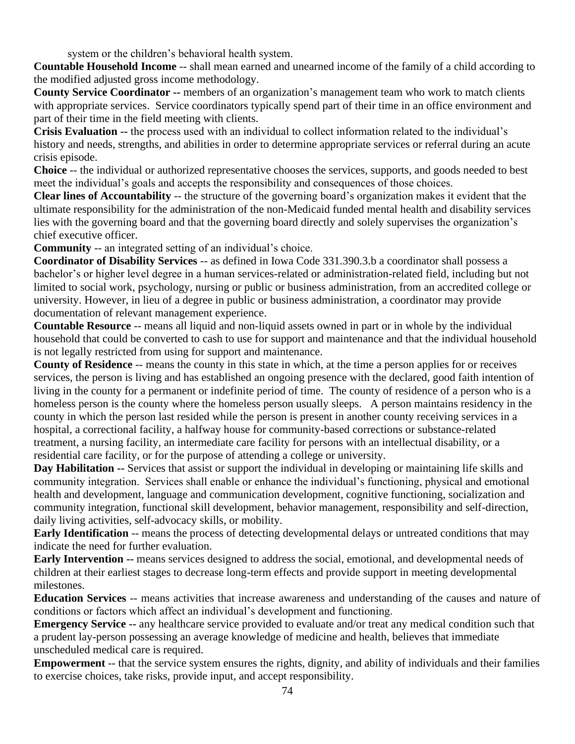system or the children's behavioral health system.

**Countable Household Income** -- shall mean earned and unearned income of the family of a child according to the modified adjusted gross income methodology.

**County Service Coordinator --** members of an organization's management team who work to match clients with appropriate services. Service coordinators typically spend part of their time in an office environment and part of their time in the field meeting with clients.

**Crisis Evaluation --** the process used with an individual to collect information related to the individual's history and needs, strengths, and abilities in order to determine appropriate services or referral during an acute crisis episode.

**Choice** -- the individual or authorized representative chooses the services, supports, and goods needed to best meet the individual's goals and accepts the responsibility and consequences of those choices.

**Clear lines of Accountability** -- the structure of the governing board's organization makes it evident that the ultimate responsibility for the administration of the non-Medicaid funded mental health and disability services lies with the governing board and that the governing board directly and solely supervises the organization's chief executive officer.

**Community** -- an integrated setting of an individual's choice.

**Coordinator of Disability Services** -- as defined in Iowa Code 331.390.3.b a coordinator shall possess a bachelor's or higher level degree in a human services-related or administration-related field, including but not limited to social work, psychology, nursing or public or business administration, from an accredited college or university. However, in lieu of a degree in public or business administration, a coordinator may provide documentation of relevant management experience.

**Countable Resource** -- means all liquid and non-liquid assets owned in part or in whole by the individual household that could be converted to cash to use for support and maintenance and that the individual household is not legally restricted from using for support and maintenance.

**County of Residence** -- means the county in this state in which, at the time a person applies for or receives services, the person is living and has established an ongoing presence with the declared, good faith intention of living in the county for a permanent or indefinite period of time. The county of residence of a person who is a homeless person is the county where the homeless person usually sleeps. A person maintains residency in the county in which the person last resided while the person is present in another county receiving services in a hospital, a correctional facility, a halfway house for community-based corrections or substance-related treatment, a nursing facility, an intermediate care facility for persons with an intellectual disability, or a residential care facility, or for the purpose of attending a college or university.

**Day Habilitation --** Services that assist or support the individual in developing or maintaining life skills and community integration. Services shall enable or enhance the individual's functioning, physical and emotional health and development, language and communication development, cognitive functioning, socialization and community integration, functional skill development, behavior management, responsibility and self-direction, daily living activities, self-advocacy skills, or mobility.

**Early Identification** -- means the process of detecting developmental delays or untreated conditions that may indicate the need for further evaluation.

**Early Intervention --** means services designed to address the social, emotional, and developmental needs of children at their earliest stages to decrease long-term effects and provide support in meeting developmental milestones.

**Education Services** -- means activities that increase awareness and understanding of the causes and nature of conditions or factors which affect an individual's development and functioning.

**Emergency Service --** any healthcare service provided to evaluate and/or treat any medical condition such that a prudent lay-person possessing an average knowledge of medicine and health, believes that immediate unscheduled medical care is required.

**Empowerment** -- that the service system ensures the rights, dignity, and ability of individuals and their families to exercise choices, take risks, provide input, and accept responsibility.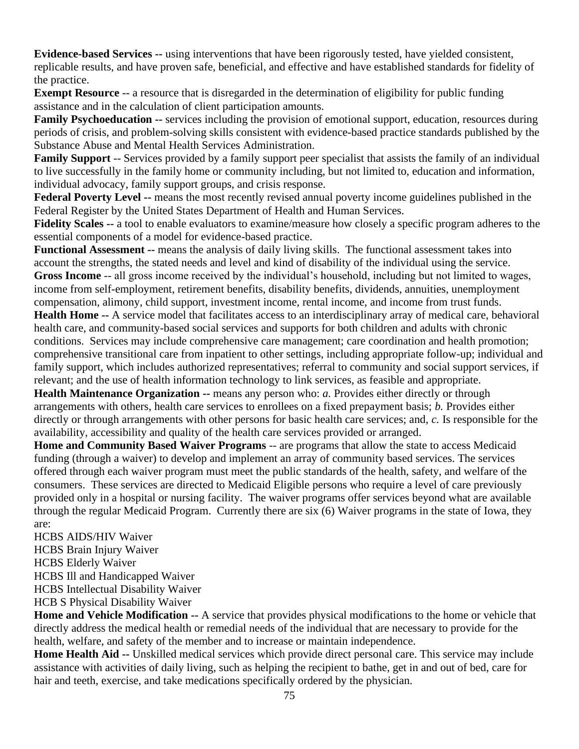**Evidence-based Services --** using interventions that have been rigorously tested, have yielded consistent, replicable results, and have proven safe, beneficial, and effective and have established standards for fidelity of the practice.

**Exempt Resource** -- a resource that is disregarded in the determination of eligibility for public funding assistance and in the calculation of client participation amounts.

**Family Psychoeducation --** services including the provision of emotional support, education, resources during periods of crisis, and problem-solving skills consistent with evidence-based practice standards published by the Substance Abuse and Mental Health Services Administration.

**Family Support** -- Services provided by a family support peer specialist that assists the family of an individual to live successfully in the family home or community including, but not limited to, education and information, individual advocacy, family support groups, and crisis response.

**Federal Poverty Level --** means the most recently revised annual poverty income guidelines published in the Federal Register by the United States Department of Health and Human Services.

**Fidelity Scales --** a tool to enable evaluators to examine/measure how closely a specific program adheres to the essential components of a model for evidence-based practice.

**Functional Assessment --** means the analysis of daily living skills. The functional assessment takes into account the strengths, the stated needs and level and kind of disability of the individual using the service.

**Gross Income** -- all gross income received by the individual's household, including but not limited to wages, income from self-employment, retirement benefits, disability benefits, dividends, annuities, unemployment compensation, alimony, child support, investment income, rental income, and income from trust funds.

**Health Home --** A service model that facilitates access to an interdisciplinary array of medical care, behavioral health care, and community-based social services and supports for both children and adults with chronic conditions. Services may include comprehensive care management; care coordination and health promotion; comprehensive transitional care from inpatient to other settings, including appropriate follow-up; individual and family support, which includes authorized representatives; referral to community and social support services, if relevant; and the use of health information technology to link services, as feasible and appropriate.

**Health Maintenance Organization --** means any person who: *a.* Provides either directly or through arrangements with others, health care services to enrollees on a fixed prepayment basis; *b.* Provides either directly or through arrangements with other persons for basic health care services; and, *c.* Is responsible for the availability, accessibility and quality of the health care services provided or arranged.

**Home and Community Based Waiver Programs** -- are programs that allow the state to access Medicaid funding (through a waiver) to develop and implement an array of community based services. The services offered through each waiver program must meet the public standards of the health, safety, and welfare of the consumers. These services are directed to Medicaid Eligible persons who require a level of care previously provided only in a hospital or nursing facility. The waiver programs offer services beyond what are available through the regular Medicaid Program. Currently there are six (6) Waiver programs in the state of Iowa, they are:

HCBS AIDS/HIV Waiver  
HCBS Brain Injury Waiver  
HCBS Elderly Waiver  
HCBS Ill and Handicapped Waiver  
HCBS Intellectual Disability Waiver  
HCB S Physical Disability Waiver

**Home and Vehicle Modification --** A service that provides physical modifications to the home or vehicle that directly address the medical health or remedial needs of the individual that are necessary to provide for the health, welfare, and safety of the member and to increase or maintain independence.

**Home Health Aid --** Unskilled medical services which provide direct personal care. This service may include assistance with activities of daily living, such as helping the recipient to bathe, get in and out of bed, care for hair and teeth, exercise, and take medications specifically ordered by the physician.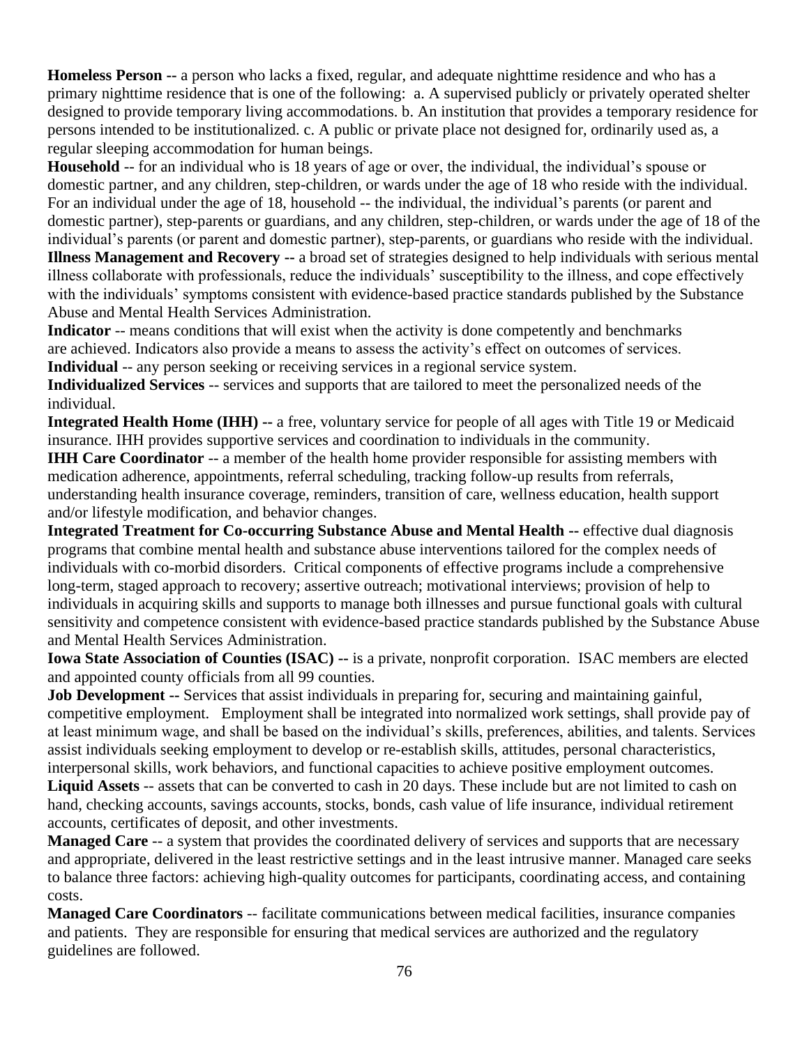**Homeless Person --** a person who lacks a fixed, regular, and adequate nighttime residence and who has a primary nighttime residence that is one of the following: a. A supervised publicly or privately operated shelter designed to provide temporary living accommodations. b. An institution that provides a temporary residence for persons intended to be institutionalized. c. A public or private place not designed for, ordinarily used as, a regular sleeping accommodation for human beings.

**Household** -- for an individual who is 18 years of age or over, the individual, the individual's spouse or domestic partner, and any children, step-children, or wards under the age of 18 who reside with the individual. For an individual under the age of 18, household -- the individual, the individual's parents (or parent and domestic partner), step-parents or guardians, and any children, step-children, or wards under the age of 18 of the individual's parents (or parent and domestic partner), step-parents, or guardians who reside with the individual.

**Illness Management and Recovery --** a broad set of strategies designed to help individuals with serious mental illness collaborate with professionals, reduce the individuals' susceptibility to the illness, and cope effectively with the individuals' symptoms consistent with evidence-based practice standards published by the Substance Abuse and Mental Health Services Administration.

**Indicator** -- means conditions that will exist when the activity is done competently and benchmarks are achieved. Indicators also provide a means to assess the activity's effect on outcomes of services.

**Individual** -- any person seeking or receiving services in a regional service system.

**Individualized Services** -- services and supports that are tailored to meet the personalized needs of the individual.

**Integrated Health Home (IHH) --** a free, voluntary service for people of all ages with Title 19 or Medicaid insurance. IHH provides supportive services and coordination to individuals in the community.

**IHH Care Coordinator** -- a member of the health home provider responsible for assisting members with medication adherence, appointments, referral scheduling, tracking follow-up results from referrals, understanding health insurance coverage, reminders, transition of care, wellness education, health support and/or lifestyle modification, and behavior changes.

**Integrated Treatment for Co-occurring Substance Abuse and Mental Health --** effective dual diagnosis programs that combine mental health and substance abuse interventions tailored for the complex needs of individuals with co-morbid disorders. Critical components of effective programs include a comprehensive long-term, staged approach to recovery; assertive outreach; motivational interviews; provision of help to individuals in acquiring skills and supports to manage both illnesses and pursue functional goals with cultural sensitivity and competence consistent with evidence-based practice standards published by the Substance Abuse and Mental Health Services Administration.

**Iowa State Association of Counties (ISAC) --** is a private, nonprofit corporation. ISAC members are elected and appointed county officials from all 99 counties.

**Job Development --** Services that assist individuals in preparing for, securing and maintaining gainful, competitive employment. Employment shall be integrated into normalized work settings, shall provide pay of at least minimum wage, and shall be based on the individual's skills, preferences, abilities, and talents. Services assist individuals seeking employment to develop or re-establish skills, attitudes, personal characteristics, interpersonal skills, work behaviors, and functional capacities to achieve positive employment outcomes.

**Liquid Assets** -- assets that can be converted to cash in 20 days. These include but are not limited to cash on hand, checking accounts, savings accounts, stocks, bonds, cash value of life insurance, individual retirement accounts, certificates of deposit, and other investments.

**Managed Care** -- a system that provides the coordinated delivery of services and supports that are necessary and appropriate, delivered in the least restrictive settings and in the least intrusive manner. Managed care seeks to balance three factors: achieving high-quality outcomes for participants, coordinating access, and containing costs.

**Managed Care Coordinators** -- facilitate communications between medical facilities, insurance companies and patients. They are responsible for ensuring that medical services are authorized and the regulatory guidelines are followed.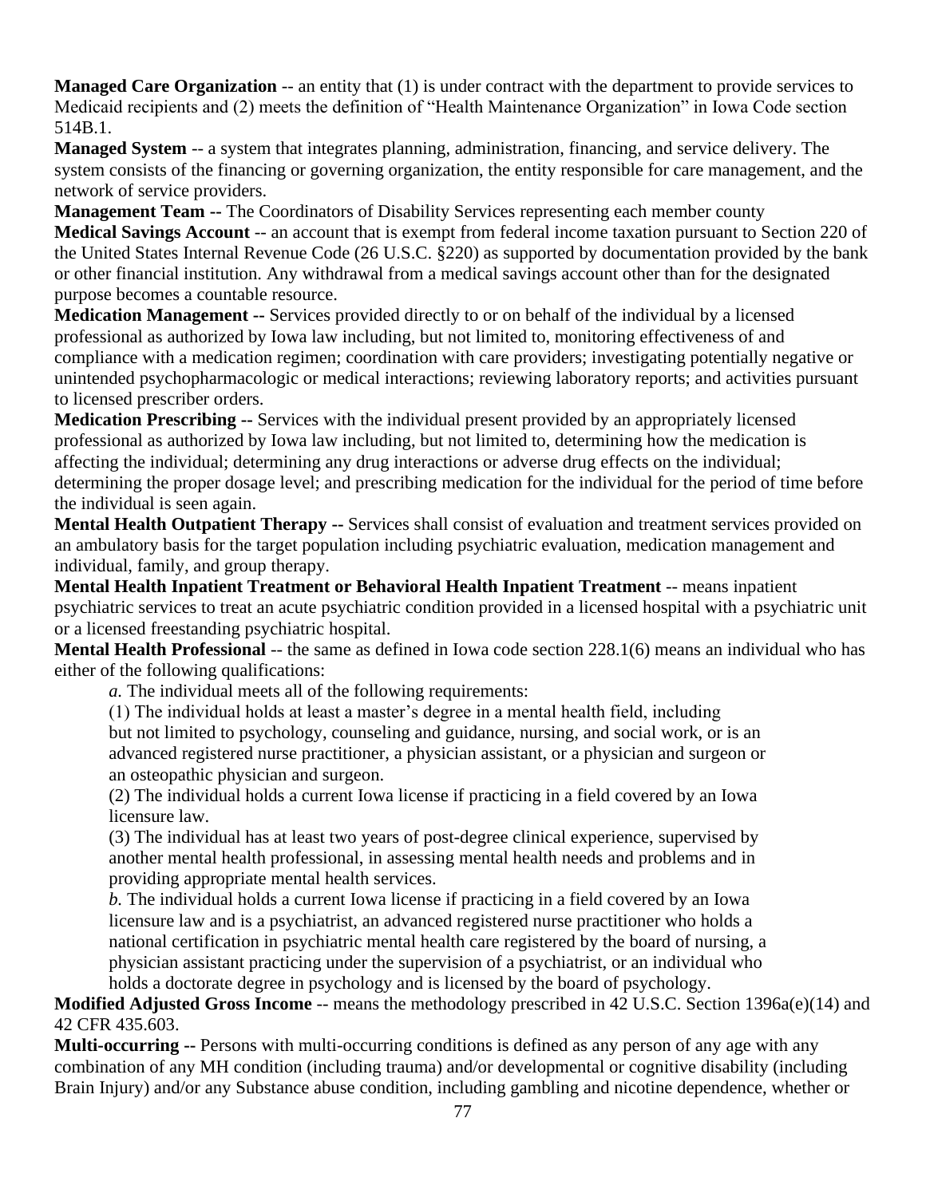**Managed Care Organization** -- an entity that (1) is under contract with the department to provide services to Medicaid recipients and (2) meets the definition of "Health Maintenance Organization" in Iowa Code section 514B.1.

**Managed System** -- a system that integrates planning, administration, financing, and service delivery. The system consists of the financing or governing organization, the entity responsible for care management, and the network of service providers.

**Management Team --** The Coordinators of Disability Services representing each member county

**Medical Savings Account** -- an account that is exempt from federal income taxation pursuant to Section 220 of the United States Internal Revenue Code (26 U.S.C. §220) as supported by documentation provided by the bank or other financial institution. Any withdrawal from a medical savings account other than for the designated purpose becomes a countable resource.

**Medication Management --** Services provided directly to or on behalf of the individual by a licensed professional as authorized by Iowa law including, but not limited to, monitoring effectiveness of and compliance with a medication regimen; coordination with care providers; investigating potentially negative or unintended psychopharmacologic or medical interactions; reviewing laboratory reports; and activities pursuant to licensed prescriber orders.

**Medication Prescribing --** Services with the individual present provided by an appropriately licensed professional as authorized by Iowa law including, but not limited to, determining how the medication is affecting the individual; determining any drug interactions or adverse drug effects on the individual; determining the proper dosage level; and prescribing medication for the individual for the period of time before the individual is seen again.

**Mental Health Outpatient Therapy --** Services shall consist of evaluation and treatment services provided on an ambulatory basis for the target population including psychiatric evaluation, medication management and individual, family, and group therapy.

**Mental Health Inpatient Treatment or Behavioral Health Inpatient Treatment** -- means inpatient psychiatric services to treat an acute psychiatric condition provided in a licensed hospital with a psychiatric unit or a licensed freestanding psychiatric hospital.

**Mental Health Professional** -- the same as defined in Iowa code section 228.1(6) means an individual who has either of the following qualifications:

*a.* The individual meets all of the following requirements:

(1) The individual holds at least a master's degree in a mental health field, including but not limited to psychology, counseling and guidance, nursing, and social work, or is an advanced registered nurse practitioner, a physician assistant, or a physician and surgeon or an osteopathic physician and surgeon.

(2) The individual holds a current Iowa license if practicing in a field covered by an Iowa licensure law.

(3) The individual has at least two years of post-degree clinical experience, supervised by another mental health professional, in assessing mental health needs and problems and in providing appropriate mental health services.

*b.* The individual holds a current Iowa license if practicing in a field covered by an Iowa licensure law and is a psychiatrist, an advanced registered nurse practitioner who holds a national certification in psychiatric mental health care registered by the board of nursing, a physician assistant practicing under the supervision of a psychiatrist, or an individual who holds a doctorate degree in psychology and is licensed by the board of psychology.

**Modified Adjusted Gross Income** -- means the methodology prescribed in 42 U.S.C. Section 1396a(e)(14) and 42 CFR 435.603.

**Multi-occurring --** Persons with multi-occurring conditions is defined as any person of any age with any combination of any MH condition (including trauma) and/or developmental or cognitive disability (including Brain Injury) and/or any Substance abuse condition, including gambling and nicotine dependence, whether or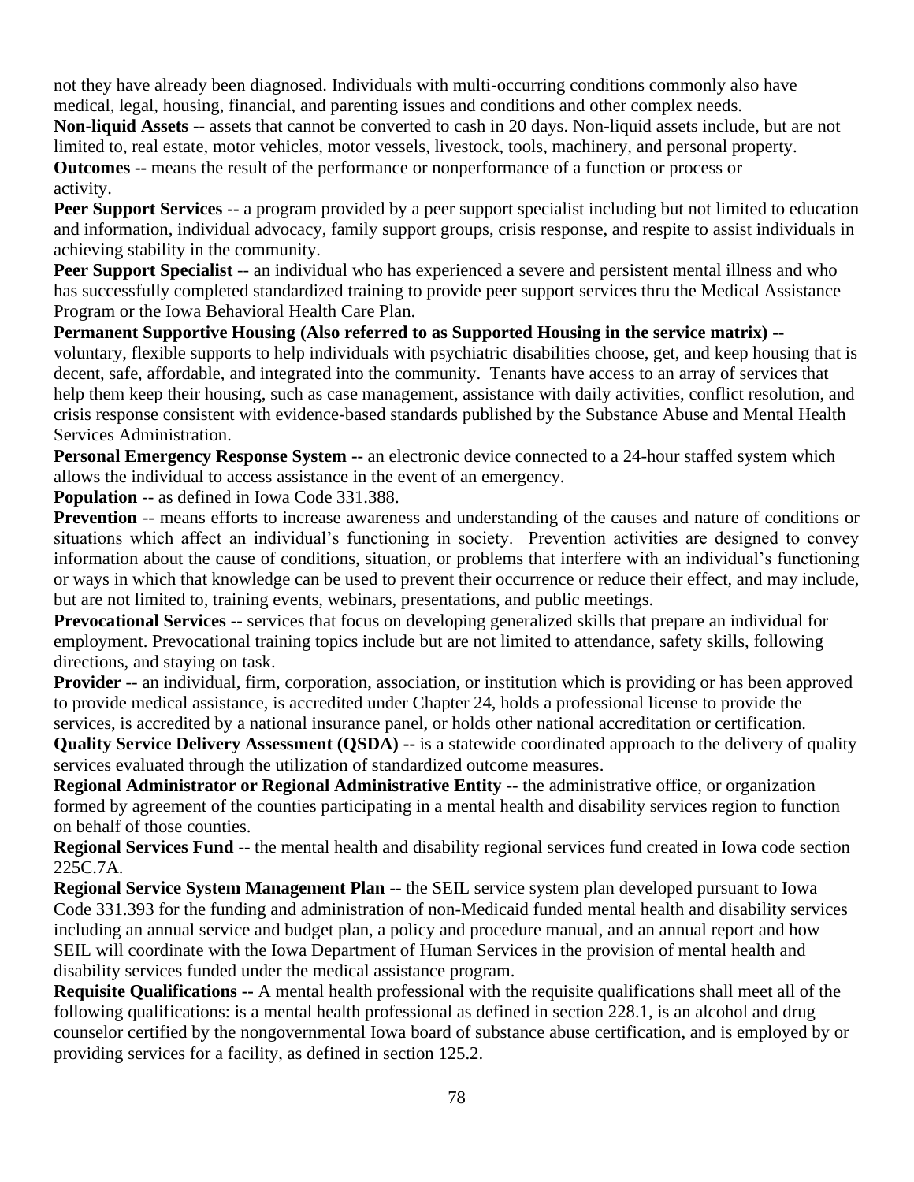not they have already been diagnosed. Individuals with multi-occurring conditions commonly also have medical, legal, housing, financial, and parenting issues and conditions and other complex needs.

**Non-liquid Assets** -- assets that cannot be converted to cash in 20 days. Non-liquid assets include, but are not limited to, real estate, motor vehicles, motor vessels, livestock, tools, machinery, and personal property.

**Outcomes --** means the result of the performance or nonperformance of a function or process or activity.

**Peer Support Services --** a program provided by a peer support specialist including but not limited to education and information, individual advocacy, family support groups, crisis response, and respite to assist individuals in achieving stability in the community.

**Peer Support Specialist** -- an individual who has experienced a severe and persistent mental illness and who has successfully completed standardized training to provide peer support services thru the Medical Assistance Program or the Iowa Behavioral Health Care Plan.

**Permanent Supportive Housing (Also referred to as Supported Housing in the service matrix) --** voluntary, flexible supports to help individuals with psychiatric disabilities choose, get, and keep housing that is decent, safe, affordable, and integrated into the community. Tenants have access to an array of services that help them keep their housing, such as case management, assistance with daily activities, conflict resolution, and crisis response consistent with evidence-based standards published by the Substance Abuse and Mental Health Services Administration.

**Personal Emergency Response System --** an electronic device connected to a 24-hour staffed system which allows the individual to access assistance in the event of an emergency.

**Population** -- as defined in Iowa Code 331.388.

**Prevention** -- means efforts to increase awareness and understanding of the causes and nature of conditions or situations which affect an individual's functioning in society. Prevention activities are designed to convey information about the cause of conditions, situation, or problems that interfere with an individual's functioning or ways in which that knowledge can be used to prevent their occurrence or reduce their effect, and may include, but are not limited to, training events, webinars, presentations, and public meetings.

**Prevocational Services --** services that focus on developing generalized skills that prepare an individual for employment. Prevocational training topics include but are not limited to attendance, safety skills, following directions, and staying on task.

**Provider** -- an individual, firm, corporation, association, or institution which is providing or has been approved to provide medical assistance, is accredited under Chapter 24, holds a professional license to provide the services, is accredited by a national insurance panel, or holds other national accreditation or certification.

**Quality Service Delivery Assessment (QSDA) --** is a statewide coordinated approach to the delivery of quality services evaluated through the utilization of standardized outcome measures.

**Regional Administrator or Regional Administrative Entity** -- the administrative office, or organization formed by agreement of the counties participating in a mental health and disability services region to function on behalf of those counties.

**Regional Services Fund** -- the mental health and disability regional services fund created in Iowa code section 225C.7A.

**Regional Service System Management Plan** -- the SEIL service system plan developed pursuant to Iowa Code 331.393 for the funding and administration of non-Medicaid funded mental health and disability services including an annual service and budget plan, a policy and procedure manual, and an annual report and how SEIL will coordinate with the Iowa Department of Human Services in the provision of mental health and disability services funded under the medical assistance program.

**Requisite Qualifications --** A mental health professional with the requisite qualifications shall meet all of the following qualifications: is a mental health professional as defined in section 228.1, is an alcohol and drug counselor certified by the nongovernmental Iowa board of substance abuse certification, and is employed by or providing services for a facility, as defined in section 125.2.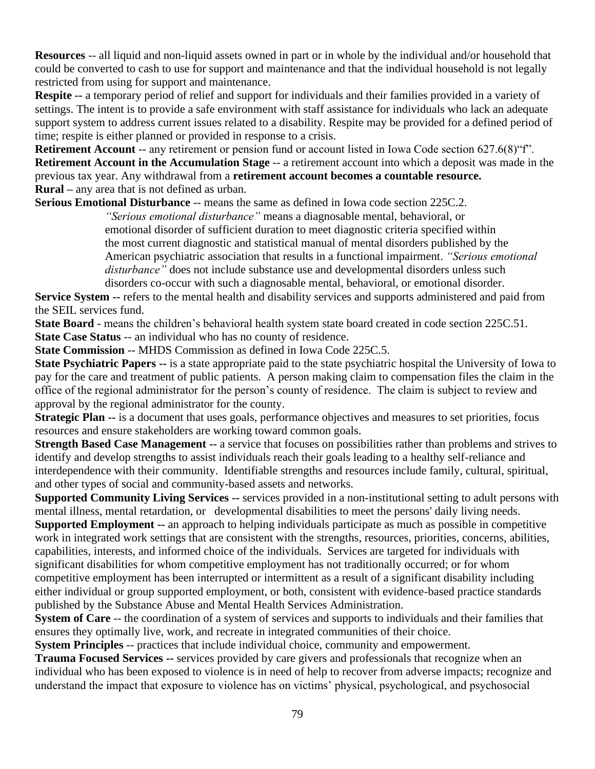**Resources** -- all liquid and non-liquid assets owned in part or in whole by the individual and/or household that could be converted to cash to use for support and maintenance and that the individual household is not legally restricted from using for support and maintenance.

**Respite --** a temporary period of relief and support for individuals and their families provided in a variety of settings. The intent is to provide a safe environment with staff assistance for individuals who lack an adequate support system to address current issues related to a disability. Respite may be provided for a defined period of time; respite is either planned or provided in response to a crisis.

**Retirement Account** -- any retirement or pension fund or account listed in Iowa Code section 627.6(8)"f".

**Retirement Account in the Accumulation Stage** -- a retirement account into which a deposit was made in the previous tax year. Any withdrawal from a **retirement account becomes a countable resource.**

**Rural –** any area that is not defined as urban.

**Serious Emotional Disturbance** -- means the same as defined in Iowa code section 225C.2.

> *"Serious emotional disturbance"* means a diagnosable mental, behavioral, or emotional disorder of sufficient duration to meet diagnostic criteria specified within the most current diagnostic and statistical manual of mental disorders published by the American psychiatric association that results in a functional impairment. *"Serious emotional disturbance"* does not include substance use and developmental disorders unless such disorders co-occur with such a diagnosable mental, behavioral, or emotional disorder.

**Service System --** refers to the mental health and disability services and supports administered and paid from the SEIL services fund.

**State Board** - means the children's behavioral health system state board created in code section 225C.51.

**State Case Status** -- an individual who has no county of residence.

**State Commission** -- MHDS Commission as defined in Iowa Code 225C.5.

**State Psychiatric Papers --** is a state appropriate paid to the state psychiatric hospital the University of Iowa to pay for the care and treatment of public patients. A person making claim to compensation files the claim in the office of the regional administrator for the person's county of residence. The claim is subject to review and approval by the regional administrator for the county.

**Strategic Plan --** is a document that uses goals, performance objectives and measures to set priorities, focus resources and ensure stakeholders are working toward common goals.

**Strength Based Case Management --** a service that focuses on possibilities rather than problems and strives to identify and develop strengths to assist individuals reach their goals leading to a healthy self-reliance and interdependence with their community. Identifiable strengths and resources include family, cultural, spiritual, and other types of social and community-based assets and networks.

**Supported Community Living Services --** services provided in a non-institutional setting to adult persons with mental illness, mental retardation, or developmental disabilities to meet the persons' daily living needs.

**Supported Employment --** an approach to helping individuals participate as much as possible in competitive work in integrated work settings that are consistent with the strengths, resources, priorities, concerns, abilities, capabilities, interests, and informed choice of the individuals. Services are targeted for individuals with significant disabilities for whom competitive employment has not traditionally occurred; or for whom competitive employment has been interrupted or intermittent as a result of a significant disability including either individual or group supported employment, or both, consistent with evidence-based practice standards published by the Substance Abuse and Mental Health Services Administration.

**System of Care** -- the coordination of a system of services and supports to individuals and their families that ensures they optimally live, work, and recreate in integrated communities of their choice.

**System Principles** -- practices that include individual choice, community and empowerment.

**Trauma Focused Services --** services provided by care givers and professionals that recognize when an individual who has been exposed to violence is in need of help to recover from adverse impacts; recognize and understand the impact that exposure to violence has on victims' physical, psychological, and psychosocial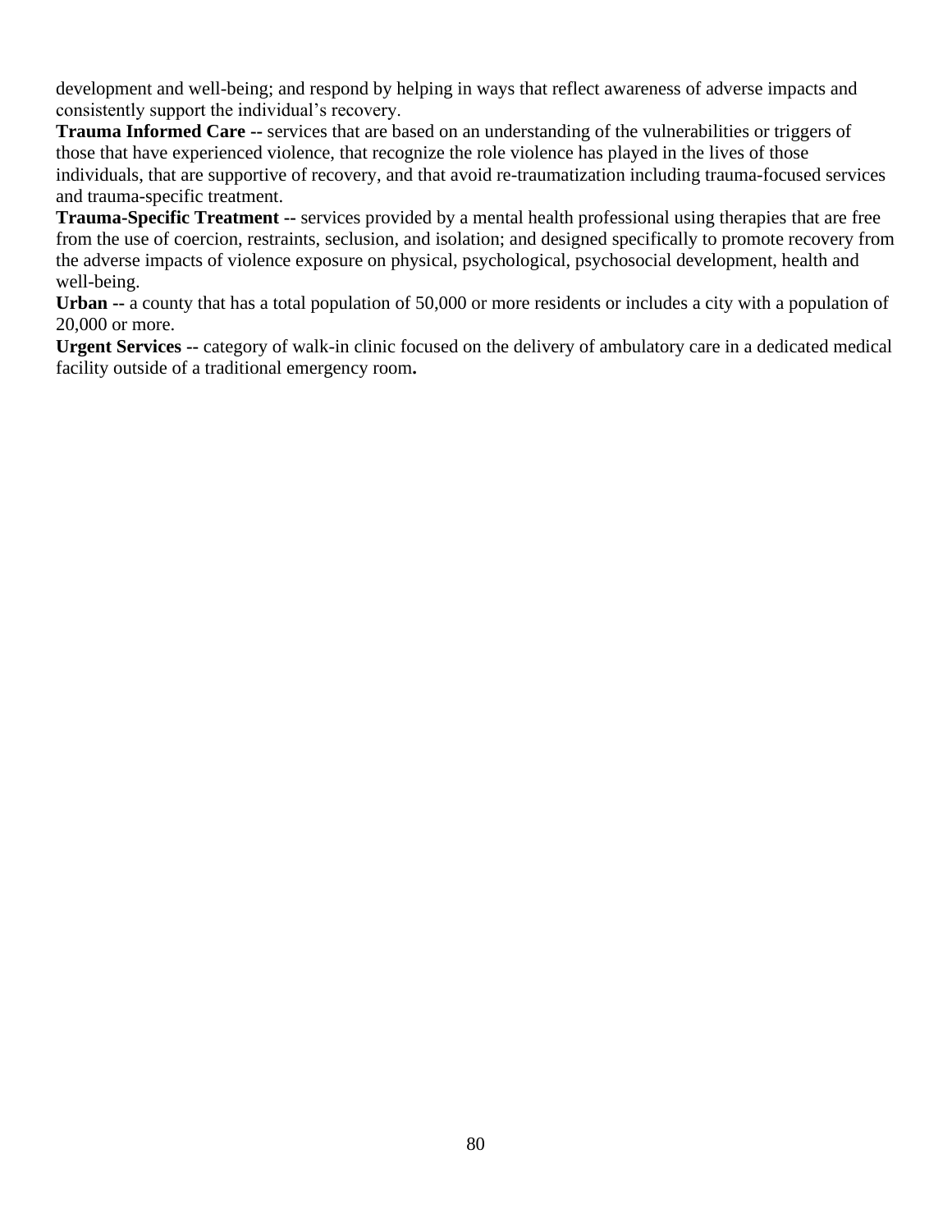development and well-being; and respond by helping in ways that reflect awareness of adverse impacts and consistently support the individual's recovery.

**Trauma Informed Care --** services that are based on an understanding of the vulnerabilities or triggers of those that have experienced violence, that recognize the role violence has played in the lives of those individuals, that are supportive of recovery, and that avoid re-traumatization including trauma-focused services and trauma-specific treatment.

**Trauma-Specific Treatment --** services provided by a mental health professional using therapies that are free from the use of coercion, restraints, seclusion, and isolation; and designed specifically to promote recovery from the adverse impacts of violence exposure on physical, psychological, psychosocial development, health and well-being.

**Urban --** a county that has a total population of 50,000 or more residents or includes a city with a population of 20,000 or more.

**Urgent Services --** category of walk-in clinic focused on the delivery of ambulatory care in a dedicated medical facility outside of a traditional emergency room**.**